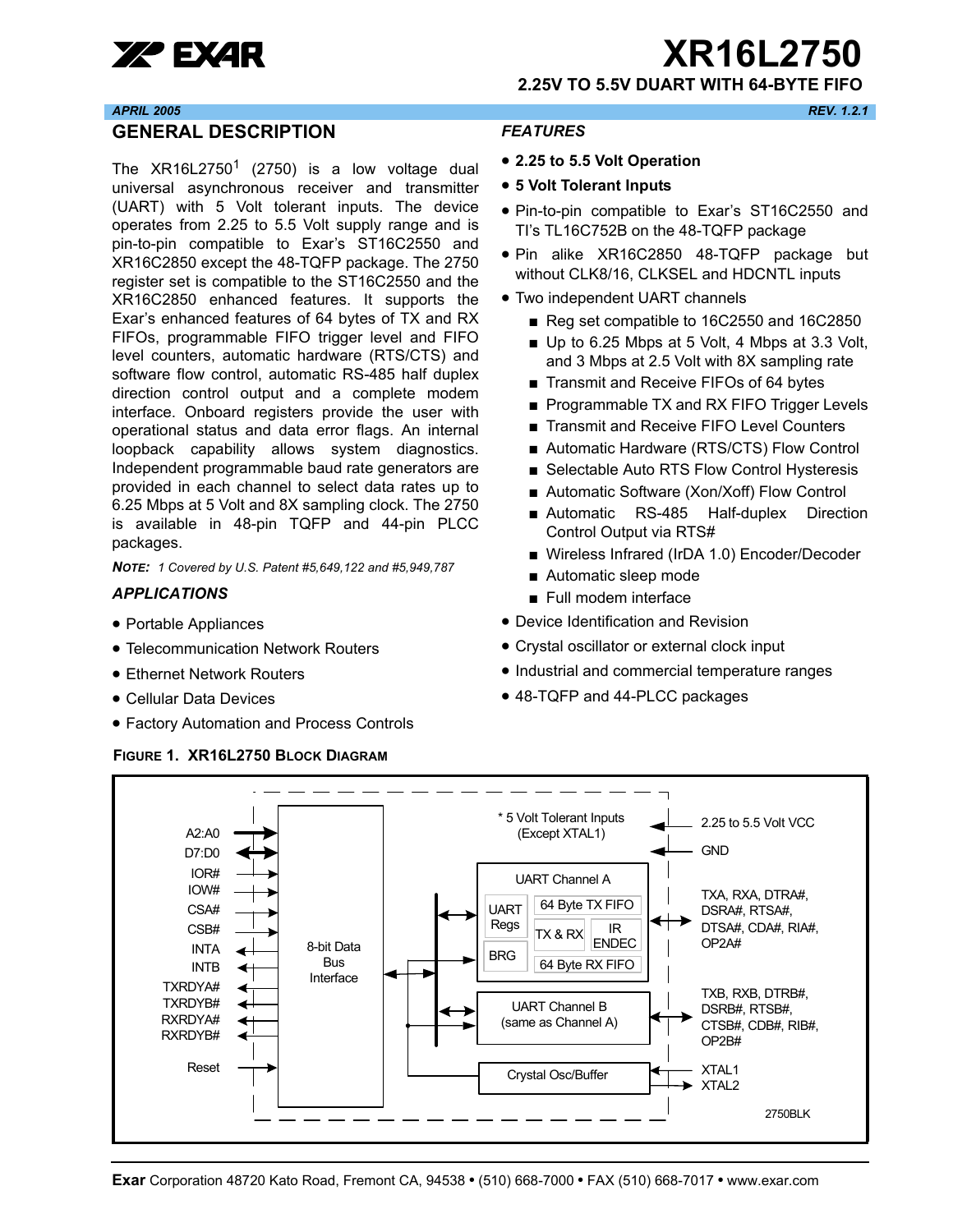# XR16L2750

## 2.25V TO 5.5V DUART WITH 64-BYTE FIFO

*APRIL 2005* *REV. 1.2.1*

## GENERAL DESCRIPTION

The XR16L2750[1] (2750) is a low voltage dual universal asynchronous receiver and transmitter (UART) with 5 Volt tolerant inputs. The device operates from 2.25 to 5.5 Volt supply range and is pin-to-pin compatible to Exar's ST16C2550 and XR16C2850 except the 48-TQFP package. The 2750 register set is compatible to the ST16C2550 and the XR16C2850 enhanced features. It supports the Exar's enhanced features of 64 bytes of TX and RX FIFOs, programmable FIFO trigger level and FIFO level counters, automatic hardware (RTS/CTS) and software flow control, automatic RS-485 half duplex direction control output and a complete modem interface. Onboard registers provide the user with operational status and data error flags. An internal loopback capability allows system diagnostics. Independent programmable baud rate generators are provided in each channel to select data rates up to 6.25 Mbps at 5 Volt and 8X sampling clock. The 2750 is available in 48-pin TQFP and 44-pin PLCC packages.

***NOTE:*** *1 Covered by U.S. Patent #5,649,122 and #5,949,787*

### APPLICATIONS

- Portable Appliances
- Telecommunication Network Routers
- Ethernet Network Routers
- Cellular Data Devices
- Factory Automation and Process Controls

### FEATURES

- **2.25 to 5.5 Volt Operation**
- **5 Volt Tolerant Inputs**
- Pin-to-pin compatible to Exar's ST16C2550 and TI's TL16C752B on the 48-TQFP package
- Pin alike XR16C2850 48-TQFP package but without CLK8/16, CLKSEL and HDCNTL inputs
- Two independent UART channels
  - Reg set compatible to 16C2550 and 16C2850
  - Up to 6.25 Mbps at 5 Volt, 4 Mbps at 3.3 Volt, and 3 Mbps at 2.5 Volt with 8X sampling rate
  - Transmit and Receive FIFOs of 64 bytes
  - Programmable TX and RX FIFO Trigger Levels
  - Transmit and Receive FIFO Level Counters
  - Automatic Hardware (RTS/CTS) Flow Control
  - Selectable Auto RTS Flow Control Hysteresis
  - Automatic Software (Xon/Xoff) Flow Control
  - Automatic RS-485 Half-duplex Direction Control Output via RTS#
  - Wireless Infrared (IrDA 1.0) Encoder/Decoder
  - Automatic sleep mode
  - Full modem interface
- Device Identification and Revision
- Crystal oscillator or external clock input
- Industrial and commercial temperature ranges
- 48-TQFP and 44-PLCC packages

**FIGURE 1. XR16L2750 BLOCK DIAGRAM**

A2:A0, D7:D0, IOR#, IOW#, CSA#, CSB#, INTA, INTB, TXRDYA#, TXRDYB#, RXRDYA#, RXRDYB#, Reset — 8-bit Data Bus Interface

\* 5 Volt Tolerant Inputs (Except XTAL1)

2.25 to 5.5 Volt VCC; GND

UART Channel A: UART Regs, BRG, 64 Byte TX FIFO, TX & RX, IR ENDEC, 64 Byte RX FIFO — TXA, RXA, DTRA#, DSRA#, RTSA#, DTSA#, CDA#, RIA#, OP2A#

UART Channel B (same as Channel A) — TXB, RXB, DTRB#, DSRB#, RTSB#, CTSB#, CDB#, RIB#, OP2B#

Crystal Osc/Buffer — XTAL1, XTAL2

2750BLK

**Exar** Corporation 48720 Kato Road, Fremont CA, 94538 • (510) 668-7000 • FAX (510) 668-7017 • www.exar.com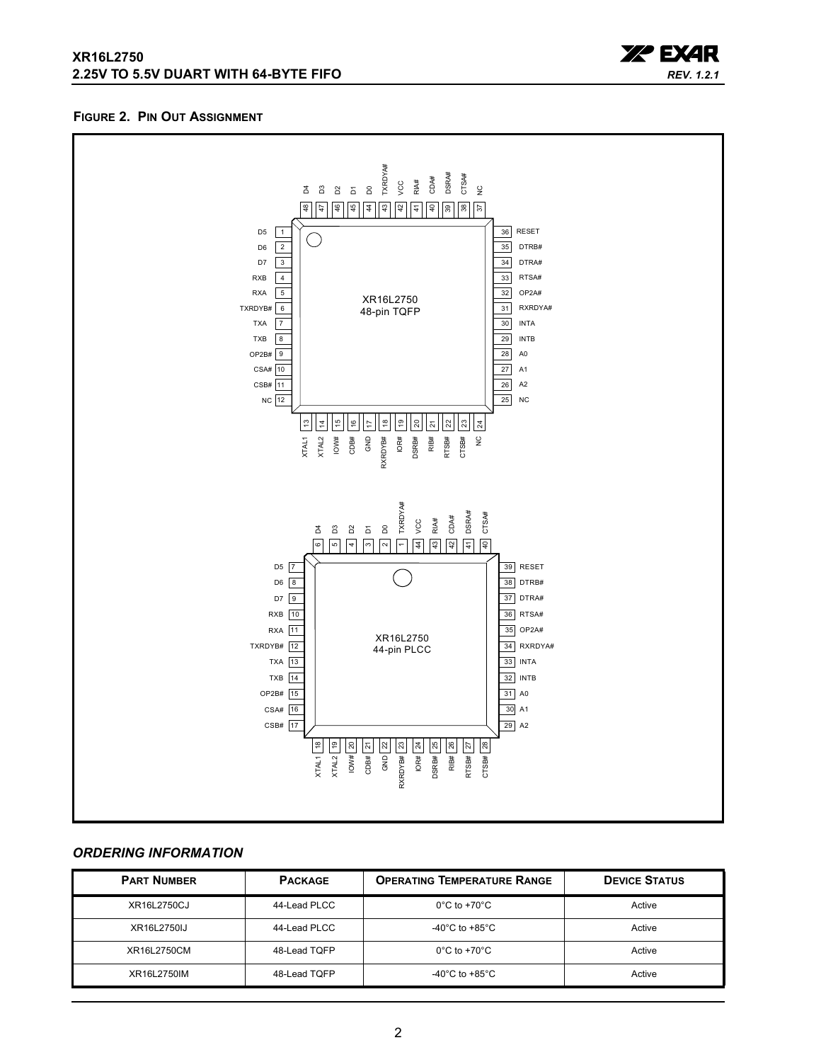**FIGURE 2. PIN OUT ASSIGNMENT**

## ORDERING INFORMATION

| PART NUMBER | PACKAGE | OPERATING TEMPERATURE RANGE | DEVICE STATUS |
|---|---|---|---|
| XR16L2750CJ | 44-Lead PLCC | 0°C to +70°C | Active |
| XR16L2750IJ | 44-Lead PLCC | -40°C to +85°C | Active |
| XR16L2750CM | 48-Lead TQFP | 0°C to +70°C | Active |
| XR16L2750IM | 48-Lead TQFP | -40°C to +85°C | Active |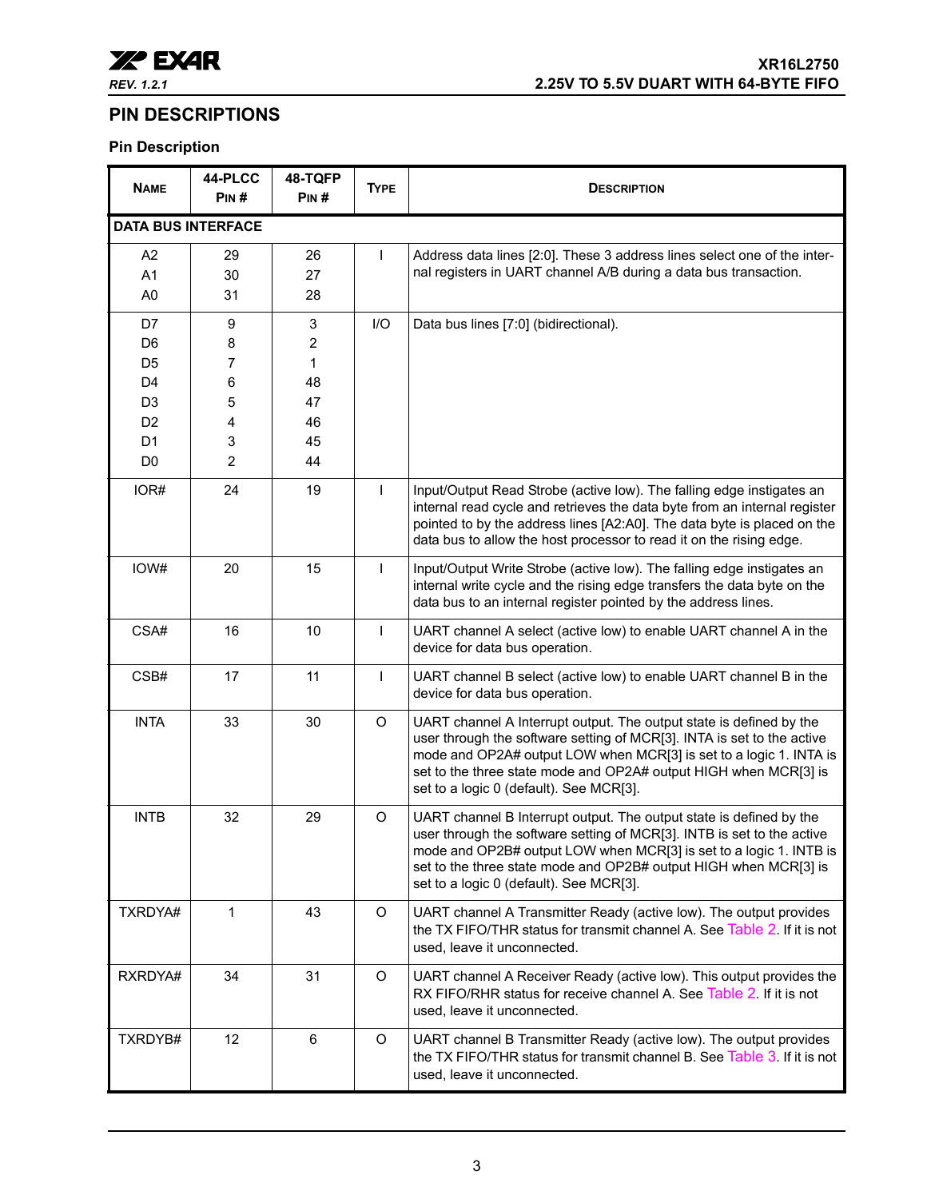## PIN DESCRIPTIONS

### Pin Description

| NAME | 44-PLCC PIN # | 48-TQFP PIN # | TYPE | DESCRIPTION |
|---|---|---|---|---|
| **DATA BUS INTERFACE** | | | | |
| A2<br>A1<br>A0 | 29<br>30<br>31 | 26<br>27<br>28 | I | Address data lines [2:0]. These 3 address lines select one of the internal registers in UART channel A/B during a data bus transaction. |
| D7<br>D6<br>D5<br>D4<br>D3<br>D2<br>D1<br>D0 | 9<br>8<br>7<br>6<br>5<br>4<br>3<br>2 | 3<br>2<br>1<br>48<br>47<br>46<br>45<br>44 | I/O | Data bus lines [7:0] (bidirectional). |
| IOR# | 24 | 19 | I | Input/Output Read Strobe (active low). The falling edge instigates an internal read cycle and retrieves the data byte from an internal register pointed to by the address lines [A2:A0]. The data byte is placed on the data bus to allow the host processor to read it on the rising edge. |
| IOW# | 20 | 15 | I | Input/Output Write Strobe (active low). The falling edge instigates an internal write cycle and the rising edge transfers the data byte on the data bus to an internal register pointed by the address lines. |
| CSA# | 16 | 10 | I | UART channel A select (active low) to enable UART channel A in the device for data bus operation. |
| CSB# | 17 | 11 | I | UART channel B select (active low) to enable UART channel B in the device for data bus operation. |
| INTA | 33 | 30 | O | UART channel A Interrupt output. The output state is defined by the user through the software setting of MCR[3]. INTA is set to the active mode and OP2A# output LOW when MCR[3] is set to a logic 1. INTA is set to the three state mode and OP2A# output HIGH when MCR[3] is set to a logic 0 (default). See MCR[3]. |
| INTB | 32 | 29 | O | UART channel B Interrupt output. The output state is defined by the user through the software setting of MCR[3]. INTB is set to the active mode and OP2B# output LOW when MCR[3] is set to a logic 1. INTB is set to the three state mode and OP2B# output HIGH when MCR[3] is set to a logic 0 (default). See MCR[3]. |
| TXRDYA# | 1 | 43 | O | UART channel A Transmitter Ready (active low). The output provides the TX FIFO/THR status for transmit channel A. See Table 2. If it is not used, leave it unconnected. |
| RXRDYA# | 34 | 31 | O | UART channel A Receiver Ready (active low). This output provides the RX FIFO/RHR status for receive channel A. See Table 2. If it is not used, leave it unconnected. |
| TXRDYB# | 12 | 6 | O | UART channel B Transmitter Ready (active low). The output provides the TX FIFO/THR status for transmit channel B. See Table 3. If it is not used, leave it unconnected. |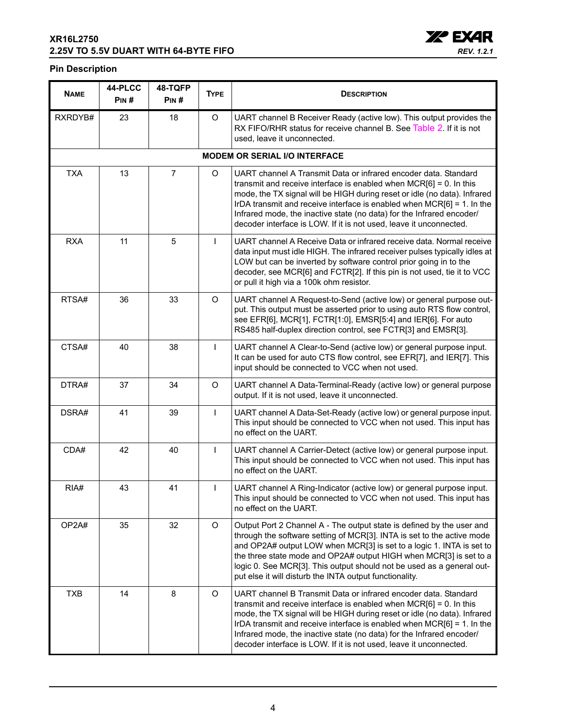## Pin Description

| NAME | 44-PLCC PIN # | 48-TQFP PIN # | TYPE | DESCRIPTION |
|---|---|---|---|---|
| RXRDYB# | 23 | 18 | O | UART channel B Receiver Ready (active low). This output provides the RX FIFO/RHR status for receive channel B. See Table 2. If it is not used, leave it unconnected. |
| **MODEM OR SERIAL I/O INTERFACE** | | | | |
| TXA | 13 | 7 | O | UART channel A Transmit Data or infrared encoder data. Standard transmit and receive interface is enabled when MCR[6] = 0. In this mode, the TX signal will be HIGH during reset or idle (no data). Infrared IrDA transmit and receive interface is enabled when MCR[6] = 1. In the Infrared mode, the inactive state (no data) for the Infrared encoder/ decoder interface is LOW. If it is not used, leave it unconnected. |
| RXA | 11 | 5 | I | UART channel A Receive Data or infrared receive data. Normal receive data input must idle HIGH. The infrared receiver pulses typically idles at LOW but can be inverted by software control prior going in to the decoder, see MCR[6] and FCTR[2]. If this pin is not used, tie it to VCC or pull it high via a 100k ohm resistor. |
| RTSA# | 36 | 33 | O | UART channel A Request-to-Send (active low) or general purpose output. This output must be asserted prior to using auto RTS flow control, see EFR[6], MCR[1], FCTR[1:0], EMSR[5:4] and IER[6]. For auto RS485 half-duplex direction control, see FCTR[3] and EMSR[3]. |
| CTSA# | 40 | 38 | I | UART channel A Clear-to-Send (active low) or general purpose input. It can be used for auto CTS flow control, see EFR[7], and IER[7]. This input should be connected to VCC when not used. |
| DTRA# | 37 | 34 | O | UART channel A Data-Terminal-Ready (active low) or general purpose output. If it is not used, leave it unconnected. |
| DSRA# | 41 | 39 | I | UART channel A Data-Set-Ready (active low) or general purpose input. This input should be connected to VCC when not used. This input has no effect on the UART. |
| CDA# | 42 | 40 | I | UART channel A Carrier-Detect (active low) or general purpose input. This input should be connected to VCC when not used. This input has no effect on the UART. |
| RIA# | 43 | 41 | I | UART channel A Ring-Indicator (active low) or general purpose input. This input should be connected to VCC when not used. This input has no effect on the UART. |
| OP2A# | 35 | 32 | O | Output Port 2 Channel A - The output state is defined by the user and through the software setting of MCR[3]. INTA is set to the active mode and OP2A# output LOW when MCR[3] is set to a logic 1. INTA is set to the three state mode and OP2A# output HIGH when MCR[3] is set to a logic 0. See MCR[3]. This output should not be used as a general output else it will disturb the INTA output functionality. |
| TXB | 14 | 8 | O | UART channel B Transmit Data or infrared encoder data. Standard transmit and receive interface is enabled when MCR[6] = 0. In this mode, the TX signal will be HIGH during reset or idle (no data). Infrared IrDA transmit and receive interface is enabled when MCR[6] = 1. In the Infrared mode, the inactive state (no data) for the Infrared encoder/ decoder interface is LOW. If it is not used, leave it unconnected. |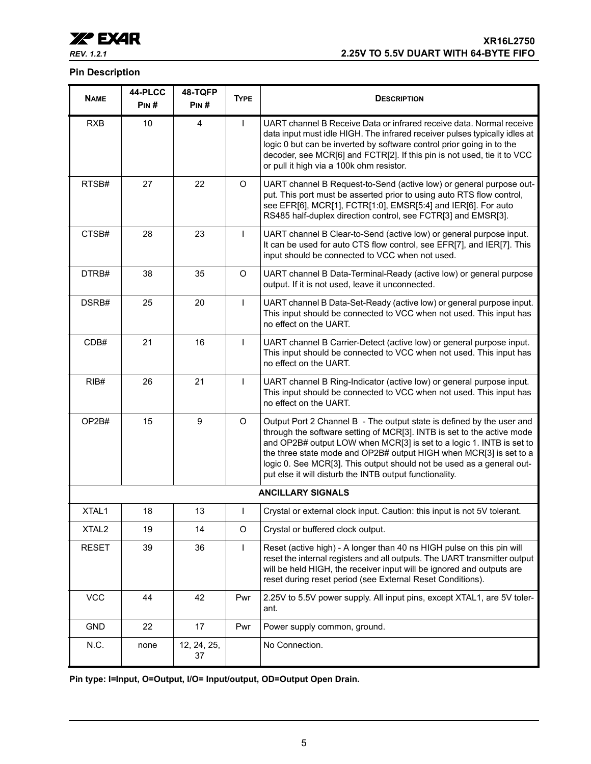## Pin Description

| NAME | 44-PLCC PIN # | 48-TQFP PIN # | TYPE | DESCRIPTION |
|---|---|---|---|---|
| RXB | 10 | 4 | I | UART channel B Receive Data or infrared receive data. Normal receive data input must idle HIGH. The infrared receiver pulses typically idles at logic 0 but can be inverted by software control prior going in to the decoder, see MCR[6] and FCTR[2]. If this pin is not used, tie it to VCC or pull it high via a 100k ohm resistor. |
| RTSB# | 27 | 22 | O | UART channel B Request-to-Send (active low) or general purpose output. This port must be asserted prior to using auto RTS flow control, see EFR[6], MCR[1], FCTR[1:0], EMSR[5:4] and IER[6]. For auto RS485 half-duplex direction control, see FCTR[3] and EMSR[3]. |
| CTSB# | 28 | 23 | I | UART channel B Clear-to-Send (active low) or general purpose input. It can be used for auto CTS flow control, see EFR[7], and IER[7]. This input should be connected to VCC when not used. |
| DTRB# | 38 | 35 | O | UART channel B Data-Terminal-Ready (active low) or general purpose output. If it is not used, leave it unconnected. |
| DSRB# | 25 | 20 | I | UART channel B Data-Set-Ready (active low) or general purpose input. This input should be connected to VCC when not used. This input has no effect on the UART. |
| CDB# | 21 | 16 | I | UART channel B Carrier-Detect (active low) or general purpose input. This input should be connected to VCC when not used. This input has no effect on the UART. |
| RIB# | 26 | 21 | I | UART channel B Ring-Indicator (active low) or general purpose input. This input should be connected to VCC when not used. This input has no effect on the UART. |
| OP2B# | 15 | 9 | O | Output Port 2 Channel B - The output state is defined by the user and through the software setting of MCR[3]. INTB is set to the active mode and OP2B# output LOW when MCR[3] is set to a logic 1. INTB is set to the three state mode and OP2B# output HIGH when MCR[3] is set to a logic 0. See MCR[3]. This output should not be used as a general output else it will disturb the INTB output functionality. |
| **ANCILLARY SIGNALS** | | | | |
| XTAL1 | 18 | 13 | I | Crystal or external clock input. Caution: this input is not 5V tolerant. |
| XTAL2 | 19 | 14 | O | Crystal or buffered clock output. |
| RESET | 39 | 36 | I | Reset (active high) - A longer than 40 ns HIGH pulse on this pin will reset the internal registers and all outputs. The UART transmitter output will be held HIGH, the receiver input will be ignored and outputs are reset during reset period (see External Reset Conditions). |
| VCC | 44 | 42 | Pwr | 2.25V to 5.5V power supply. All input pins, except XTAL1, are 5V tolerant. |
| GND | 22 | 17 | Pwr | Power supply common, ground. |
| N.C. | none | 12, 24, 25, 37 | | No Connection. |

**Pin type: I=Input, O=Output, I/O= Input/output, OD=Output Open Drain.**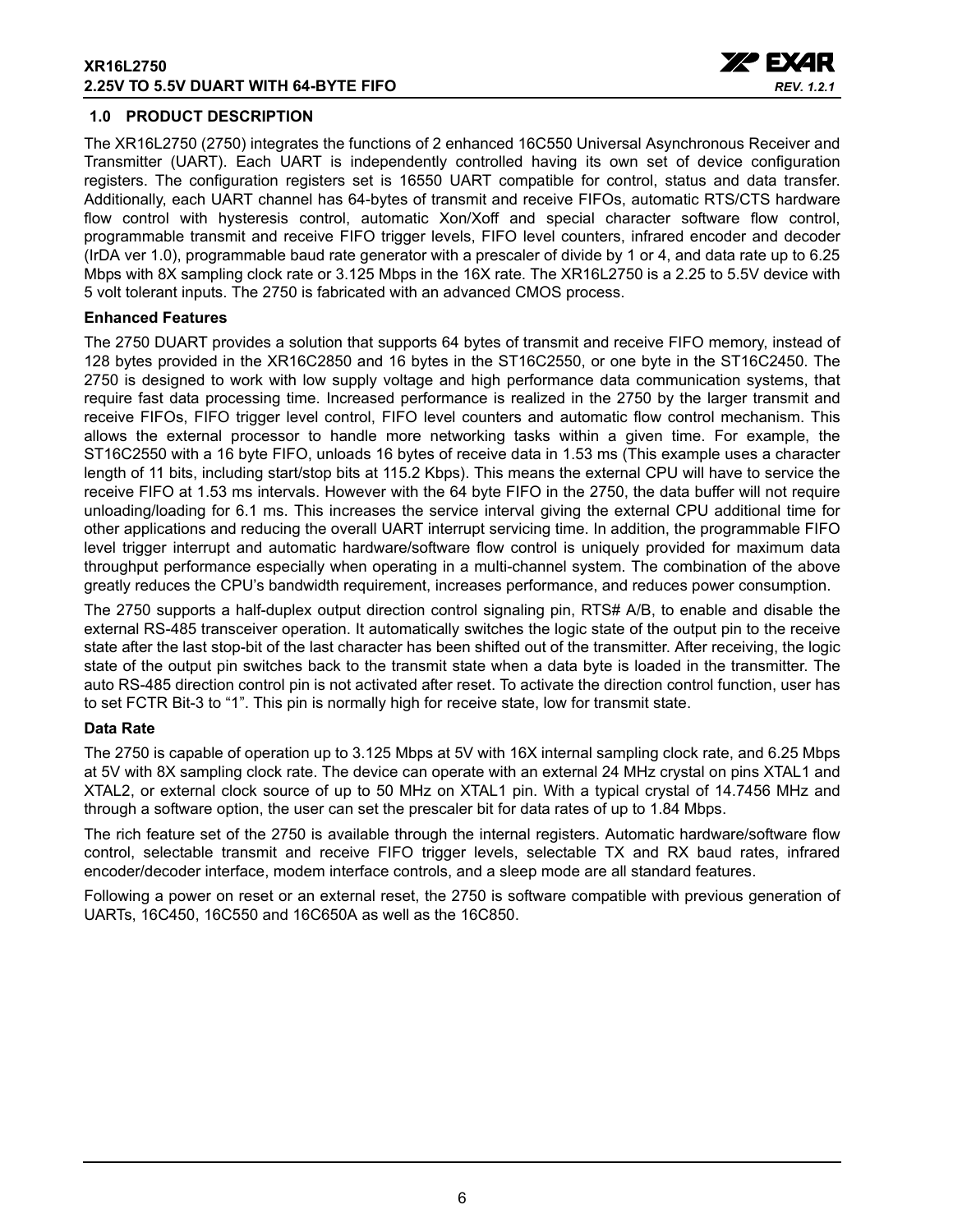## 1.0 PRODUCT DESCRIPTION

The XR16L2750 (2750) integrates the functions of 2 enhanced 16C550 Universal Asynchronous Receiver and Transmitter (UART). Each UART is independently controlled having its own set of device configuration registers. The configuration registers set is 16550 UART compatible for control, status and data transfer. Additionally, each UART channel has 64-bytes of transmit and receive FIFOs, automatic RTS/CTS hardware flow control with hysteresis control, automatic Xon/Xoff and special character software flow control, programmable transmit and receive FIFO trigger levels, FIFO level counters, infrared encoder and decoder (IrDA ver 1.0), programmable baud rate generator with a prescaler of divide by 1 or 4, and data rate up to 6.25 Mbps with 8X sampling clock rate or 3.125 Mbps in the 16X rate. The XR16L2750 is a 2.25 to 5.5V device with 5 volt tolerant inputs. The 2750 is fabricated with an advanced CMOS process.

**Enhanced Features**

The 2750 DUART provides a solution that supports 64 bytes of transmit and receive FIFO memory, instead of 128 bytes provided in the XR16C2850 and 16 bytes in the ST16C2550, or one byte in the ST16C2450. The 2750 is designed to work with low supply voltage and high performance data communication systems, that require fast data processing time. Increased performance is realized in the 2750 by the larger transmit and receive FIFOs, FIFO trigger level control, FIFO level counters and automatic flow control mechanism. This allows the external processor to handle more networking tasks within a given time. For example, the ST16C2550 with a 16 byte FIFO, unloads 16 bytes of receive data in 1.53 ms (This example uses a character length of 11 bits, including start/stop bits at 115.2 Kbps). This means the external CPU will have to service the receive FIFO at 1.53 ms intervals. However with the 64 byte FIFO in the 2750, the data buffer will not require unloading/loading for 6.1 ms. This increases the service interval giving the external CPU additional time for other applications and reducing the overall UART interrupt servicing time. In addition, the programmable FIFO level trigger interrupt and automatic hardware/software flow control is uniquely provided for maximum data throughput performance especially when operating in a multi-channel system. The combination of the above greatly reduces the CPU's bandwidth requirement, increases performance, and reduces power consumption.

The 2750 supports a half-duplex output direction control signaling pin, RTS# A/B, to enable and disable the external RS-485 transceiver operation. It automatically switches the logic state of the output pin to the receive state after the last stop-bit of the last character has been shifted out of the transmitter. After receiving, the logic state of the output pin switches back to the transmit state when a data byte is loaded in the transmitter. The auto RS-485 direction control pin is not activated after reset. To activate the direction control function, user has to set FCTR Bit-3 to "1". This pin is normally high for receive state, low for transmit state.

**Data Rate**

The 2750 is capable of operation up to 3.125 Mbps at 5V with 16X internal sampling clock rate, and 6.25 Mbps at 5V with 8X sampling clock rate. The device can operate with an external 24 MHz crystal on pins XTAL1 and XTAL2, or external clock source of up to 50 MHz on XTAL1 pin. With a typical crystal of 14.7456 MHz and through a software option, the user can set the prescaler bit for data rates of up to 1.84 Mbps.

The rich feature set of the 2750 is available through the internal registers. Automatic hardware/software flow control, selectable transmit and receive FIFO trigger levels, selectable TX and RX baud rates, infrared encoder/decoder interface, modem interface controls, and a sleep mode are all standard features.

Following a power on reset or an external reset, the 2750 is software compatible with previous generation of UARTs, 16C450, 16C550 and 16C650A as well as the 16C850.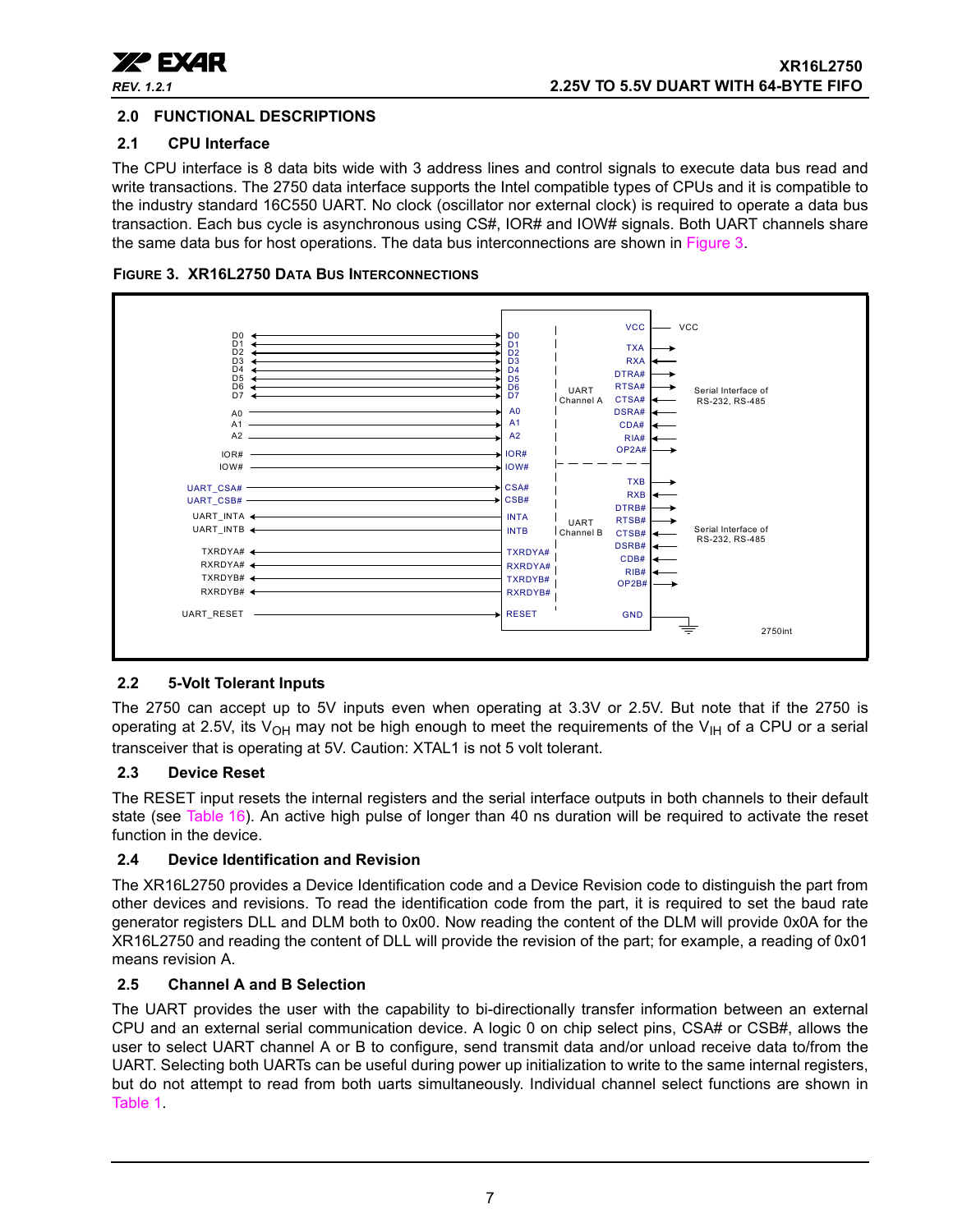## 2.0 FUNCTIONAL DESCRIPTIONS

### 2.1 CPU Interface

The CPU interface is 8 data bits wide with 3 address lines and control signals to execute data bus read and write transactions. The 2750 data interface supports the Intel compatible types of CPUs and it is compatible to the industry standard 16C550 UART. No clock (oscillator nor external clock) is required to operate a data bus transaction. Each bus cycle is asynchronous using CS#, IOR# and IOW# signals. Both UART channels share the same data bus for host operations. The data bus interconnections are shown in Figure 3.

**FIGURE 3. XR16L2750 DATA BUS INTERCONNECTIONS**

### 2.2 5-Volt Tolerant Inputs

The 2750 can accept up to 5V inputs even when operating at 3.3V or 2.5V. But note that if the 2750 is operating at 2.5V, its $V_{OH}$ may not be high enough to meet the requirements of the $V_{IH}$ of a CPU or a serial transceiver that is operating at 5V. Caution: XTAL1 is not 5 volt tolerant.

### 2.3 Device Reset

The RESET input resets the internal registers and the serial interface outputs in both channels to their default state (see Table 16). An active high pulse of longer than 40 ns duration will be required to activate the reset function in the device.

### 2.4 Device Identification and Revision

The XR16L2750 provides a Device Identification code and a Device Revision code to distinguish the part from other devices and revisions. To read the identification code from the part, it is required to set the baud rate generator registers DLL and DLM both to 0x00. Now reading the content of the DLM will provide 0x0A for the XR16L2750 and reading the content of DLL will provide the revision of the part; for example, a reading of 0x01 means revision A.

### 2.5 Channel A and B Selection

The UART provides the user with the capability to bi-directionally transfer information between an external CPU and an external serial communication device. A logic 0 on chip select pins, CSA# or CSB#, allows the user to select UART channel A or B to configure, send transmit data and/or unload receive data to/from the UART. Selecting both UARTs can be useful during power up initialization to write to the same internal registers, but do not attempt to read from both uarts simultaneously. Individual channel select functions are shown in Table 1.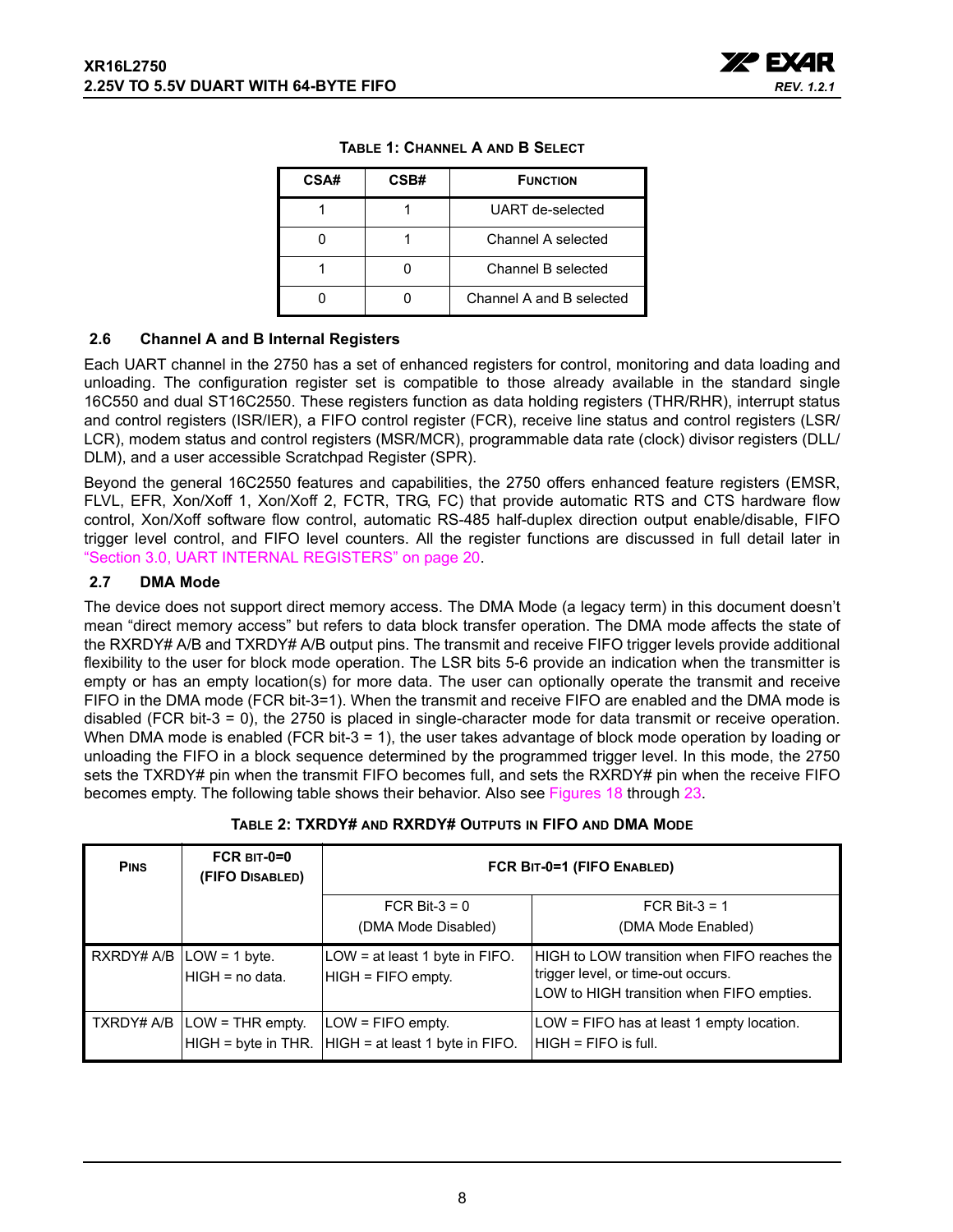**TABLE 1: CHANNEL A AND B SELECT**

| CSA# | CSB# | FUNCTION |
|---|---|---|
| 1 | 1 | UART de-selected |
| 0 | 1 | Channel A selected |
| 1 | 0 | Channel B selected |
| 0 | 0 | Channel A and B selected |

### 2.6 Channel A and B Internal Registers

Each UART channel in the 2750 has a set of enhanced registers for control, monitoring and data loading and unloading. The configuration register set is compatible to those already available in the standard single 16C550 and dual ST16C2550. These registers function as data holding registers (THR/RHR), interrupt status and control registers (ISR/IER), a FIFO control register (FCR), receive line status and control registers (LSR/LCR), modem status and control registers (MSR/MCR), programmable data rate (clock) divisor registers (DLL/DLM), and a user accessible Scratchpad Register (SPR).

Beyond the general 16C2550 features and capabilities, the 2750 offers enhanced feature registers (EMSR, FLVL, EFR, Xon/Xoff 1, Xon/Xoff 2, FCTR, TRG, FC) that provide automatic RTS and CTS hardware flow control, Xon/Xoff software flow control, automatic RS-485 half-duplex direction output enable/disable, FIFO trigger level control, and FIFO level counters. All the register functions are discussed in full detail later in "Section 3.0, UART INTERNAL REGISTERS" on page 20.

### 2.7 DMA Mode

The device does not support direct memory access. The DMA Mode (a legacy term) in this document doesn't mean "direct memory access" but refers to data block transfer operation. The DMA mode affects the state of the RXRDY# A/B and TXRDY# A/B output pins. The transmit and receive FIFO trigger levels provide additional flexibility to the user for block mode operation. The LSR bits 5-6 provide an indication when the transmitter is empty or has an empty location(s) for more data. The user can optionally operate the transmit and receive FIFO in the DMA mode (FCR bit-3=1). When the transmit and receive FIFO are enabled and the DMA mode is disabled (FCR bit-3 = 0), the 2750 is placed in single-character mode for data transmit or receive operation. When DMA mode is enabled (FCR bit-3 = 1), the user takes advantage of block mode operation by loading or unloading the FIFO in a block sequence determined by the programmed trigger level. In this mode, the 2750 sets the TXRDY# pin when the transmit FIFO becomes full, and sets the RXRDY# pin when the receive FIFO becomes empty. The following table shows their behavior. Also see Figures 18 through 23.

**TABLE 2: TXRDY# AND RXRDY# OUTPUTS IN FIFO AND DMA MODE**

| PINS | FCR BIT-0=0 (FIFO DISABLED) | FCR BIT-0=1 (FIFO ENABLED) | |
|---|---|---|---|
| | | FCR Bit-3 = 0 (DMA Mode Disabled) | FCR Bit-3 = 1 (DMA Mode Enabled) |
| RXRDY# A/B | LOW = 1 byte.<br>HIGH = no data. | LOW = at least 1 byte in FIFO.<br>HIGH = FIFO empty. | HIGH to LOW transition when FIFO reaches the trigger level, or time-out occurs.<br>LOW to HIGH transition when FIFO empties. |
| TXRDY# A/B | LOW = THR empty.<br>HIGH = byte in THR. | LOW = FIFO empty.<br>HIGH = at least 1 byte in FIFO. | LOW = FIFO has at least 1 empty location.<br>HIGH = FIFO is full. |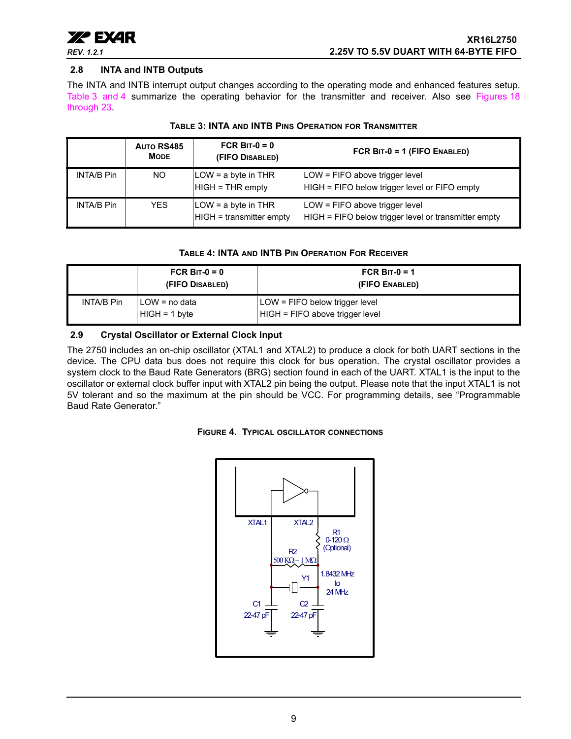## 2.8 INTA and INTB Outputs

The INTA and INTB interrupt output changes according to the operating mode and enhanced features setup. Table 3 and 4 summarize the operating behavior for the transmitter and receiver. Also see Figures 18 through 23.

**TABLE 3: INTA AND INTB PINS OPERATION FOR TRANSMITTER**

| | AUTO RS485 MODE | FCR BIT-0 = 0 (FIFO DISABLED) | FCR BIT-0 = 1 (FIFO ENABLED) |
|---|---|---|---|
| INTA/B Pin | NO | LOW = a byte in THR<br>HIGH = THR empty | LOW = FIFO above trigger level<br>HIGH = FIFO below trigger level or FIFO empty |
| INTA/B Pin | YES | LOW = a byte in THR<br>HIGH = transmitter empty | LOW = FIFO above trigger level<br>HIGH = FIFO below trigger level or transmitter empty |

**TABLE 4: INTA AND INTB PIN OPERATION FOR RECEIVER**

| | FCR BIT-0 = 0 (FIFO DISABLED) | FCR BIT-0 = 1 (FIFO ENABLED) |
|---|---|---|
| INTA/B Pin | LOW = no data<br>HIGH = 1 byte | LOW = FIFO below trigger level<br>HIGH = FIFO above trigger level |

## 2.9 Crystal Oscillator or External Clock Input

The 2750 includes an on-chip oscillator (XTAL1 and XTAL2) to produce a clock for both UART sections in the device. The CPU data bus does not require this clock for bus operation. The crystal oscillator provides a system clock to the Baud Rate Generators (BRG) section found in each of the UART. XTAL1 is the input to the oscillator or external clock buffer input with XTAL2 pin being the output. Please note that the input XTAL1 is not 5V tolerant and so the maximum at the pin should be VCC. For programming details, see "Programmable Baud Rate Generator."

**FIGURE 4. TYPICAL OSCILLATOR CONNECTIONS**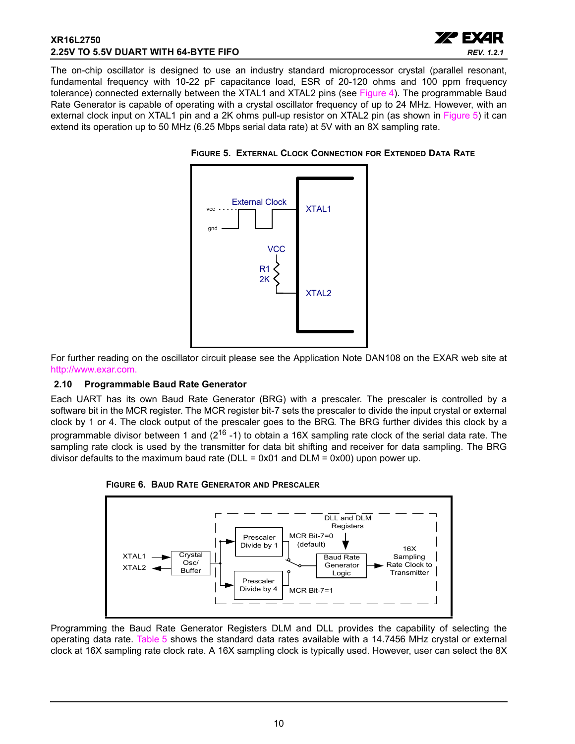The on-chip oscillator is designed to use an industry standard microprocessor crystal (parallel resonant, fundamental frequency with 10-22 pF capacitance load, ESR of 20-120 ohms and 100 ppm frequency tolerance) connected externally between the XTAL1 and XTAL2 pins (see Figure 4). The programmable Baud Rate Generator is capable of operating with a crystal oscillator frequency of up to 24 MHz. However, with an external clock input on XTAL1 pin and a 2K ohms pull-up resistor on XTAL2 pin (as shown in Figure 5) it can extend its operation up to 50 MHz (6.25 Mbps serial data rate) at 5V with an 8X sampling rate.

**FIGURE 5. EXTERNAL CLOCK CONNECTION FOR EXTENDED DATA RATE**

For further reading on the oscillator circuit please see the Application Note DAN108 on the EXAR web site at http://www.exar.com.

### 2.10 Programmable Baud Rate Generator

Each UART has its own Baud Rate Generator (BRG) with a prescaler. The prescaler is controlled by a software bit in the MCR register. The MCR register bit-7 sets the prescaler to divide the input crystal or external clock by 1 or 4. The clock output of the prescaler goes to the BRG. The BRG further divides this clock by a programmable divisor between 1 and ($2^{16}$ -1) to obtain a 16X sampling rate clock of the serial data rate. The sampling rate clock is used by the transmitter for data bit shifting and receiver for data sampling. The BRG divisor defaults to the maximum baud rate (DLL = 0x01 and DLM = 0x00) upon power up.

**FIGURE 6. BAUD RATE GENERATOR AND PRESCALER**

Programming the Baud Rate Generator Registers DLM and DLL provides the capability of selecting the operating data rate. Table 5 shows the standard data rates available with a 14.7456 MHz crystal or external clock at 16X sampling rate clock rate. A 16X sampling clock is typically used. However, user can select the 8X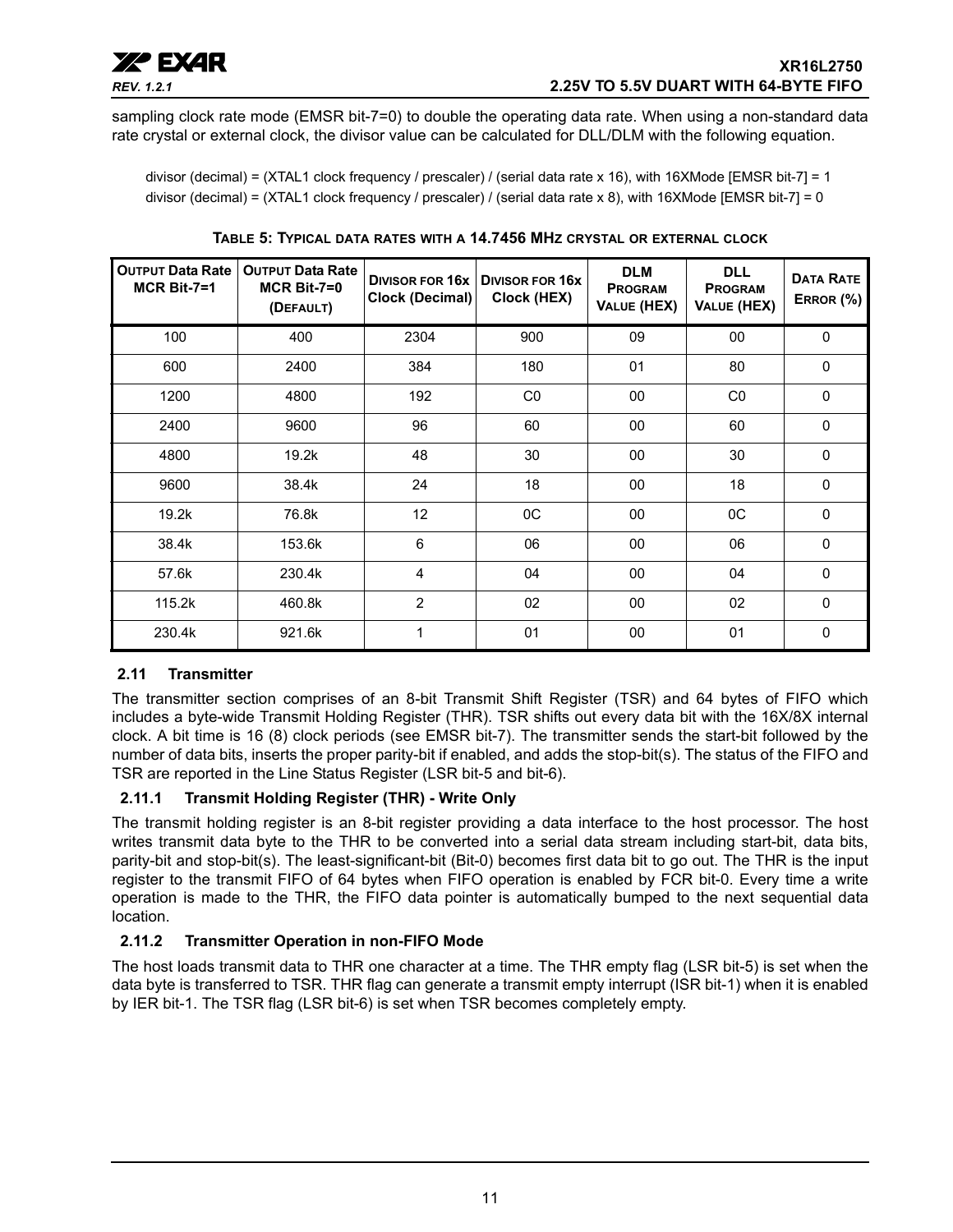sampling clock rate mode (EMSR bit-7=0) to double the operating data rate. When using a non-standard data rate crystal or external clock, the divisor value can be calculated for DLL/DLM with the following equation.

divisor (decimal) = (XTAL1 clock frequency / prescaler) / (serial data rate x 16), with 16XMode [EMSR bit-7] = 1
divisor (decimal) = (XTAL1 clock frequency / prescaler) / (serial data rate x 8), with 16XMode [EMSR bit-7] = 0

**TABLE 5: TYPICAL DATA RATES WITH A 14.7456 MHZ CRYSTAL OR EXTERNAL CLOCK**

| OUTPUT Data Rate MCR Bit-7=1 | OUTPUT Data Rate MCR Bit-7=0 (DEFAULT) | DIVISOR FOR 16x Clock (Decimal) | DIVISOR FOR 16x Clock (HEX) | DLM PROGRAM VALUE (HEX) | DLL PROGRAM VALUE (HEX) | DATA RATE ERROR (%) |
|---|---|---|---|---|---|---|
| 100 | 400 | 2304 | 900 | 09 | 00 | 0 |
| 600 | 2400 | 384 | 180 | 01 | 80 | 0 |
| 1200 | 4800 | 192 | C0 | 00 | C0 | 0 |
| 2400 | 9600 | 96 | 60 | 00 | 60 | 0 |
| 4800 | 19.2k | 48 | 30 | 00 | 30 | 0 |
| 9600 | 38.4k | 24 | 18 | 00 | 18 | 0 |
| 19.2k | 76.8k | 12 | 0C | 00 | 0C | 0 |
| 38.4k | 153.6k | 6 | 06 | 00 | 06 | 0 |
| 57.6k | 230.4k | 4 | 04 | 00 | 04 | 0 |
| 115.2k | 460.8k | 2 | 02 | 00 | 02 | 0 |
| 230.4k | 921.6k | 1 | 01 | 00 | 01 | 0 |

## 2.11 Transmitter

The transmitter section comprises of an 8-bit Transmit Shift Register (TSR) and 64 bytes of FIFO which includes a byte-wide Transmit Holding Register (THR). TSR shifts out every data bit with the 16X/8X internal clock. A bit time is 16 (8) clock periods (see EMSR bit-7). The transmitter sends the start-bit followed by the number of data bits, inserts the proper parity-bit if enabled, and adds the stop-bit(s). The status of the FIFO and TSR are reported in the Line Status Register (LSR bit-5 and bit-6).

### 2.11.1 Transmit Holding Register (THR) - Write Only

The transmit holding register is an 8-bit register providing a data interface to the host processor. The host writes transmit data byte to the THR to be converted into a serial data stream including start-bit, data bits, parity-bit and stop-bit(s). The least-significant-bit (Bit-0) becomes first data bit to go out. The THR is the input register to the transmit FIFO of 64 bytes when FIFO operation is enabled by FCR bit-0. Every time a write operation is made to the THR, the FIFO data pointer is automatically bumped to the next sequential data location.

### 2.11.2 Transmitter Operation in non-FIFO Mode

The host loads transmit data to THR one character at a time. The THR empty flag (LSR bit-5) is set when the data byte is transferred to TSR. THR flag can generate a transmit empty interrupt (ISR bit-1) when it is enabled by IER bit-1. The TSR flag (LSR bit-6) is set when TSR becomes completely empty.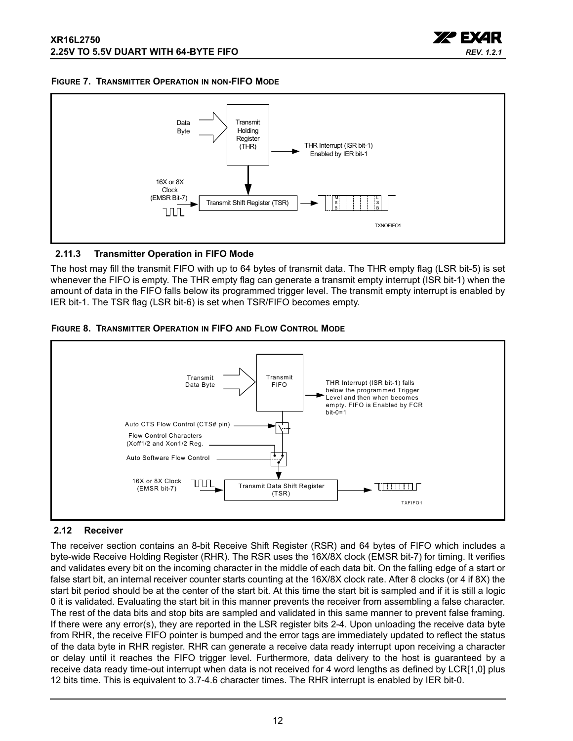**FIGURE 7. TRANSMITTER OPERATION IN NON-FIFO MODE**

### 2.11.3 Transmitter Operation in FIFO Mode

The host may fill the transmit FIFO with up to 64 bytes of transmit data. The THR empty flag (LSR bit-5) is set whenever the FIFO is empty. The THR empty flag can generate a transmit empty interrupt (ISR bit-1) when the amount of data in the FIFO falls below its programmed trigger level. The transmit empty interrupt is enabled by IER bit-1. The TSR flag (LSR bit-6) is set when TSR/FIFO becomes empty.

**FIGURE 8. TRANSMITTER OPERATION IN FIFO AND FLOW CONTROL MODE**

## 2.12 Receiver

The receiver section contains an 8-bit Receive Shift Register (RSR) and 64 bytes of FIFO which includes a byte-wide Receive Holding Register (RHR). The RSR uses the 16X/8X clock (EMSR bit-7) for timing. It verifies and validates every bit on the incoming character in the middle of each data bit. On the falling edge of a start or false start bit, an internal receiver counter starts counting at the 16X/8X clock rate. After 8 clocks (or 4 if 8X) the start bit period should be at the center of the start bit. At this time the start bit is sampled and if it is still a logic 0 it is validated. Evaluating the start bit in this manner prevents the receiver from assembling a false character. The rest of the data bits and stop bits are sampled and validated in this same manner to prevent false framing. If there were any error(s), they are reported in the LSR register bits 2-4. Upon unloading the receive data byte from RHR, the receive FIFO pointer is bumped and the error tags are immediately updated to reflect the status of the data byte in RHR register. RHR can generate a receive data ready interrupt upon receiving a character or delay until it reaches the FIFO trigger level. Furthermore, data delivery to the host is guaranteed by a receive data ready time-out interrupt when data is not received for 4 word lengths as defined by LCR[1,0] plus 12 bits time. This is equivalent to 3.7-4.6 character times. The RHR interrupt is enabled by IER bit-0.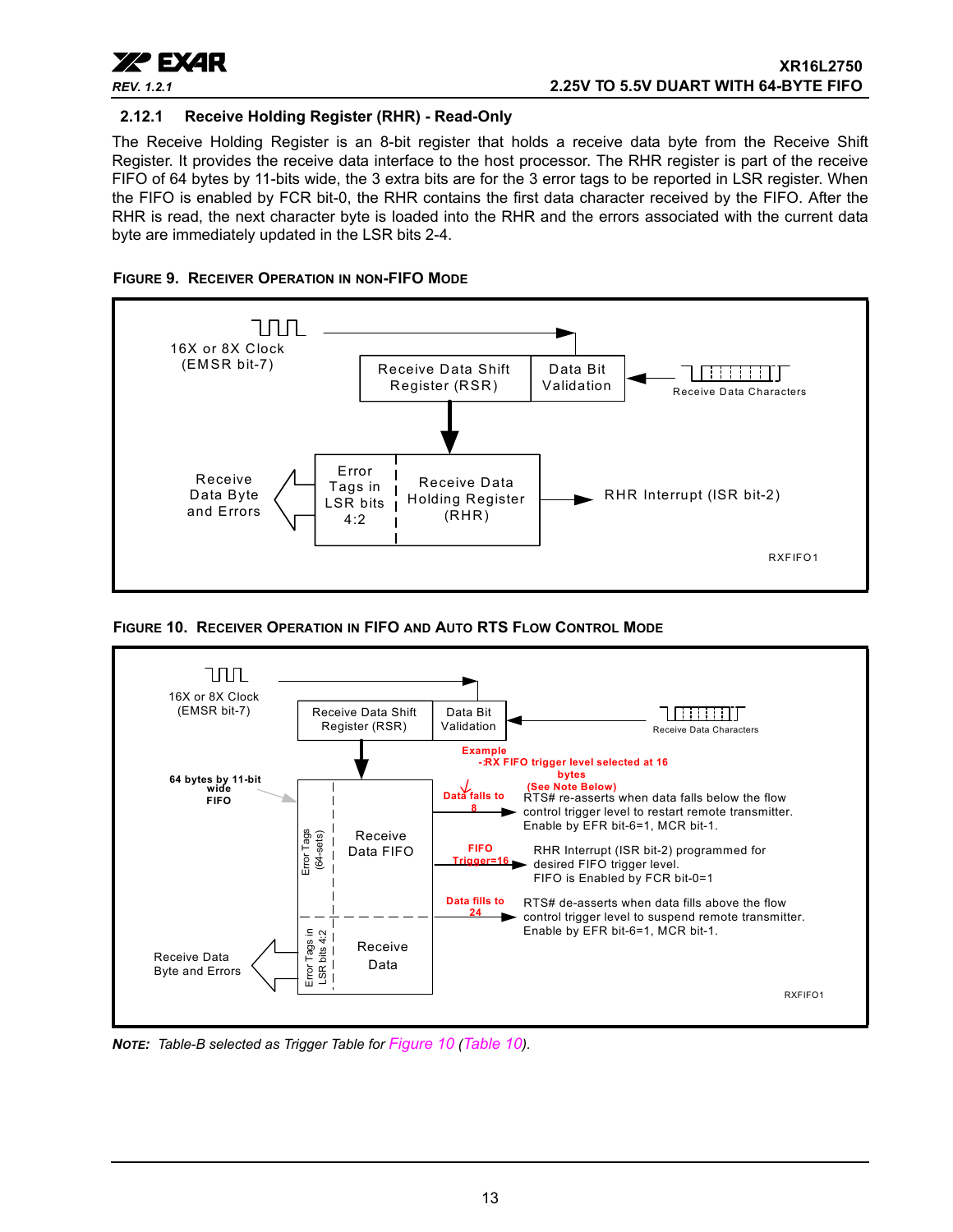### 2.12.1 Receive Holding Register (RHR) - Read-Only

The Receive Holding Register is an 8-bit register that holds a receive data byte from the Receive Shift Register. It provides the receive data interface to the host processor. The RHR register is part of the receive FIFO of 64 bytes by 11-bits wide, the 3 extra bits are for the 3 error tags to be reported in LSR register. When the FIFO is enabled by FCR bit-0, the RHR contains the first data character received by the FIFO. After the RHR is read, the next character byte is loaded into the RHR and the errors associated with the current data byte are immediately updated in the LSR bits 2-4.

**FIGURE 9. RECEIVER OPERATION IN NON-FIFO MODE**

16X or 8X Clock (EMSR bit-7)

Receive Data Shift Register (RSR) | Data Bit Validation

Receive Data Characters

Receive Data Byte and Errors

Error Tags in LSR bits 4:2 | Receive Data Holding Register (RHR)

RHR Interrupt (ISR bit-2)

RXFIFO1

**FIGURE 10. RECEIVER OPERATION IN FIFO AND AUTO RTS FLOW CONTROL MODE**

16X or 8X Clock (EMSR bit-7)

Receive Data Shift Register (RSR) | Data Bit Validation

Receive Data Characters

Example -:RX FIFO trigger level selected at 16 bytes (See Note Below)

64 bytes by 11-bit wide FIFO

Error Tags (64-sets) | Receive Data FIFO

Data falls to 8 — RTS# re-asserts when data falls below the flow control trigger level to restart remote transmitter. Enable by EFR bit-6=1, MCR bit-1.

FIFO Trigger=16 — RHR Interrupt (ISR bit-2) programmed for desired FIFO trigger level. FIFO is Enabled by FCR bit-0=1

Data fills to 24 — RTS# de-asserts when data fills above the flow control trigger level to suspend remote transmitter. Enable by EFR bit-6=1, MCR bit-1.

Receive Data Byte and Errors

Error Tags in LSR bits 4:2 | Receive Data

RXFIFO1

***NOTE:*** *Table-B selected as Trigger Table for Figure 10 (Table 10).*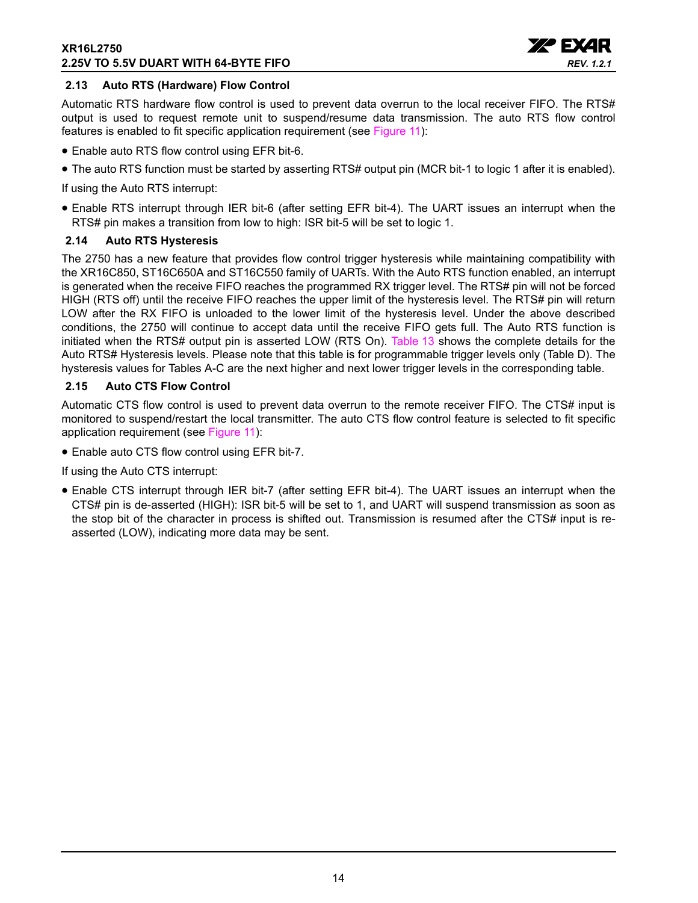### 2.13 Auto RTS (Hardware) Flow Control

Automatic RTS hardware flow control is used to prevent data overrun to the local receiver FIFO. The RTS# output is used to request remote unit to suspend/resume data transmission. The auto RTS flow control features is enabled to fit specific application requirement (see Figure 11):

- Enable auto RTS flow control using EFR bit-6.
- The auto RTS function must be started by asserting RTS# output pin (MCR bit-1 to logic 1 after it is enabled).

If using the Auto RTS interrupt:

- Enable RTS interrupt through IER bit-6 (after setting EFR bit-4). The UART issues an interrupt when the RTS# pin makes a transition from low to high: ISR bit-5 will be set to logic 1.

### 2.14 Auto RTS Hysteresis

The 2750 has a new feature that provides flow control trigger hysteresis while maintaining compatibility with the XR16C850, ST16C650A and ST16C550 family of UARTs. With the Auto RTS function enabled, an interrupt is generated when the receive FIFO reaches the programmed RX trigger level. The RTS# pin will not be forced HIGH (RTS off) until the receive FIFO reaches the upper limit of the hysteresis level. The RTS# pin will return LOW after the RX FIFO is unloaded to the lower limit of the hysteresis level. Under the above described conditions, the 2750 will continue to accept data until the receive FIFO gets full. The Auto RTS function is initiated when the RTS# output pin is asserted LOW (RTS On). Table 13 shows the complete details for the Auto RTS# Hysteresis levels. Please note that this table is for programmable trigger levels only (Table D). The hysteresis values for Tables A-C are the next higher and next lower trigger levels in the corresponding table.

### 2.15 Auto CTS Flow Control

Automatic CTS flow control is used to prevent data overrun to the remote receiver FIFO. The CTS# input is monitored to suspend/restart the local transmitter. The auto CTS flow control feature is selected to fit specific application requirement (see Figure 11):

- Enable auto CTS flow control using EFR bit-7.

If using the Auto CTS interrupt:

- Enable CTS interrupt through IER bit-7 (after setting EFR bit-4). The UART issues an interrupt when the CTS# pin is de-asserted (HIGH): ISR bit-5 will be set to 1, and UART will suspend transmission as soon as the stop bit of the character in process is shifted out. Transmission is resumed after the CTS# input is re-asserted (LOW), indicating more data may be sent.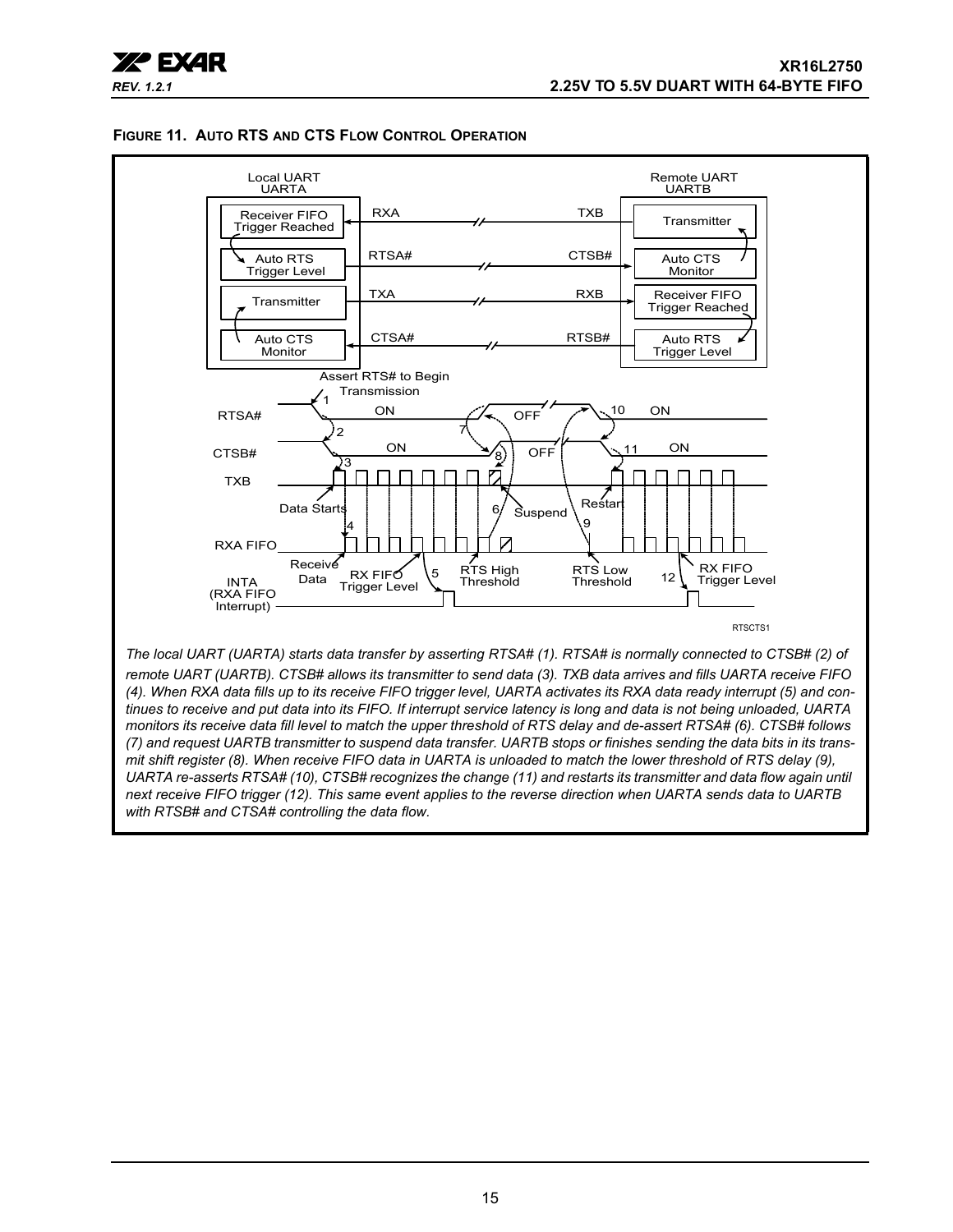**FIGURE 11. AUTO RTS AND CTS FLOW CONTROL OPERATION**

*The local UART (UARTA) starts data transfer by asserting RTSA# (1). RTSA# is normally connected to CTSB# (2) of remote UART (UARTB). CTSB# allows its transmitter to send data (3). TXB data arrives and fills UARTA receive FIFO (4). When RXA data fills up to its receive FIFO trigger level, UARTA activates its RXA data ready interrupt (5) and continues to receive and put data into its FIFO. If interrupt service latency is long and data is not being unloaded, UARTA monitors its receive data fill level to match the upper threshold of RTS delay and de-assert RTSA# (6). CTSB# follows (7) and request UARTB transmitter to suspend data transfer. UARTB stops or finishes sending the data bits in its transmit shift register (8). When receive FIFO data in UARTA is unloaded to match the lower threshold of RTS delay (9), UARTA re-asserts RTSA# (10), CTSB# recognizes the change (11) and restarts its transmitter and data flow again until next receive FIFO trigger (12). This same event applies to the reverse direction when UARTA sends data to UARTB with RTSB# and CTSA# controlling the data flow.*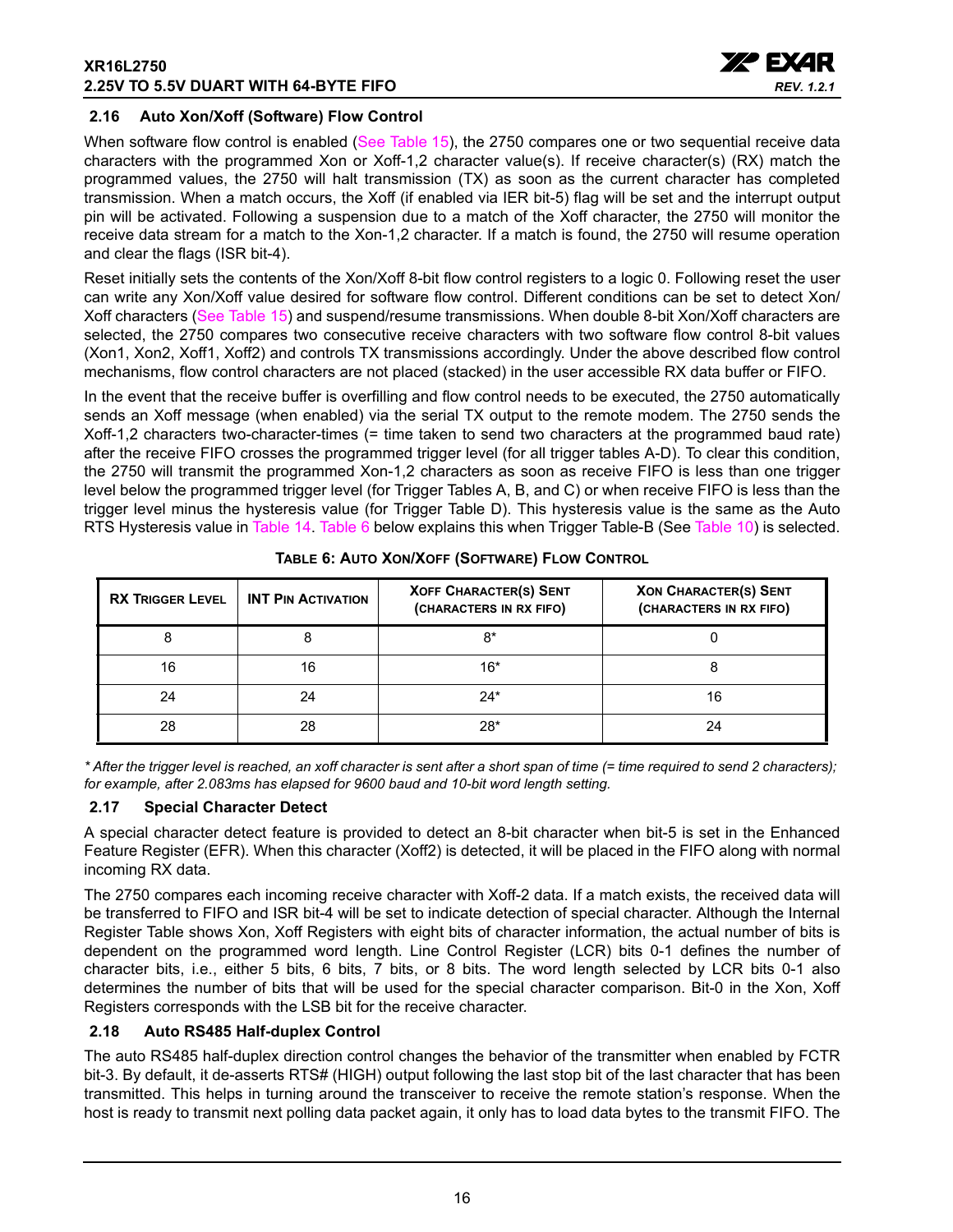## 2.16 Auto Xon/Xoff (Software) Flow Control

When software flow control is enabled (See Table 15), the 2750 compares one or two sequential receive data characters with the programmed Xon or Xoff-1,2 character value(s). If receive character(s) (RX) match the programmed values, the 2750 will halt transmission (TX) as soon as the current character has completed transmission. When a match occurs, the Xoff (if enabled via IER bit-5) flag will be set and the interrupt output pin will be activated. Following a suspension due to a match of the Xoff character, the 2750 will monitor the receive data stream for a match to the Xon-1,2 character. If a match is found, the 2750 will resume operation and clear the flags (ISR bit-4).

Reset initially sets the contents of the Xon/Xoff 8-bit flow control registers to a logic 0. Following reset the user can write any Xon/Xoff value desired for software flow control. Different conditions can be set to detect Xon/Xoff characters (See Table 15) and suspend/resume transmissions. When double 8-bit Xon/Xoff characters are selected, the 2750 compares two consecutive receive characters with two software flow control 8-bit values (Xon1, Xon2, Xoff1, Xoff2) and controls TX transmissions accordingly. Under the above described flow control mechanisms, flow control characters are not placed (stacked) in the user accessible RX data buffer or FIFO.

In the event that the receive buffer is overfilling and flow control needs to be executed, the 2750 automatically sends an Xoff message (when enabled) via the serial TX output to the remote modem. The 2750 sends the Xoff-1,2 characters two-character-times (= time taken to send two characters at the programmed baud rate) after the receive FIFO crosses the programmed trigger level (for all trigger tables A-D). To clear this condition, the 2750 will transmit the programmed Xon-1,2 characters as soon as receive FIFO is less than one trigger level below the programmed trigger level (for Trigger Tables A, B, and C) or when receive FIFO is less than the trigger level minus the hysteresis value (for Trigger Table D). This hysteresis value is the same as the Auto RTS Hysteresis value in Table 14. Table 6 below explains this when Trigger Table-B (See Table 10) is selected.

**TABLE 6: AUTO XON/XOFF (SOFTWARE) FLOW CONTROL**

| RX TRIGGER LEVEL | INT PIN ACTIVATION | XOFF CHARACTER(S) SENT (CHARACTERS IN RX FIFO) | XON CHARACTER(S) SENT (CHARACTERS IN RX FIFO) |
|---|---|---|---|
| 8 | 8 | 8* | 0 |
| 16 | 16 | 16* | 8 |
| 24 | 24 | 24* | 16 |
| 28 | 28 | 28* | 24 |

*\* After the trigger level is reached, an xoff character is sent after a short span of time (= time required to send 2 characters); for example, after 2.083ms has elapsed for 9600 baud and 10-bit word length setting.*

## 2.17 Special Character Detect

A special character detect feature is provided to detect an 8-bit character when bit-5 is set in the Enhanced Feature Register (EFR). When this character (Xoff2) is detected, it will be placed in the FIFO along with normal incoming RX data.

The 2750 compares each incoming receive character with Xoff-2 data. If a match exists, the received data will be transferred to FIFO and ISR bit-4 will be set to indicate detection of special character. Although the Internal Register Table shows Xon, Xoff Registers with eight bits of character information, the actual number of bits is dependent on the programmed word length. Line Control Register (LCR) bits 0-1 defines the number of character bits, i.e., either 5 bits, 6 bits, 7 bits, or 8 bits. The word length selected by LCR bits 0-1 also determines the number of bits that will be used for the special character comparison. Bit-0 in the Xon, Xoff Registers corresponds with the LSB bit for the receive character.

## 2.18 Auto RS485 Half-duplex Control

The auto RS485 half-duplex direction control changes the behavior of the transmitter when enabled by FCTR bit-3. By default, it de-asserts RTS# (HIGH) output following the last stop bit of the last character that has been transmitted. This helps in turning around the transceiver to receive the remote station's response. When the host is ready to transmit next polling data packet again, it only has to load data bytes to the transmit FIFO. The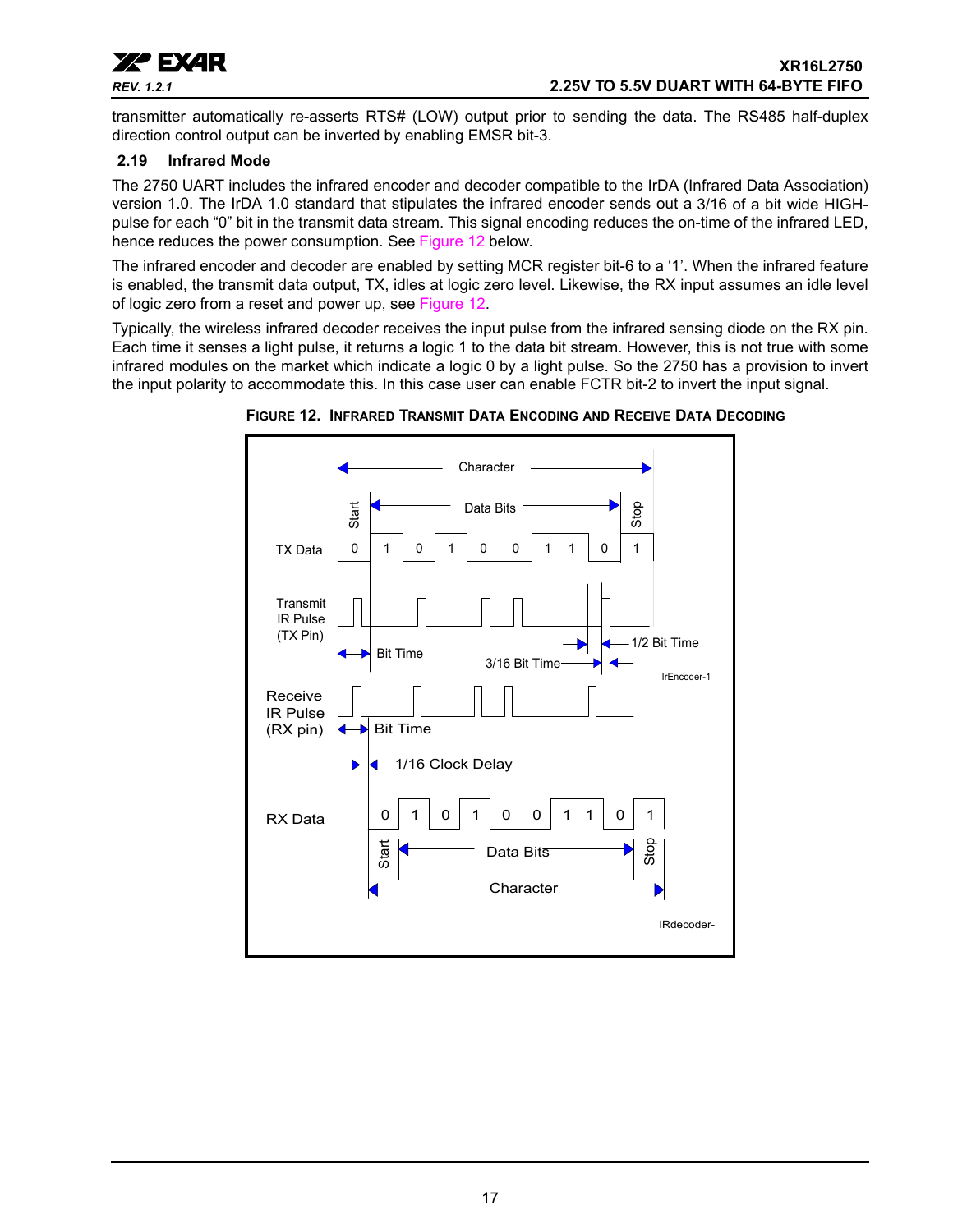transmitter automatically re-asserts RTS# (LOW) output prior to sending the data. The RS485 half-duplex direction control output can be inverted by enabling EMSR bit-3.

### 2.19 Infrared Mode

The 2750 UART includes the infrared encoder and decoder compatible to the IrDA (Infrared Data Association) version 1.0. The IrDA 1.0 standard that stipulates the infrared encoder sends out a 3/16 of a bit wide HIGH-pulse for each "0" bit in the transmit data stream. This signal encoding reduces the on-time of the infrared LED, hence reduces the power consumption. See Figure 12 below.

The infrared encoder and decoder are enabled by setting MCR register bit-6 to a '1'. When the infrared feature is enabled, the transmit data output, TX, idles at logic zero level. Likewise, the RX input assumes an idle level of logic zero from a reset and power up, see Figure 12.

Typically, the wireless infrared decoder receives the input pulse from the infrared sensing diode on the RX pin. Each time it senses a light pulse, it returns a logic 1 to the data bit stream. However, this is not true with some infrared modules on the market which indicate a logic 0 by a light pulse. So the 2750 has a provision to invert the input polarity to accommodate this. In this case user can enable FCTR bit-2 to invert the input signal.

**FIGURE 12. INFRARED TRANSMIT DATA ENCODING AND RECEIVE DATA DECODING**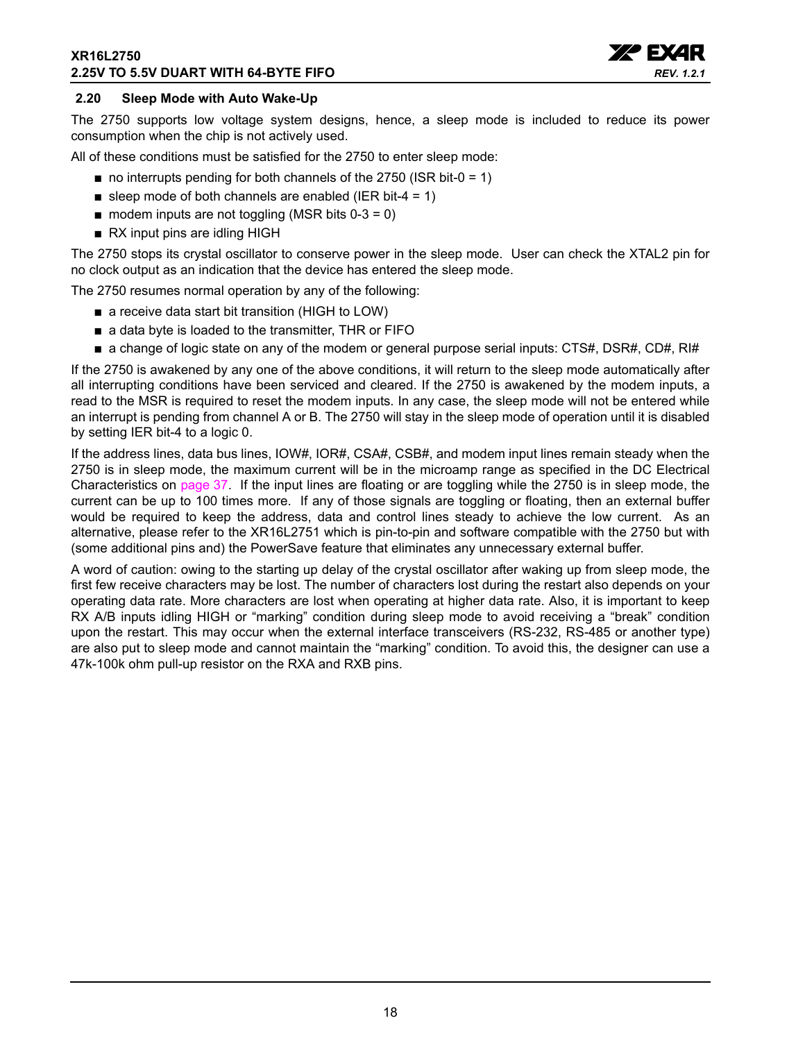### 2.20 Sleep Mode with Auto Wake-Up

The 2750 supports low voltage system designs, hence, a sleep mode is included to reduce its power consumption when the chip is not actively used.

All of these conditions must be satisfied for the 2750 to enter sleep mode:

- no interrupts pending for both channels of the 2750 (ISR bit-0 = 1)
- sleep mode of both channels are enabled (IER bit-4 = 1)
- modem inputs are not toggling (MSR bits 0-3 = 0)
- RX input pins are idling HIGH

The 2750 stops its crystal oscillator to conserve power in the sleep mode. User can check the XTAL2 pin for no clock output as an indication that the device has entered the sleep mode.

The 2750 resumes normal operation by any of the following:

- a receive data start bit transition (HIGH to LOW)
- a data byte is loaded to the transmitter, THR or FIFO
- a change of logic state on any of the modem or general purpose serial inputs: CTS#, DSR#, CD#, RI#

If the 2750 is awakened by any one of the above conditions, it will return to the sleep mode automatically after all interrupting conditions have been serviced and cleared. If the 2750 is awakened by the modem inputs, a read to the MSR is required to reset the modem inputs. In any case, the sleep mode will not be entered while an interrupt is pending from channel A or B. The 2750 will stay in the sleep mode of operation until it is disabled by setting IER bit-4 to a logic 0.

If the address lines, data bus lines, IOW#, IOR#, CSA#, CSB#, and modem input lines remain steady when the 2750 is in sleep mode, the maximum current will be in the microamp range as specified in the DC Electrical Characteristics on page 37. If the input lines are floating or are toggling while the 2750 is in sleep mode, the current can be up to 100 times more. If any of those signals are toggling or floating, then an external buffer would be required to keep the address, data and control lines steady to achieve the low current. As an alternative, please refer to the XR16L2751 which is pin-to-pin and software compatible with the 2750 but with (some additional pins and) the PowerSave feature that eliminates any unnecessary external buffer.

A word of caution: owing to the starting up delay of the crystal oscillator after waking up from sleep mode, the first few receive characters may be lost. The number of characters lost during the restart also depends on your operating data rate. More characters are lost when operating at higher data rate. Also, it is important to keep RX A/B inputs idling HIGH or "marking" condition during sleep mode to avoid receiving a "break" condition upon the restart. This may occur when the external interface transceivers (RS-232, RS-485 or another type) are also put to sleep mode and cannot maintain the "marking" condition. To avoid this, the designer can use a 47k-100k ohm pull-up resistor on the RXA and RXB pins.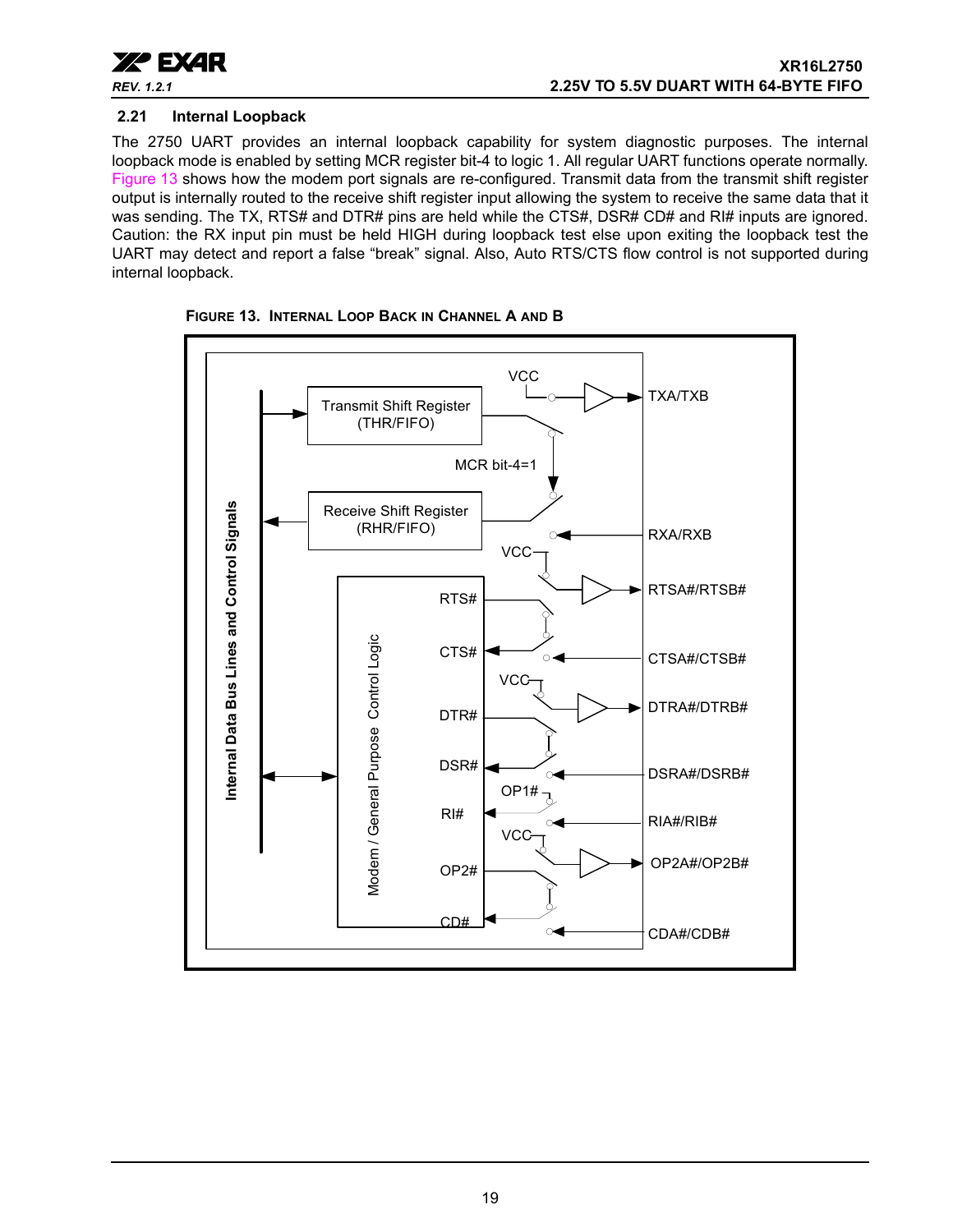### 2.21 Internal Loopback

The 2750 UART provides an internal loopback capability for system diagnostic purposes. The internal loopback mode is enabled by setting MCR register bit-4 to logic 1. All regular UART functions operate normally. Figure 13 shows how the modem port signals are re-configured. Transmit data from the transmit shift register output is internally routed to the receive shift register input allowing the system to receive the same data that it was sending. The TX, RTS# and DTR# pins are held while the CTS#, DSR# CD# and RI# inputs are ignored. Caution: the RX input pin must be held HIGH during loopback test else upon exiting the loopback test the UART may detect and report a false "break" signal. Also, Auto RTS/CTS flow control is not supported during internal loopback.

**FIGURE 13. INTERNAL LOOP BACK IN CHANNEL A AND B**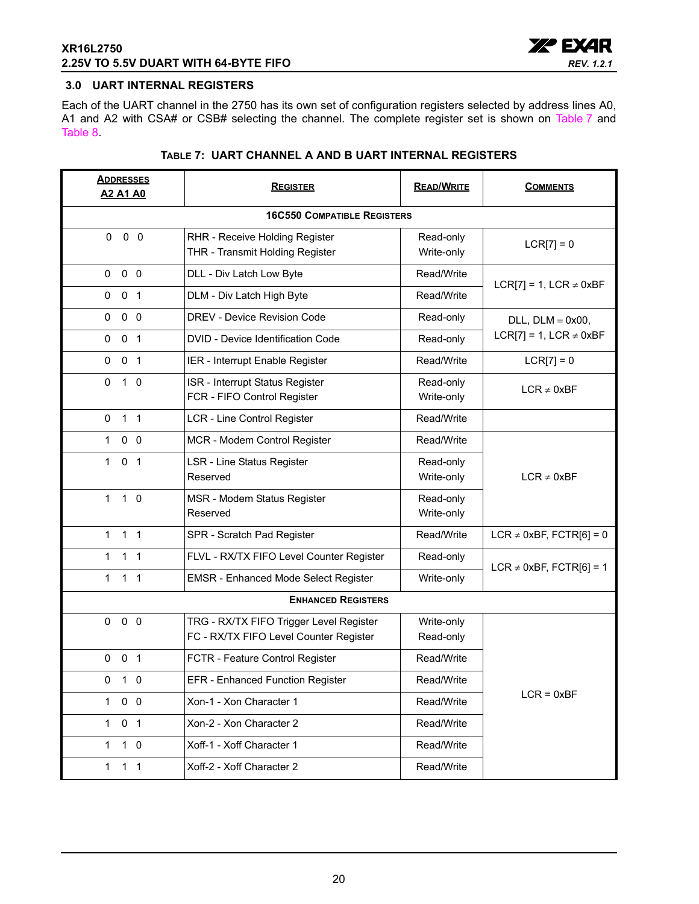## 3.0 UART INTERNAL REGISTERS

Each of the UART channel in the 2750 has its own set of configuration registers selected by address lines A0, A1 and A2 with CSA# or CSB# selecting the channel. The complete register set is shown on Table 7 and Table 8.

**TABLE 7: UART CHANNEL A AND B UART INTERNAL REGISTERS**

| Addresses A2 A1 A0 | Register | Read/Write | Comments |
|---|---|---|---|
| **16C550 Compatible Registers** | | | |
| 0 0 0 | RHR - Receive Holding Register<br>THR - Transmit Holding Register | Read-only<br>Write-only | LCR[7] = 0 |
| 0 0 0 | DLL - Div Latch Low Byte | Read/Write | LCR[7] = 1, LCR ≠ 0xBF |
| 0 0 1 | DLM - Div Latch High Byte | Read/Write | LCR[7] = 1, LCR ≠ 0xBF |
| 0 0 0 | DREV - Device Revision Code | Read-only | DLL, DLM = 0x00, LCR[7] = 1, LCR ≠ 0xBF |
| 0 0 1 | DVID - Device Identification Code | Read-only | DLL, DLM = 0x00, LCR[7] = 1, LCR ≠ 0xBF |
| 0 0 1 | IER - Interrupt Enable Register | Read/Write | LCR[7] = 0 |
| 0 1 0 | ISR - Interrupt Status Register<br>FCR - FIFO Control Register | Read-only<br>Write-only | LCR ≠ 0xBF |
| 0 1 1 | LCR - Line Control Register | Read/Write | |
| 1 0 0 | MCR - Modem Control Register | Read/Write | LCR ≠ 0xBF |
| 1 0 1 | LSR - Line Status Register<br>Reserved | Read-only<br>Write-only | LCR ≠ 0xBF |
| 1 1 0 | MSR - Modem Status Register<br>Reserved | Read-only<br>Write-only | LCR ≠ 0xBF |
| 1 1 1 | SPR - Scratch Pad Register | Read/Write | LCR ≠ 0xBF, FCTR[6] = 0 |
| 1 1 1 | FLVL - RX/TX FIFO Level Counter Register | Read-only | LCR ≠ 0xBF, FCTR[6] = 1 |
| 1 1 1 | EMSR - Enhanced Mode Select Register | Write-only | LCR ≠ 0xBF, FCTR[6] = 1 |
| **Enhanced Registers** | | | |
| 0 0 0 | TRG - RX/TX FIFO Trigger Level Register<br>FC - RX/TX FIFO Level Counter Register | Write-only<br>Read-only | LCR = 0xBF |
| 0 0 1 | FCTR - Feature Control Register | Read/Write | LCR = 0xBF |
| 0 1 0 | EFR - Enhanced Function Register | Read/Write | LCR = 0xBF |
| 1 0 0 | Xon-1 - Xon Character 1 | Read/Write | LCR = 0xBF |
| 1 0 1 | Xon-2 - Xon Character 2 | Read/Write | LCR = 0xBF |
| 1 1 0 | Xoff-1 - Xoff Character 1 | Read/Write | LCR = 0xBF |
| 1 1 1 | Xoff-2 - Xoff Character 2 | Read/Write | LCR = 0xBF |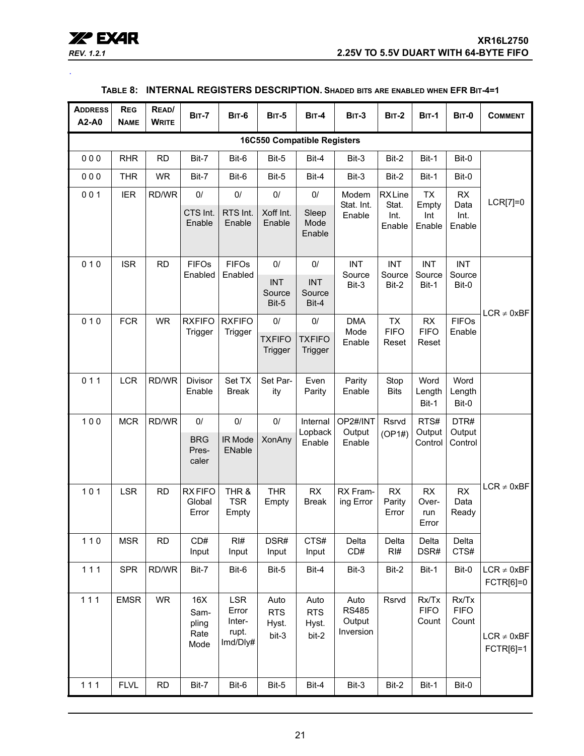**TABLE 8: INTERNAL REGISTERS DESCRIPTION. SHADED BITS ARE ENABLED WHEN EFR BIT-4=1**

| ADDRESS A2-A0 | REG NAME | READ/ WRITE | BIT-7 | BIT-6 | BIT-5 | BIT-4 | BIT-3 | BIT-2 | BIT-1 | BIT-0 | COMMENT |
|---|---|---|---|---|---|---|---|---|---|---|---|
| **16C550 Compatible Registers** | | | | | | | | | | | |
| 0 0 0 | RHR | RD | Bit-7 | Bit-6 | Bit-5 | Bit-4 | Bit-3 | Bit-2 | Bit-1 | Bit-0 | LCR[7]=0 |
| 0 0 0 | THR | WR | Bit-7 | Bit-6 | Bit-5 | Bit-4 | Bit-3 | Bit-2 | Bit-1 | Bit-0 | |
| 0 0 1 | IER | RD/WR | 0/ CTS Int. Enable | 0/ RTS Int. Enable | 0/ Xoff Int. Enable | 0/ Sleep Mode Enable | Modem Stat. Int. Enable | RX Line Stat. Int. Enable | TX Empty Int Enable | RX Data Int. Enable | |
| 0 1 0 | ISR | RD | FIFOs Enabled | FIFOs Enabled | 0/ INT Source Bit-5 | 0/ INT Source Bit-4 | INT Source Bit-3 | INT Source Bit-2 | INT Source Bit-1 | INT Source Bit-0 | LCR ≠ 0xBF |
| 0 1 0 | FCR | WR | RXFIFO Trigger | RXFIFO Trigger | 0/ TXFIFO Trigger | 0/ TXFIFO Trigger | DMA Mode Enable | TX FIFO Reset | RX FIFO Reset | FIFOs Enable | |
| 0 1 1 | LCR | RD/WR | Divisor Enable | Set TX Break | Set Parity | Even Parity | Parity Enable | Stop Bits | Word Length Bit-1 | Word Length Bit-0 | |
| 1 0 0 | MCR | RD/WR | 0/ BRG Prescaler | 0/ IR Mode ENable | 0/ XonAny | Internal Lopback Enable | OP2#/INT Output Enable | Rsrvd (OP1#) | RTS# Output Control | DTR# Output Control | LCR ≠ 0xBF |
| 1 0 1 | LSR | RD | RX FIFO Global Error | THR & TSR Empty | THR Empty | RX Break | RX Framing Error | RX Parity Error | RX Overrun Error | RX Data Ready | |
| 1 1 0 | MSR | RD | CD# Input | RI# Input | DSR# Input | CTS# Input | Delta CD# | Delta RI# | Delta DSR# | Delta CTS# | |
| 1 1 1 | SPR | RD/WR | Bit-7 | Bit-6 | Bit-5 | Bit-4 | Bit-3 | Bit-2 | Bit-1 | Bit-0 | LCR ≠ 0xBF FCTR[6]=0 |
| 1 1 1 | EMSR | WR | 16X Sampling Rate Mode | LSR Error Interrupt. Imd/Dly# | Auto RTS Hyst. bit-3 | Auto RTS Hyst. bit-2 | Auto RS485 Output Inversion | Rsrvd | Rx/Tx FIFO Count | Rx/Tx FIFO Count | LCR ≠ 0xBF FCTR[6]=1 |
| 1 1 1 | FLVL | RD | Bit-7 | Bit-6 | Bit-5 | Bit-4 | Bit-3 | Bit-2 | Bit-1 | Bit-0 | |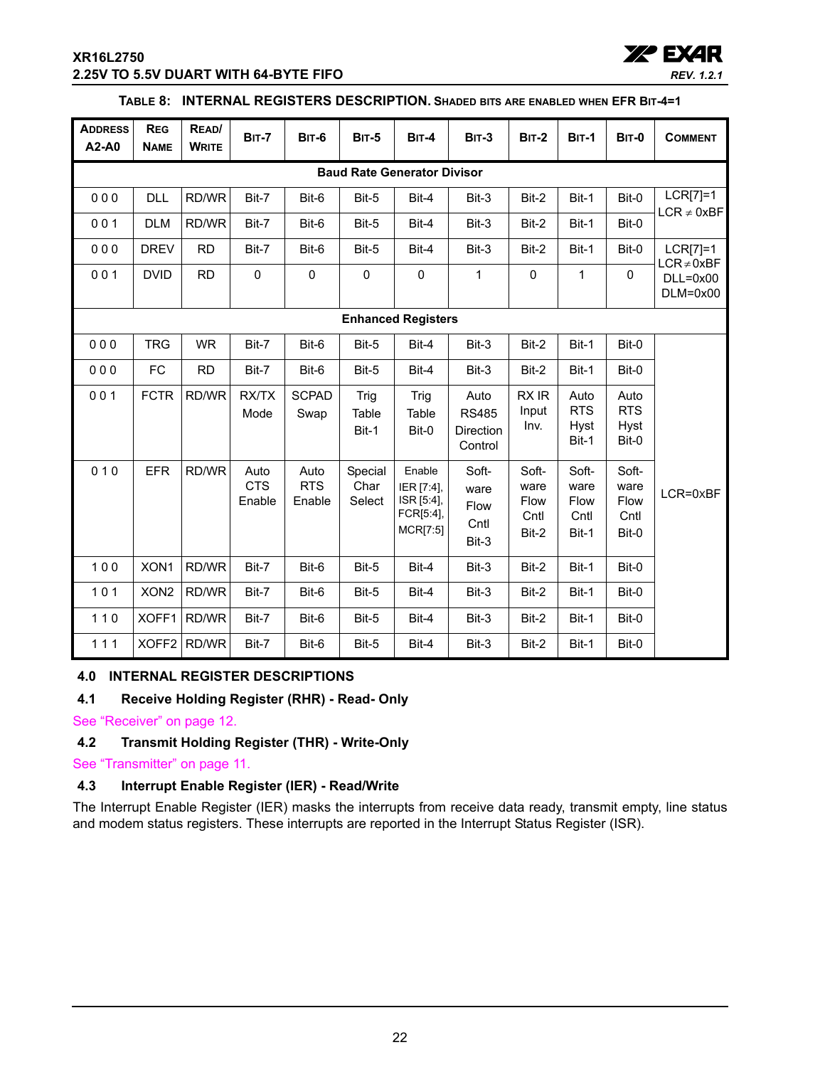**TABLE 8: INTERNAL REGISTERS DESCRIPTION. SHADED BITS ARE ENABLED WHEN EFR BIT-4=1**

| ADDRESS A2-A0 | REG NAME | READ/ WRITE | BIT-7 | BIT-6 | BIT-5 | BIT-4 | BIT-3 | BIT-2 | BIT-1 | BIT-0 | COMMENT |
|---|---|---|---|---|---|---|---|---|---|---|---|
| **Baud Rate Generator Divisor** | | | | | | | | | | | |
| 0 0 0 | DLL | RD/WR | Bit-7 | Bit-6 | Bit-5 | Bit-4 | Bit-3 | Bit-2 | Bit-1 | Bit-0 | LCR[7]=1 LCR ≠ 0xBF |
| 0 0 1 | DLM | RD/WR | Bit-7 | Bit-6 | Bit-5 | Bit-4 | Bit-3 | Bit-2 | Bit-1 | Bit-0 | |
| 0 0 0 | DREV | RD | Bit-7 | Bit-6 | Bit-5 | Bit-4 | Bit-3 | Bit-2 | Bit-1 | Bit-0 | LCR[7]=1 LCR≠0xBF DLL=0x00 DLM=0x00 |
| 0 0 1 | DVID | RD | 0 | 0 | 0 | 0 | 1 | 0 | 1 | 0 | |
| **Enhanced Registers** | | | | | | | | | | | |
| 0 0 0 | TRG | WR | Bit-7 | Bit-6 | Bit-5 | Bit-4 | Bit-3 | Bit-2 | Bit-1 | Bit-0 | LCR=0xBF |
| 0 0 0 | FC | RD | Bit-7 | Bit-6 | Bit-5 | Bit-4 | Bit-3 | Bit-2 | Bit-1 | Bit-0 | |
| 0 0 1 | FCTR | RD/WR | RX/TX Mode | SCPAD Swap | Trig Table Bit-1 | Trig Table Bit-0 | Auto RS485 Direction Control | RX IR Input Inv. | Auto RTS Hyst Bit-1 | Auto RTS Hyst Bit-0 | |
| 0 1 0 | EFR | RD/WR | Auto CTS Enable | Auto RTS Enable | Special Char Select | Enable IER [7:4], ISR [5:4], FCR[5:4], MCR[7:5] | Software Flow Cntl Bit-3 | Software Flow Cntl Bit-2 | Software Flow Cntl Bit-1 | Software Flow Cntl Bit-0 | |
| 1 0 0 | XON1 | RD/WR | Bit-7 | Bit-6 | Bit-5 | Bit-4 | Bit-3 | Bit-2 | Bit-1 | Bit-0 | |
| 1 0 1 | XON2 | RD/WR | Bit-7 | Bit-6 | Bit-5 | Bit-4 | Bit-3 | Bit-2 | Bit-1 | Bit-0 | |
| 1 1 0 | XOFF1 | RD/WR | Bit-7 | Bit-6 | Bit-5 | Bit-4 | Bit-3 | Bit-2 | Bit-1 | Bit-0 | |
| 1 1 1 | XOFF2 | RD/WR | Bit-7 | Bit-6 | Bit-5 | Bit-4 | Bit-3 | Bit-2 | Bit-1 | Bit-0 | |

## 4.0 INTERNAL REGISTER DESCRIPTIONS

### 4.1 Receive Holding Register (RHR) - Read- Only

See "Receiver" on page 12.

### 4.2 Transmit Holding Register (THR) - Write-Only

See "Transmitter" on page 11.

### 4.3 Interrupt Enable Register (IER) - Read/Write

The Interrupt Enable Register (IER) masks the interrupts from receive data ready, transmit empty, line status and modem status registers. These interrupts are reported in the Interrupt Status Register (ISR).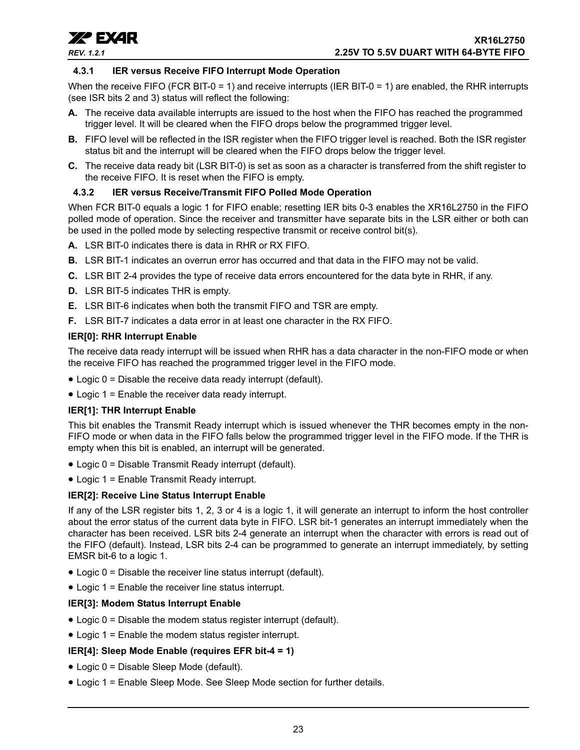### 4.3.1 IER versus Receive FIFO Interrupt Mode Operation

When the receive FIFO (FCR BIT-0 = 1) and receive interrupts (IER BIT-0 = 1) are enabled, the RHR interrupts (see ISR bits 2 and 3) status will reflect the following:

**A.** The receive data available interrupts are issued to the host when the FIFO has reached the programmed trigger level. It will be cleared when the FIFO drops below the programmed trigger level.

**B.** FIFO level will be reflected in the ISR register when the FIFO trigger level is reached. Both the ISR register status bit and the interrupt will be cleared when the FIFO drops below the trigger level.

**C.** The receive data ready bit (LSR BIT-0) is set as soon as a character is transferred from the shift register to the receive FIFO. It is reset when the FIFO is empty.

### 4.3.2 IER versus Receive/Transmit FIFO Polled Mode Operation

When FCR BIT-0 equals a logic 1 for FIFO enable; resetting IER bits 0-3 enables the XR16L2750 in the FIFO polled mode of operation. Since the receiver and transmitter have separate bits in the LSR either or both can be used in the polled mode by selecting respective transmit or receive control bit(s).

**A.** LSR BIT-0 indicates there is data in RHR or RX FIFO.

**B.** LSR BIT-1 indicates an overrun error has occurred and that data in the FIFO may not be valid.

**C.** LSR BIT 2-4 provides the type of receive data errors encountered for the data byte in RHR, if any.

**D.** LSR BIT-5 indicates THR is empty.

**E.** LSR BIT-6 indicates when both the transmit FIFO and TSR are empty.

**F.** LSR BIT-7 indicates a data error in at least one character in the RX FIFO.

**IER[0]: RHR Interrupt Enable**

The receive data ready interrupt will be issued when RHR has a data character in the non-FIFO mode or when the receive FIFO has reached the programmed trigger level in the FIFO mode.

- Logic 0 = Disable the receive data ready interrupt (default).
- Logic 1 = Enable the receiver data ready interrupt.

**IER[1]: THR Interrupt Enable**

This bit enables the Transmit Ready interrupt which is issued whenever the THR becomes empty in the non-FIFO mode or when data in the FIFO falls below the programmed trigger level in the FIFO mode. If the THR is empty when this bit is enabled, an interrupt will be generated.

- Logic 0 = Disable Transmit Ready interrupt (default).
- Logic 1 = Enable Transmit Ready interrupt.

**IER[2]: Receive Line Status Interrupt Enable**

If any of the LSR register bits 1, 2, 3 or 4 is a logic 1, it will generate an interrupt to inform the host controller about the error status of the current data byte in FIFO. LSR bit-1 generates an interrupt immediately when the character has been received. LSR bits 2-4 generate an interrupt when the character with errors is read out of the FIFO (default). Instead, LSR bits 2-4 can be programmed to generate an interrupt immediately, by setting EMSR bit-6 to a logic 1.

- Logic 0 = Disable the receiver line status interrupt (default).
- Logic 1 = Enable the receiver line status interrupt.

**IER[3]: Modem Status Interrupt Enable**

- Logic 0 = Disable the modem status register interrupt (default).
- Logic 1 = Enable the modem status register interrupt.

**IER[4]: Sleep Mode Enable (requires EFR bit-4 = 1)**

- Logic 0 = Disable Sleep Mode (default).
- Logic 1 = Enable Sleep Mode. See Sleep Mode section for further details.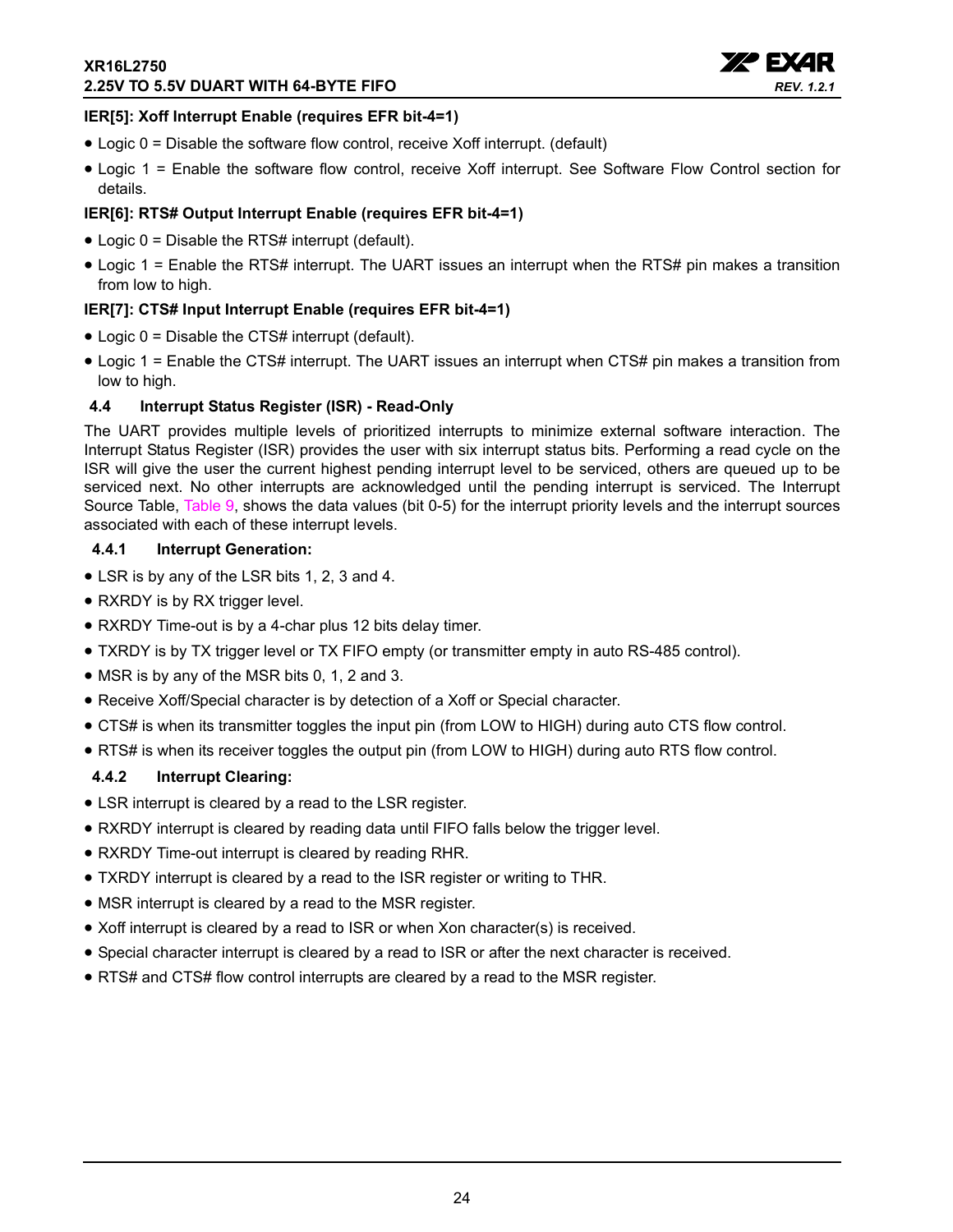**IER[5]: Xoff Interrupt Enable (requires EFR bit-4=1)**

- Logic 0 = Disable the software flow control, receive Xoff interrupt. (default)
- Logic 1 = Enable the software flow control, receive Xoff interrupt. See Software Flow Control section for details.

**IER[6]: RTS# Output Interrupt Enable (requires EFR bit-4=1)**

- Logic 0 = Disable the RTS# interrupt (default).
- Logic 1 = Enable the RTS# interrupt. The UART issues an interrupt when the RTS# pin makes a transition from low to high.

**IER[7]: CTS# Input Interrupt Enable (requires EFR bit-4=1)**

- Logic 0 = Disable the CTS# interrupt (default).
- Logic 1 = Enable the CTS# interrupt. The UART issues an interrupt when CTS# pin makes a transition from low to high.

### 4.4 Interrupt Status Register (ISR) - Read-Only

The UART provides multiple levels of prioritized interrupts to minimize external software interaction. The Interrupt Status Register (ISR) provides the user with six interrupt status bits. Performing a read cycle on the ISR will give the user the current highest pending interrupt level to be serviced, others are queued up to be serviced next. No other interrupts are acknowledged until the pending interrupt is serviced. The Interrupt Source Table, Table 9, shows the data values (bit 0-5) for the interrupt priority levels and the interrupt sources associated with each of these interrupt levels.

#### 4.4.1 Interrupt Generation:

- LSR is by any of the LSR bits 1, 2, 3 and 4.
- RXRDY is by RX trigger level.
- RXRDY Time-out is by a 4-char plus 12 bits delay timer.
- TXRDY is by TX trigger level or TX FIFO empty (or transmitter empty in auto RS-485 control).
- MSR is by any of the MSR bits 0, 1, 2 and 3.
- Receive Xoff/Special character is by detection of a Xoff or Special character.
- CTS# is when its transmitter toggles the input pin (from LOW to HIGH) during auto CTS flow control.
- RTS# is when its receiver toggles the output pin (from LOW to HIGH) during auto RTS flow control.

#### 4.4.2 Interrupt Clearing:

- LSR interrupt is cleared by a read to the LSR register.
- RXRDY interrupt is cleared by reading data until FIFO falls below the trigger level.
- RXRDY Time-out interrupt is cleared by reading RHR.
- TXRDY interrupt is cleared by a read to the ISR register or writing to THR.
- MSR interrupt is cleared by a read to the MSR register.
- Xoff interrupt is cleared by a read to ISR or when Xon character(s) is received.
- Special character interrupt is cleared by a read to ISR or after the next character is received.
- RTS# and CTS# flow control interrupts are cleared by a read to the MSR register.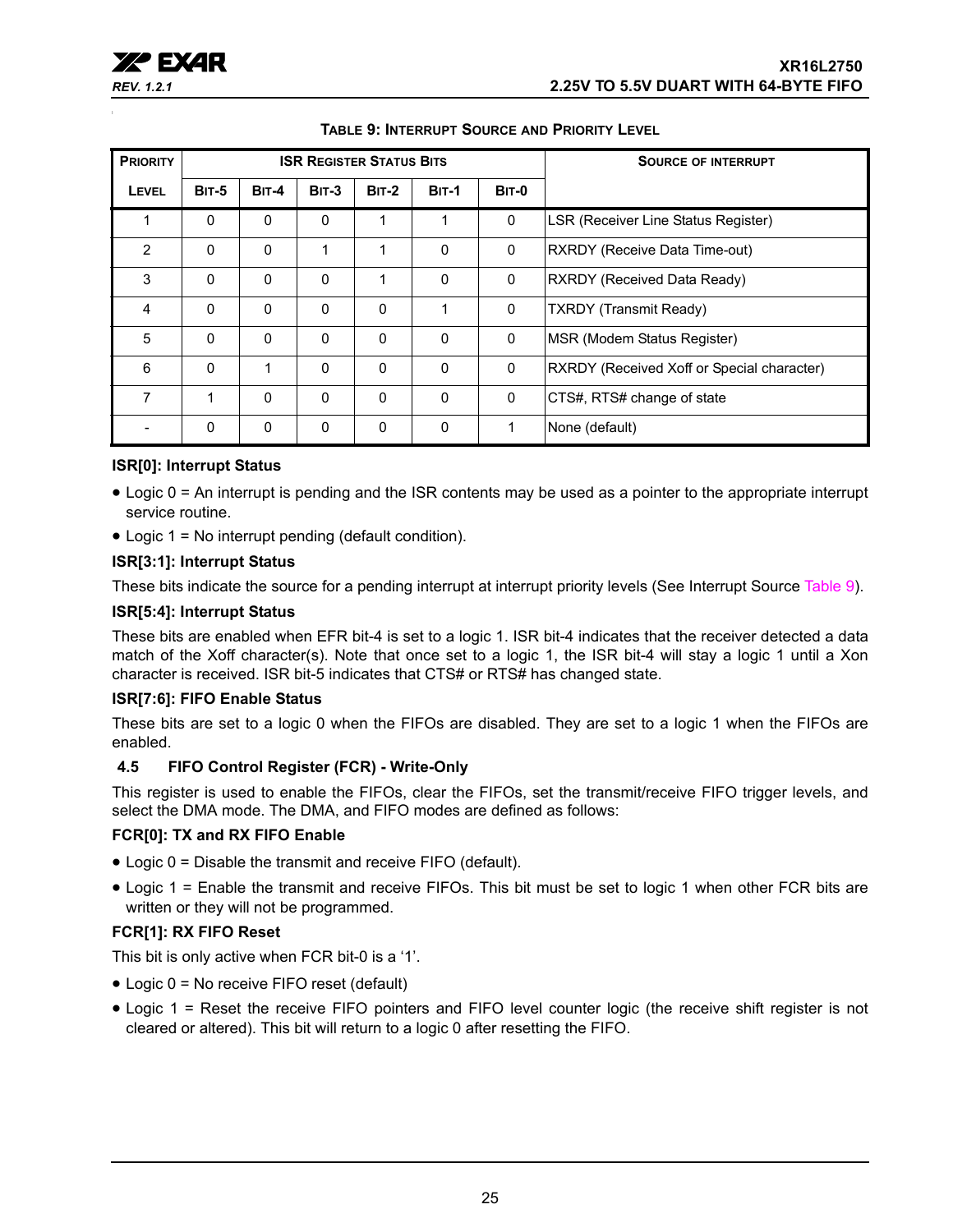**TABLE 9: INTERRUPT SOURCE AND PRIORITY LEVEL**

| PRIORITY | ISR REGISTER STATUS BITS | | | | | | SOURCE OF INTERRUPT |
|---|---|---|---|---|---|---|---|
| LEVEL | BIT-5 | BIT-4 | BIT-3 | BIT-2 | BIT-1 | BIT-0 | |
| 1 | 0 | 0 | 0 | 1 | 1 | 0 | LSR (Receiver Line Status Register) |
| 2 | 0 | 0 | 1 | 1 | 0 | 0 | RXRDY (Receive Data Time-out) |
| 3 | 0 | 0 | 0 | 1 | 0 | 0 | RXRDY (Received Data Ready) |
| 4 | 0 | 0 | 0 | 0 | 1 | 0 | TXRDY (Transmit Ready) |
| 5 | 0 | 0 | 0 | 0 | 0 | 0 | MSR (Modem Status Register) |
| 6 | 0 | 1 | 0 | 0 | 0 | 0 | RXRDY (Received Xoff or Special character) |
| 7 | 1 | 0 | 0 | 0 | 0 | 0 | CTS#, RTS# change of state |
| - | 0 | 0 | 0 | 0 | 0 | 1 | None (default) |

**ISR[0]: Interrupt Status**

- Logic 0 = An interrupt is pending and the ISR contents may be used as a pointer to the appropriate interrupt service routine.
- Logic 1 = No interrupt pending (default condition).

**ISR[3:1]: Interrupt Status**

These bits indicate the source for a pending interrupt at interrupt priority levels (See Interrupt Source Table 9).

**ISR[5:4]: Interrupt Status**

These bits are enabled when EFR bit-4 is set to a logic 1. ISR bit-4 indicates that the receiver detected a data match of the Xoff character(s). Note that once set to a logic 1, the ISR bit-4 will stay a logic 1 until a Xon character is received. ISR bit-5 indicates that CTS# or RTS# has changed state.

**ISR[7:6]: FIFO Enable Status**

These bits are set to a logic 0 when the FIFOs are disabled. They are set to a logic 1 when the FIFOs are enabled.

### 4.5 FIFO Control Register (FCR) - Write-Only

This register is used to enable the FIFOs, clear the FIFOs, set the transmit/receive FIFO trigger levels, and select the DMA mode. The DMA, and FIFO modes are defined as follows:

**FCR[0]: TX and RX FIFO Enable**

- Logic 0 = Disable the transmit and receive FIFO (default).
- Logic 1 = Enable the transmit and receive FIFOs. This bit must be set to logic 1 when other FCR bits are written or they will not be programmed.

**FCR[1]: RX FIFO Reset**

This bit is only active when FCR bit-0 is a '1'.

- Logic 0 = No receive FIFO reset (default)
- Logic 1 = Reset the receive FIFO pointers and FIFO level counter logic (the receive shift register is not cleared or altered). This bit will return to a logic 0 after resetting the FIFO.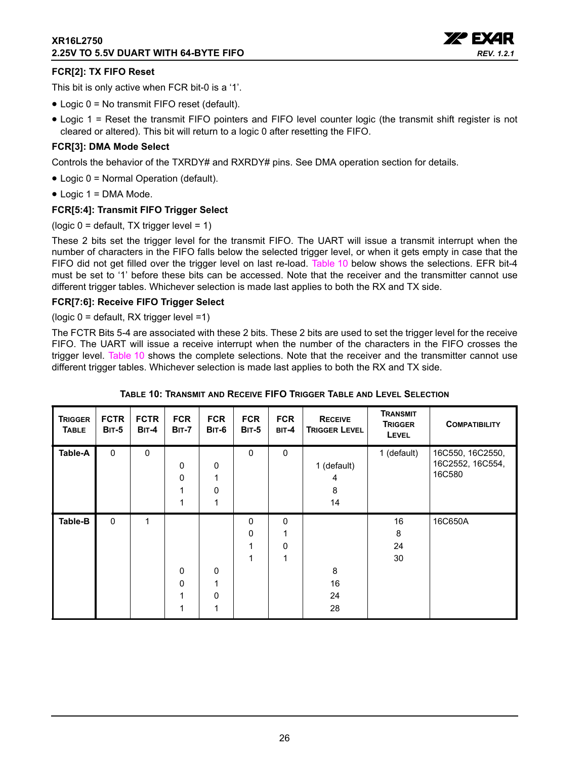### FCR[2]: TX FIFO Reset

This bit is only active when FCR bit-0 is a '1'.

- Logic 0 = No transmit FIFO reset (default).
- Logic 1 = Reset the transmit FIFO pointers and FIFO level counter logic (the transmit shift register is not cleared or altered). This bit will return to a logic 0 after resetting the FIFO.

### FCR[3]: DMA Mode Select

Controls the behavior of the TXRDY# and RXRDY# pins. See DMA operation section for details.

- Logic 0 = Normal Operation (default).
- Logic 1 = DMA Mode.

### FCR[5:4]: Transmit FIFO Trigger Select

(logic 0 = default, TX trigger level = 1)

These 2 bits set the trigger level for the transmit FIFO. The UART will issue a transmit interrupt when the number of characters in the FIFO falls below the selected trigger level, or when it gets empty in case that the FIFO did not get filled over the trigger level on last re-load. Table 10 below shows the selections. EFR bit-4 must be set to '1' before these bits can be accessed. Note that the receiver and the transmitter cannot use different trigger tables. Whichever selection is made last applies to both the RX and TX side.

### FCR[7:6]: Receive FIFO Trigger Select

(logic 0 = default, RX trigger level =1)

The FCTR Bits 5-4 are associated with these 2 bits. These 2 bits are used to set the trigger level for the receive FIFO. The UART will issue a receive interrupt when the number of the characters in the FIFO crosses the trigger level. Table 10 shows the complete selections. Note that the receiver and the transmitter cannot use different trigger tables. Whichever selection is made last applies to both the RX and TX side.

**TABLE 10: TRANSMIT AND RECEIVE FIFO TRIGGER TABLE AND LEVEL SELECTION**

| TRIGGER TABLE | FCTR BIT-5 | FCTR BIT-4 | FCR BIT-7 | FCR BIT-6 | FCR BIT-5 | FCR BIT-4 | RECEIVE TRIGGER LEVEL | TRANSMIT TRIGGER LEVEL | COMPATIBILITY |
|---|---|---|---|---|---|---|---|---|---|
| **Table-A** | 0 | 0 | | | 0 | 0 | | 1 (default) | 16C550, 16C2550, 16C2552, 16C554, 16C580 |
| | | | 0 | 0 | | | 1 (default) | | |
| | | | 0 | 1 | | | 4 | | |
| | | | 1 | 0 | | | 8 | | |
| | | | 1 | 1 | | | 14 | | |
| **Table-B** | 0 | 1 | | | 0 | 0 | | 16 | 16C650A |
| | | | | | 0 | 1 | | 8 | |
| | | | | | 1 | 0 | | 24 | |
| | | | | | 1 | 1 | | 30 | |
| | | | 0 | 0 | | | 8 | | |
| | | | 0 | 1 | | | 16 | | |
| | | | 1 | 0 | | | 24 | | |
| | | | 1 | 1 | | | 28 | | |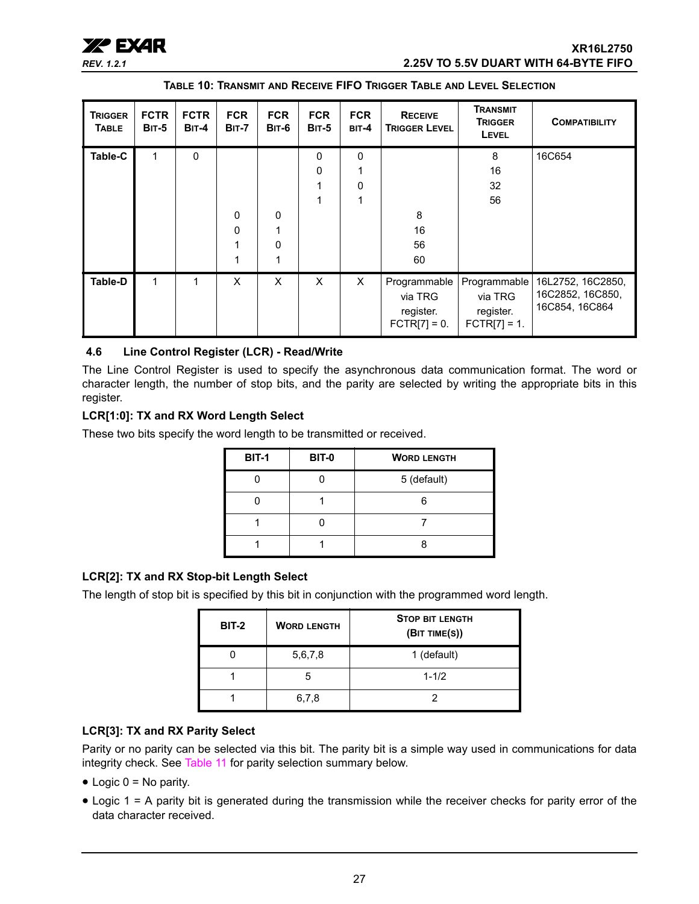**TABLE 10: TRANSMIT AND RECEIVE FIFO TRIGGER TABLE AND LEVEL SELECTION**

| TRIGGER TABLE | FCTR BIT-5 | FCTR BIT-4 | FCR BIT-7 | FCR BIT-6 | FCR BIT-5 | FCR BIT-4 | RECEIVE TRIGGER LEVEL | TRANSMIT TRIGGER LEVEL | COMPATIBILITY |
|---|---|---|---|---|---|---|---|---|---|
| Table-C | 1 | 0 | | | 0 | 0 | | 8 | 16C654 |
| | | | | | 0 | 1 | | 16 | |
| | | | | | 1 | 0 | | 32 | |
| | | | | | 1 | 1 | | 56 | |
| | | | 0 | 0 | | | 8 | | |
| | | | 0 | 1 | | | 16 | | |
| | | | 1 | 0 | | | 56 | | |
| | | | 1 | 1 | | | 60 | | |
| Table-D | 1 | 1 | X | X | X | X | Programmable via TRG register. FCTR[7] = 0. | Programmable via TRG register. FCTR[7] = 1. | 16L2752, 16C2850, 16C2852, 16C850, 16C854, 16C864 |

### 4.6 Line Control Register (LCR) - Read/Write

The Line Control Register is used to specify the asynchronous data communication format. The word or character length, the number of stop bits, and the parity are selected by writing the appropriate bits in this register.

**LCR[1:0]: TX and RX Word Length Select**

These two bits specify the word length to be transmitted or received.

| BIT-1 | BIT-0 | WORD LENGTH |
|---|---|---|
| 0 | 0 | 5 (default) |
| 0 | 1 | 6 |
| 1 | 0 | 7 |
| 1 | 1 | 8 |

**LCR[2]: TX and RX Stop-bit Length Select**

The length of stop bit is specified by this bit in conjunction with the programmed word length.

| BIT-2 | WORD LENGTH | STOP BIT LENGTH (BIT TIME(S)) |
|---|---|---|
| 0 | 5,6,7,8 | 1 (default) |
| 1 | 5 | 1-1/2 |
| 1 | 6,7,8 | 2 |

**LCR[3]: TX and RX Parity Select**

Parity or no parity can be selected via this bit. The parity bit is a simple way used in communications for data integrity check. See Table 11 for parity selection summary below.

- Logic 0 = No parity.
- Logic 1 = A parity bit is generated during the transmission while the receiver checks for parity error of the data character received.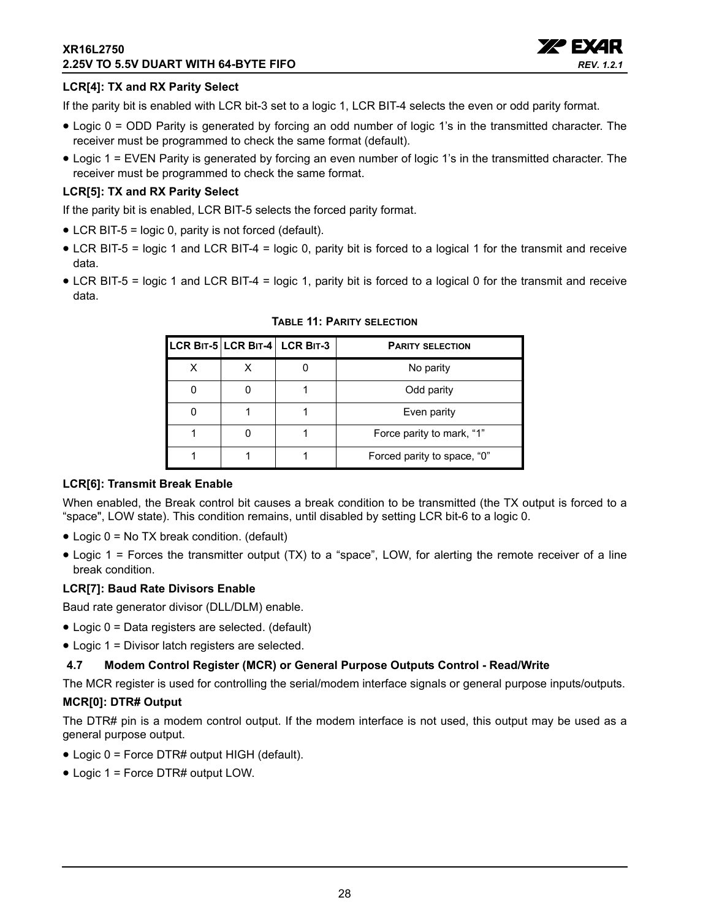**LCR[4]: TX and RX Parity Select**

If the parity bit is enabled with LCR bit-3 set to a logic 1, LCR BIT-4 selects the even or odd parity format.

- Logic 0 = ODD Parity is generated by forcing an odd number of logic 1's in the transmitted character. The receiver must be programmed to check the same format (default).
- Logic 1 = EVEN Parity is generated by forcing an even number of logic 1's in the transmitted character. The receiver must be programmed to check the same format.

**LCR[5]: TX and RX Parity Select**

If the parity bit is enabled, LCR BIT-5 selects the forced parity format.

- LCR BIT-5 = logic 0, parity is not forced (default).
- LCR BIT-5 = logic 1 and LCR BIT-4 = logic 0, parity bit is forced to a logical 1 for the transmit and receive data.
- LCR BIT-5 = logic 1 and LCR BIT-4 = logic 1, parity bit is forced to a logical 0 for the transmit and receive data.

**TABLE 11: PARITY SELECTION**

| LCR BIT-5 | LCR BIT-4 | LCR BIT-3 | PARITY SELECTION |
|---|---|---|---|
| X | X | 0 | No parity |
| 0 | 0 | 1 | Odd parity |
| 0 | 1 | 1 | Even parity |
| 1 | 0 | 1 | Force parity to mark, "1" |
| 1 | 1 | 1 | Forced parity to space, "0" |

**LCR[6]: Transmit Break Enable**

When enabled, the Break control bit causes a break condition to be transmitted (the TX output is forced to a "space", LOW state). This condition remains, until disabled by setting LCR bit-6 to a logic 0.

- Logic 0 = No TX break condition. (default)
- Logic 1 = Forces the transmitter output (TX) to a "space", LOW, for alerting the remote receiver of a line break condition.

**LCR[7]: Baud Rate Divisors Enable**

Baud rate generator divisor (DLL/DLM) enable.

- Logic 0 = Data registers are selected. (default)
- Logic 1 = Divisor latch registers are selected.

### 4.7 Modem Control Register (MCR) or General Purpose Outputs Control - Read/Write

The MCR register is used for controlling the serial/modem interface signals or general purpose inputs/outputs.

**MCR[0]: DTR# Output**

The DTR# pin is a modem control output. If the modem interface is not used, this output may be used as a general purpose output.

- Logic 0 = Force DTR# output HIGH (default).
- Logic 1 = Force DTR# output LOW.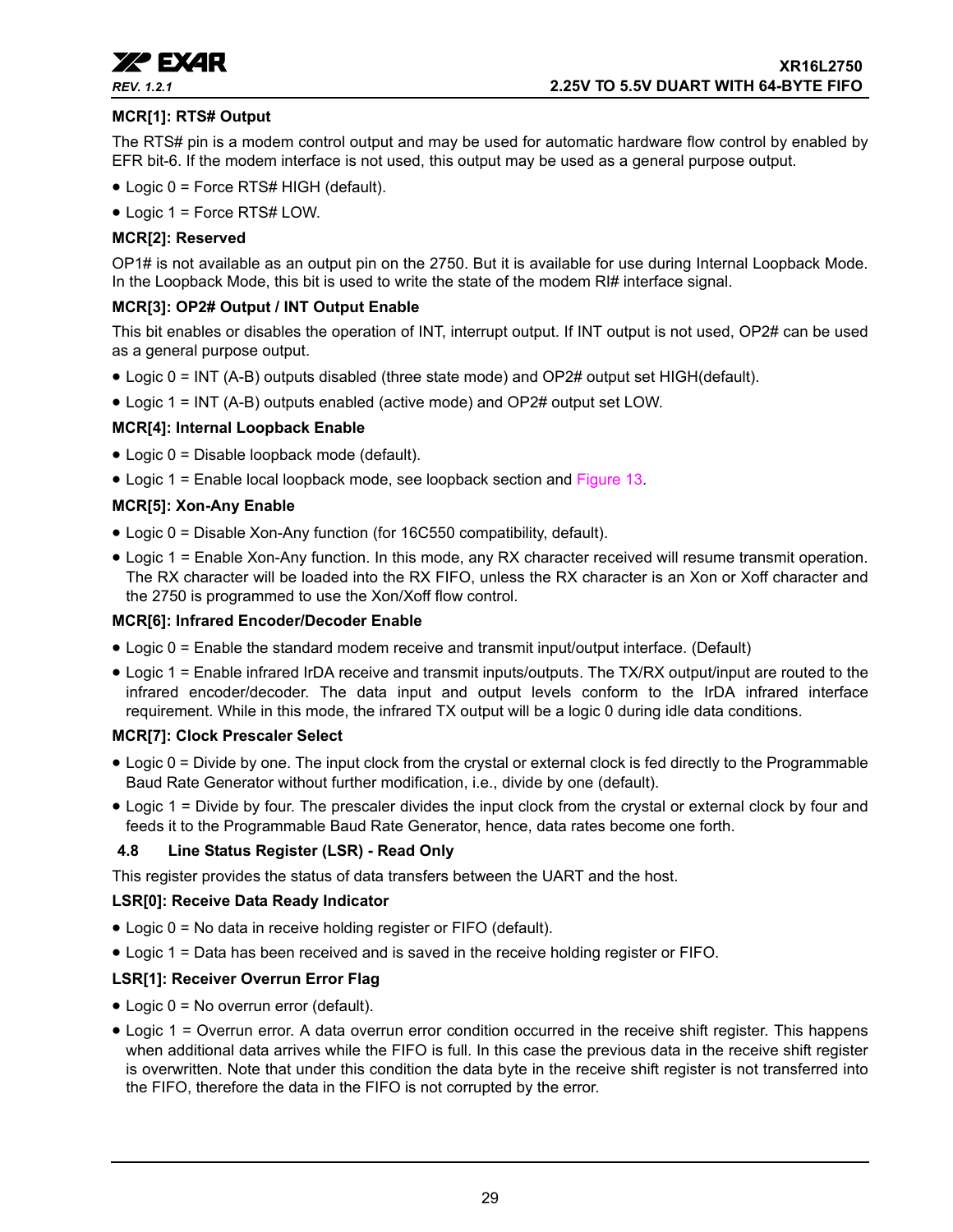**MCR[1]: RTS# Output**

The RTS# pin is a modem control output and may be used for automatic hardware flow control by enabled by EFR bit-6. If the modem interface is not used, this output may be used as a general purpose output.

- Logic 0 = Force RTS# HIGH (default).
- Logic 1 = Force RTS# LOW.

**MCR[2]: Reserved**

OP1# is not available as an output pin on the 2750. But it is available for use during Internal Loopback Mode. In the Loopback Mode, this bit is used to write the state of the modem RI# interface signal.

**MCR[3]: OP2# Output / INT Output Enable**

This bit enables or disables the operation of INT, interrupt output. If INT output is not used, OP2# can be used as a general purpose output.

- Logic 0 = INT (A-B) outputs disabled (three state mode) and OP2# output set HIGH(default).
- Logic 1 = INT (A-B) outputs enabled (active mode) and OP2# output set LOW.

**MCR[4]: Internal Loopback Enable**

- Logic 0 = Disable loopback mode (default).
- Logic 1 = Enable local loopback mode, see loopback section and Figure 13.

**MCR[5]: Xon-Any Enable**

- Logic 0 = Disable Xon-Any function (for 16C550 compatibility, default).
- Logic 1 = Enable Xon-Any function. In this mode, any RX character received will resume transmit operation. The RX character will be loaded into the RX FIFO, unless the RX character is an Xon or Xoff character and the 2750 is programmed to use the Xon/Xoff flow control.

**MCR[6]: Infrared Encoder/Decoder Enable**

- Logic 0 = Enable the standard modem receive and transmit input/output interface. (Default)
- Logic 1 = Enable infrared IrDA receive and transmit inputs/outputs. The TX/RX output/input are routed to the infrared encoder/decoder. The data input and output levels conform to the IrDA infrared interface requirement. While in this mode, the infrared TX output will be a logic 0 during idle data conditions.

**MCR[7]: Clock Prescaler Select**

- Logic 0 = Divide by one. The input clock from the crystal or external clock is fed directly to the Programmable Baud Rate Generator without further modification, i.e., divide by one (default).
- Logic 1 = Divide by four. The prescaler divides the input clock from the crystal or external clock by four and feeds it to the Programmable Baud Rate Generator, hence, data rates become one forth.

### 4.8 Line Status Register (LSR) - Read Only

This register provides the status of data transfers between the UART and the host.

**LSR[0]: Receive Data Ready Indicator**

- Logic 0 = No data in receive holding register or FIFO (default).
- Logic 1 = Data has been received and is saved in the receive holding register or FIFO.

**LSR[1]: Receiver Overrun Error Flag**

- Logic 0 = No overrun error (default).
- Logic 1 = Overrun error. A data overrun error condition occurred in the receive shift register. This happens when additional data arrives while the FIFO is full. In this case the previous data in the receive shift register is overwritten. Note that under this condition the data byte in the receive shift register is not transferred into the FIFO, therefore the data in the FIFO is not corrupted by the error.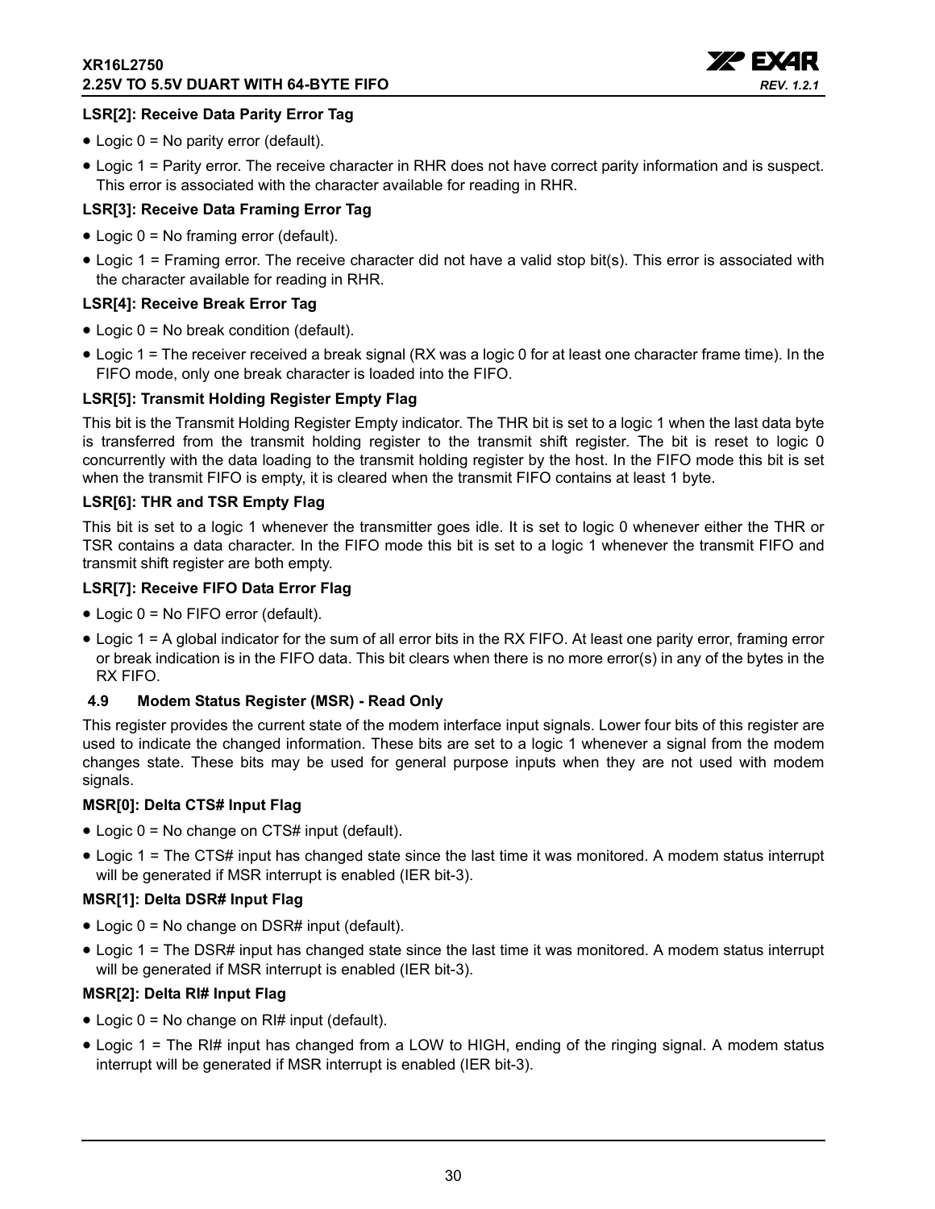**LSR[2]: Receive Data Parity Error Tag**

- Logic 0 = No parity error (default).
- Logic 1 = Parity error. The receive character in RHR does not have correct parity information and is suspect. This error is associated with the character available for reading in RHR.

**LSR[3]: Receive Data Framing Error Tag**

- Logic 0 = No framing error (default).
- Logic 1 = Framing error. The receive character did not have a valid stop bit(s). This error is associated with the character available for reading in RHR.

**LSR[4]: Receive Break Error Tag**

- Logic 0 = No break condition (default).
- Logic 1 = The receiver received a break signal (RX was a logic 0 for at least one character frame time). In the FIFO mode, only one break character is loaded into the FIFO.

**LSR[5]: Transmit Holding Register Empty Flag**

This bit is the Transmit Holding Register Empty indicator. The THR bit is set to a logic 1 when the last data byte is transferred from the transmit holding register to the transmit shift register. The bit is reset to logic 0 concurrently with the data loading to the transmit holding register by the host. In the FIFO mode this bit is set when the transmit FIFO is empty, it is cleared when the transmit FIFO contains at least 1 byte.

**LSR[6]: THR and TSR Empty Flag**

This bit is set to a logic 1 whenever the transmitter goes idle. It is set to logic 0 whenever either the THR or TSR contains a data character. In the FIFO mode this bit is set to a logic 1 whenever the transmit FIFO and transmit shift register are both empty.

**LSR[7]: Receive FIFO Data Error Flag**

- Logic 0 = No FIFO error (default).
- Logic 1 = A global indicator for the sum of all error bits in the RX FIFO. At least one parity error, framing error or break indication is in the FIFO data. This bit clears when there is no more error(s) in any of the bytes in the RX FIFO.

### 4.9 Modem Status Register (MSR) - Read Only

This register provides the current state of the modem interface input signals. Lower four bits of this register are used to indicate the changed information. These bits are set to a logic 1 whenever a signal from the modem changes state. These bits may be used for general purpose inputs when they are not used with modem signals.

**MSR[0]: Delta CTS# Input Flag**

- Logic 0 = No change on CTS# input (default).
- Logic 1 = The CTS# input has changed state since the last time it was monitored. A modem status interrupt will be generated if MSR interrupt is enabled (IER bit-3).

**MSR[1]: Delta DSR# Input Flag**

- Logic 0 = No change on DSR# input (default).
- Logic 1 = The DSR# input has changed state since the last time it was monitored. A modem status interrupt will be generated if MSR interrupt is enabled (IER bit-3).

**MSR[2]: Delta RI# Input Flag**

- Logic 0 = No change on RI# input (default).
- Logic 1 = The RI# input has changed from a LOW to HIGH, ending of the ringing signal. A modem status interrupt will be generated if MSR interrupt is enabled (IER bit-3).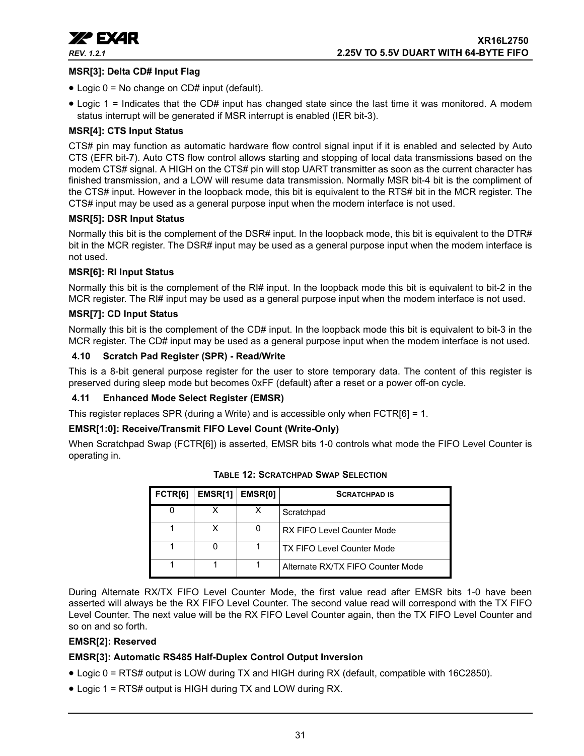**MSR[3]: Delta CD# Input Flag**

- Logic 0 = No change on CD# input (default).
- Logic 1 = Indicates that the CD# input has changed state since the last time it was monitored. A modem status interrupt will be generated if MSR interrupt is enabled (IER bit-3).

**MSR[4]: CTS Input Status**

CTS# pin may function as automatic hardware flow control signal input if it is enabled and selected by Auto CTS (EFR bit-7). Auto CTS flow control allows starting and stopping of local data transmissions based on the modem CTS# signal. A HIGH on the CTS# pin will stop UART transmitter as soon as the current character has finished transmission, and a LOW will resume data transmission. Normally MSR bit-4 bit is the compliment of the CTS# input. However in the loopback mode, this bit is equivalent to the RTS# bit in the MCR register. The CTS# input may be used as a general purpose input when the modem interface is not used.

**MSR[5]: DSR Input Status**

Normally this bit is the complement of the DSR# input. In the loopback mode, this bit is equivalent to the DTR# bit in the MCR register. The DSR# input may be used as a general purpose input when the modem interface is not used.

**MSR[6]: RI Input Status**

Normally this bit is the complement of the RI# input. In the loopback mode this bit is equivalent to bit-2 in the MCR register. The RI# input may be used as a general purpose input when the modem interface is not used.

**MSR[7]: CD Input Status**

Normally this bit is the complement of the CD# input. In the loopback mode this bit is equivalent to bit-3 in the MCR register. The CD# input may be used as a general purpose input when the modem interface is not used.

### 4.10 Scratch Pad Register (SPR) - Read/Write

This is a 8-bit general purpose register for the user to store temporary data. The content of this register is preserved during sleep mode but becomes 0xFF (default) after a reset or a power off-on cycle.

### 4.11 Enhanced Mode Select Register (EMSR)

This register replaces SPR (during a Write) and is accessible only when FCTR[6] = 1.

**EMSR[1:0]: Receive/Transmit FIFO Level Count (Write-Only)**

When Scratchpad Swap (FCTR[6]) is asserted, EMSR bits 1-0 controls what mode the FIFO Level Counter is operating in.

**TABLE 12: SCRATCHPAD SWAP SELECTION**

| FCTR[6] | EMSR[1] | EMSR[0] | SCRATCHPAD IS |
|---|---|---|---|
| 0 | X | X | Scratchpad |
| 1 | X | 0 | RX FIFO Level Counter Mode |
| 1 | 0 | 1 | TX FIFO Level Counter Mode |
| 1 | 1 | 1 | Alternate RX/TX FIFO Counter Mode |

During Alternate RX/TX FIFO Level Counter Mode, the first value read after EMSR bits 1-0 have been asserted will always be the RX FIFO Level Counter. The second value read will correspond with the TX FIFO Level Counter. The next value will be the RX FIFO Level Counter again, then the TX FIFO Level Counter and so on and so forth.

**EMSR[2]: Reserved**

**EMSR[3]: Automatic RS485 Half-Duplex Control Output Inversion**

- Logic 0 = RTS# output is LOW during TX and HIGH during RX (default, compatible with 16C2850).
- Logic 1 = RTS# output is HIGH during TX and LOW during RX.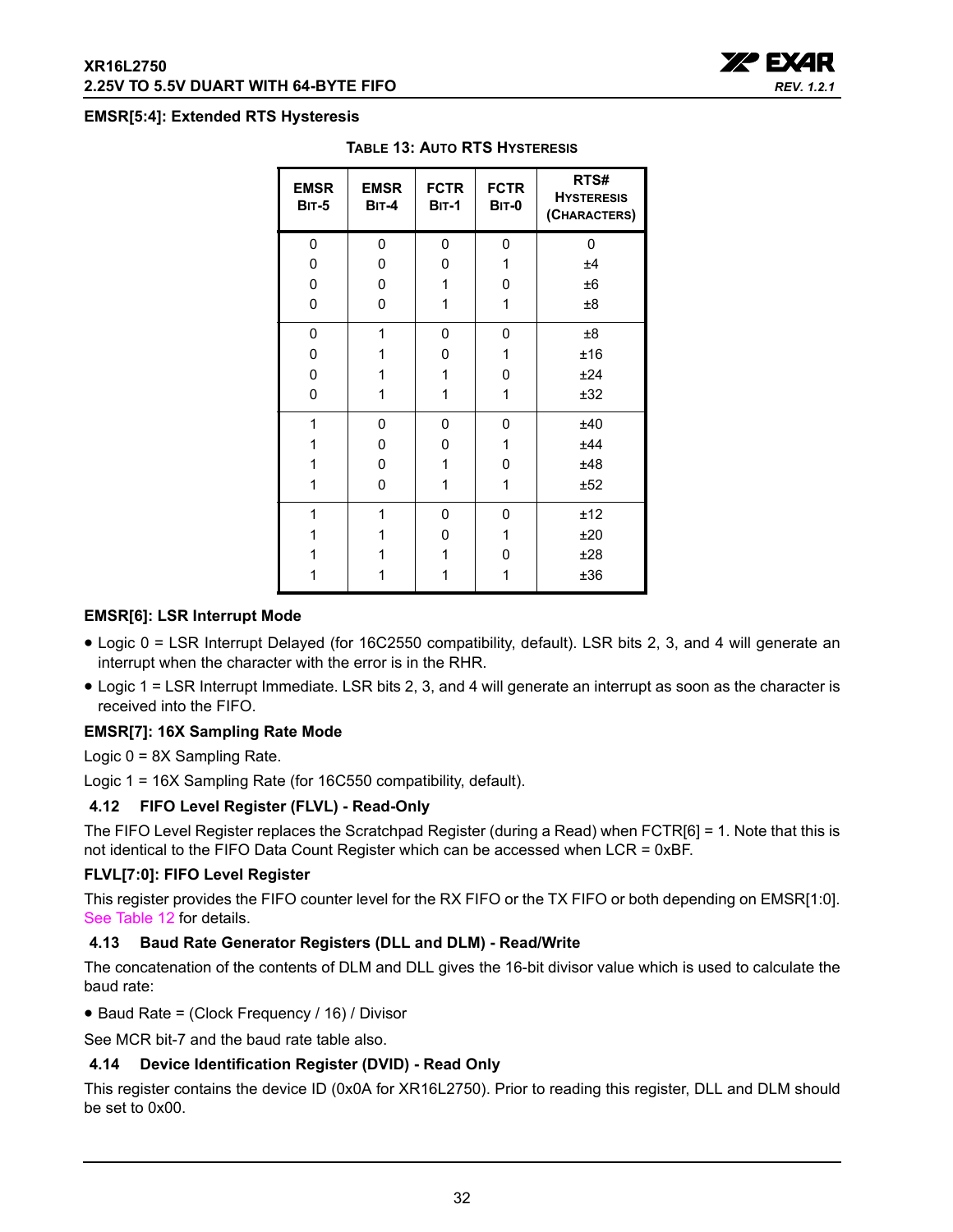**EMSR[5:4]: Extended RTS Hysteresis**

**Table 13: Auto RTS Hysteresis**

| EMSR Bit-5 | EMSR Bit-4 | FCTR Bit-1 | FCTR Bit-0 | RTS# Hysteresis (Characters) |
|---|---|---|---|---|
| 0 | 0 | 0 | 0 | 0 |
| 0 | 0 | 0 | 1 | ±4 |
| 0 | 0 | 1 | 0 | ±6 |
| 0 | 0 | 1 | 1 | ±8 |
| 0 | 1 | 0 | 0 | ±8 |
| 0 | 1 | 0 | 1 | ±16 |
| 0 | 1 | 1 | 0 | ±24 |
| 0 | 1 | 1 | 1 | ±32 |
| 1 | 0 | 0 | 0 | ±40 |
| 1 | 0 | 0 | 1 | ±44 |
| 1 | 0 | 1 | 0 | ±48 |
| 1 | 0 | 1 | 1 | ±52 |
| 1 | 1 | 0 | 0 | ±12 |
| 1 | 1 | 0 | 1 | ±20 |
| 1 | 1 | 1 | 0 | ±28 |
| 1 | 1 | 1 | 1 | ±36 |

**EMSR[6]: LSR Interrupt Mode**

- Logic 0 = LSR Interrupt Delayed (for 16C2550 compatibility, default). LSR bits 2, 3, and 4 will generate an interrupt when the character with the error is in the RHR.
- Logic 1 = LSR Interrupt Immediate. LSR bits 2, 3, and 4 will generate an interrupt as soon as the character is received into the FIFO.

**EMSR[7]: 16X Sampling Rate Mode**

Logic 0 = 8X Sampling Rate.

Logic 1 = 16X Sampling Rate (for 16C550 compatibility, default).

### 4.12 FIFO Level Register (FLVL) - Read-Only

The FIFO Level Register replaces the Scratchpad Register (during a Read) when FCTR[6] = 1. Note that this is not identical to the FIFO Data Count Register which can be accessed when LCR = 0xBF.

**FLVL[7:0]: FIFO Level Register**

This register provides the FIFO counter level for the RX FIFO or the TX FIFO or both depending on EMSR[1:0]. See Table 12 for details.

### 4.13 Baud Rate Generator Registers (DLL and DLM) - Read/Write

The concatenation of the contents of DLM and DLL gives the 16-bit divisor value which is used to calculate the baud rate:

- Baud Rate = (Clock Frequency / 16) / Divisor

See MCR bit-7 and the baud rate table also.

### 4.14 Device Identification Register (DVID) - Read Only

This register contains the device ID (0x0A for XR16L2750). Prior to reading this register, DLL and DLM should be set to 0x00.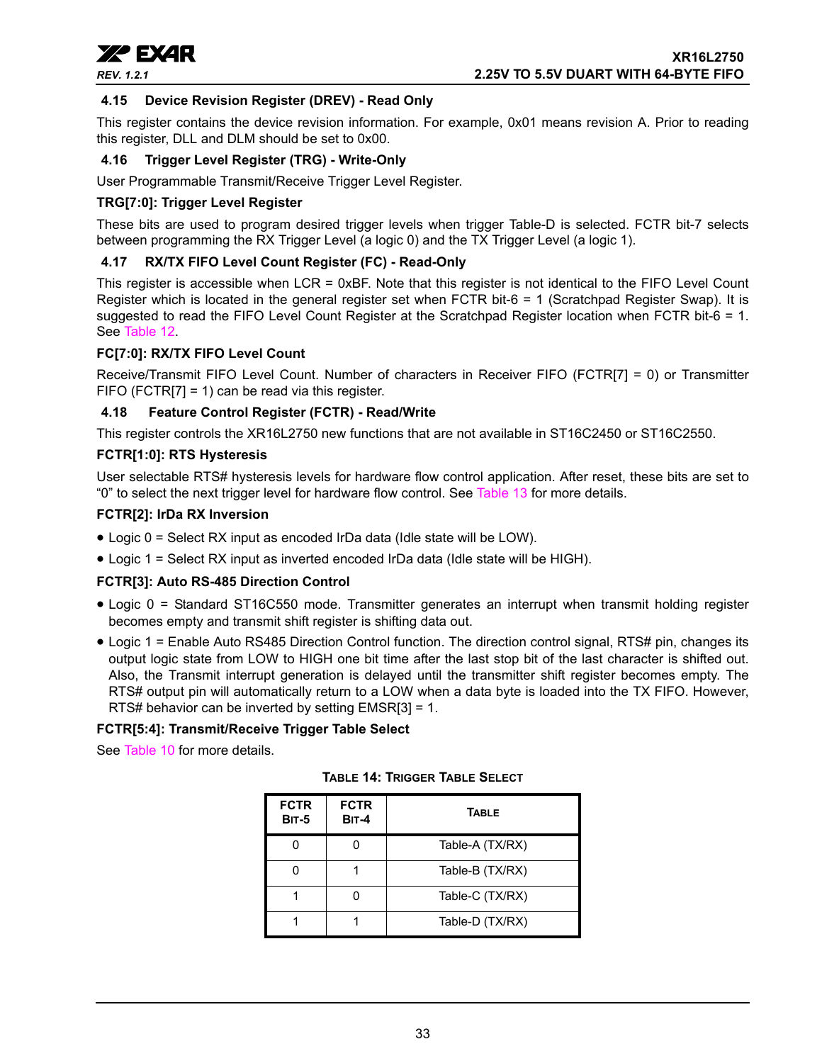### 4.15 Device Revision Register (DREV) - Read Only

This register contains the device revision information. For example, 0x01 means revision A. Prior to reading this register, DLL and DLM should be set to 0x00.

### 4.16 Trigger Level Register (TRG) - Write-Only

User Programmable Transmit/Receive Trigger Level Register.

**TRG[7:0]: Trigger Level Register**

These bits are used to program desired trigger levels when trigger Table-D is selected. FCTR bit-7 selects between programming the RX Trigger Level (a logic 0) and the TX Trigger Level (a logic 1).

### 4.17 RX/TX FIFO Level Count Register (FC) - Read-Only

This register is accessible when LCR = 0xBF. Note that this register is not identical to the FIFO Level Count Register which is located in the general register set when FCTR bit-6 = 1 (Scratchpad Register Swap). It is suggested to read the FIFO Level Count Register at the Scratchpad Register location when FCTR bit-6 = 1. See Table 12.

**FC[7:0]: RX/TX FIFO Level Count**

Receive/Transmit FIFO Level Count. Number of characters in Receiver FIFO (FCTR[7] = 0) or Transmitter FIFO (FCTR[7] = 1) can be read via this register.

### 4.18 Feature Control Register (FCTR) - Read/Write

This register controls the XR16L2750 new functions that are not available in ST16C2450 or ST16C2550.

**FCTR[1:0]: RTS Hysteresis**

User selectable RTS# hysteresis levels for hardware flow control application. After reset, these bits are set to "0" to select the next trigger level for hardware flow control. See Table 13 for more details.

**FCTR[2]: IrDa RX Inversion**

- Logic 0 = Select RX input as encoded IrDa data (Idle state will be LOW).
- Logic 1 = Select RX input as inverted encoded IrDa data (Idle state will be HIGH).

**FCTR[3]: Auto RS-485 Direction Control**

- Logic 0 = Standard ST16C550 mode. Transmitter generates an interrupt when transmit holding register becomes empty and transmit shift register is shifting data out.
- Logic 1 = Enable Auto RS485 Direction Control function. The direction control signal, RTS# pin, changes its output logic state from LOW to HIGH one bit time after the last stop bit of the last character is shifted out. Also, the Transmit interrupt generation is delayed until the transmitter shift register becomes empty. The RTS# output pin will automatically return to a LOW when a data byte is loaded into the TX FIFO. However, RTS# behavior can be inverted by setting EMSR[3] = 1.

**FCTR[5:4]: Transmit/Receive Trigger Table Select**

See Table 10 for more details.

**TABLE 14: TRIGGER TABLE SELECT**

| FCTR Bit-5 | FCTR Bit-4 | Table |
|---|---|---|
| 0 | 0 | Table-A (TX/RX) |
| 0 | 1 | Table-B (TX/RX) |
| 1 | 0 | Table-C (TX/RX) |
| 1 | 1 | Table-D (TX/RX) |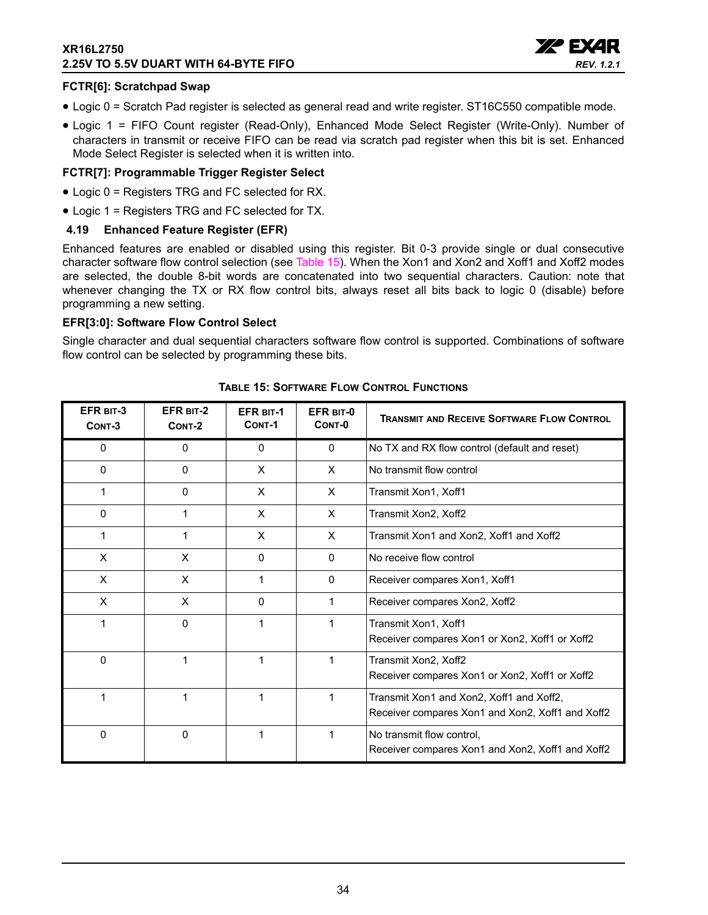#### FCTR[6]: Scratchpad Swap

- Logic 0 = Scratch Pad register is selected as general read and write register. ST16C550 compatible mode.
- Logic 1 = FIFO Count register (Read-Only), Enhanced Mode Select Register (Write-Only). Number of characters in transmit or receive FIFO can be read via scratch pad register when this bit is set. Enhanced Mode Select Register is selected when it is written into.

#### FCTR[7]: Programmable Trigger Register Select

- Logic 0 = Registers TRG and FC selected for RX.
- Logic 1 = Registers TRG and FC selected for TX.

### 4.19 Enhanced Feature Register (EFR)

Enhanced features are enabled or disabled using this register. Bit 0-3 provide single or dual consecutive character software flow control selection (see Table 15). When the Xon1 and Xon2 and Xoff1 and Xoff2 modes are selected, the double 8-bit words are concatenated into two sequential characters. Caution: note that whenever changing the TX or RX flow control bits, always reset all bits back to logic 0 (disable) before programming a new setting.

#### EFR[3:0]: Software Flow Control Select

Single character and dual sequential characters software flow control is supported. Combinations of software flow control can be selected by programming these bits.

**TABLE 15: SOFTWARE FLOW CONTROL FUNCTIONS**

| EFR BIT-3 CONT-3 | EFR BIT-2 CONT-2 | EFR BIT-1 CONT-1 | EFR BIT-0 CONT-0 | TRANSMIT AND RECEIVE SOFTWARE FLOW CONTROL |
|---|---|---|---|---|
| 0 | 0 | 0 | 0 | No TX and RX flow control (default and reset) |
| 0 | 0 | X | X | No transmit flow control |
| 1 | 0 | X | X | Transmit Xon1, Xoff1 |
| 0 | 1 | X | X | Transmit Xon2, Xoff2 |
| 1 | 1 | X | X | Transmit Xon1 and Xon2, Xoff1 and Xoff2 |
| X | X | 0 | 0 | No receive flow control |
| X | X | 1 | 0 | Receiver compares Xon1, Xoff1 |
| X | X | 0 | 1 | Receiver compares Xon2, Xoff2 |
| 1 | 0 | 1 | 1 | Transmit Xon1, Xoff1<br>Receiver compares Xon1 or Xon2, Xoff1 or Xoff2 |
| 0 | 1 | 1 | 1 | Transmit Xon2, Xoff2<br>Receiver compares Xon1 or Xon2, Xoff1 or Xoff2 |
| 1 | 1 | 1 | 1 | Transmit Xon1 and Xon2, Xoff1 and Xoff2,<br>Receiver compares Xon1 and Xon2, Xoff1 and Xoff2 |
| 0 | 0 | 1 | 1 | No transmit flow control,<br>Receiver compares Xon1 and Xon2, Xoff1 and Xoff2 |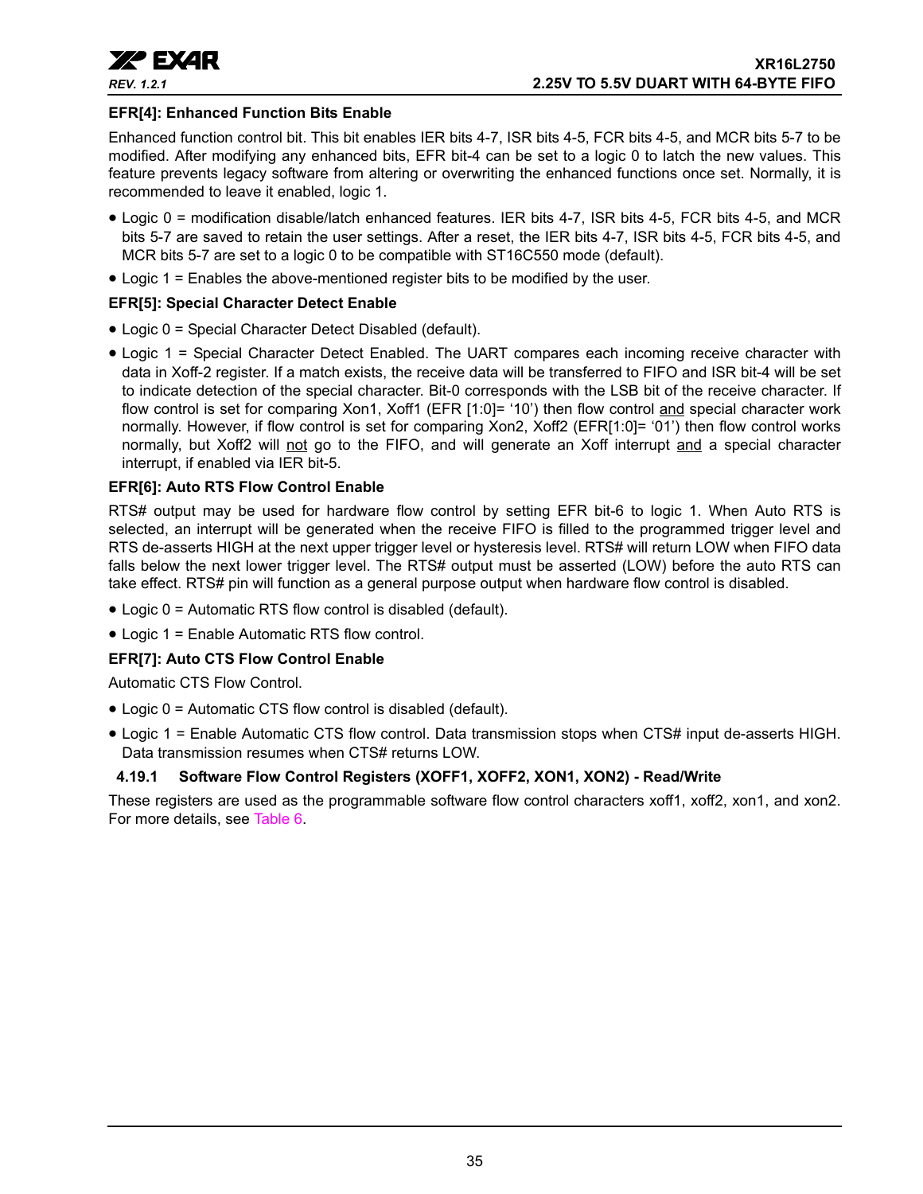**EFR[4]: Enhanced Function Bits Enable**

Enhanced function control bit. This bit enables IER bits 4-7, ISR bits 4-5, FCR bits 4-5, and MCR bits 5-7 to be modified. After modifying any enhanced bits, EFR bit-4 can be set to a logic 0 to latch the new values. This feature prevents legacy software from altering or overwriting the enhanced functions once set. Normally, it is recommended to leave it enabled, logic 1.

- Logic 0 = modification disable/latch enhanced features. IER bits 4-7, ISR bits 4-5, FCR bits 4-5, and MCR bits 5-7 are saved to retain the user settings. After a reset, the IER bits 4-7, ISR bits 4-5, FCR bits 4-5, and MCR bits 5-7 are set to a logic 0 to be compatible with ST16C550 mode (default).
- Logic 1 = Enables the above-mentioned register bits to be modified by the user.

**EFR[5]: Special Character Detect Enable**

- Logic 0 = Special Character Detect Disabled (default).
- Logic 1 = Special Character Detect Enabled. The UART compares each incoming receive character with data in Xoff-2 register. If a match exists, the receive data will be transferred to FIFO and ISR bit-4 will be set to indicate detection of the special character. Bit-0 corresponds with the LSB bit of the receive character. If flow control is set for comparing Xon1, Xoff1 (EFR [1:0]= '10') then flow control and special character work normally. However, if flow control is set for comparing Xon2, Xoff2 (EFR[1:0]= '01') then flow control works normally, but Xoff2 will not go to the FIFO, and will generate an Xoff interrupt and a special character interrupt, if enabled via IER bit-5.

**EFR[6]: Auto RTS Flow Control Enable**

RTS# output may be used for hardware flow control by setting EFR bit-6 to logic 1. When Auto RTS is selected, an interrupt will be generated when the receive FIFO is filled to the programmed trigger level and RTS de-asserts HIGH at the next upper trigger level or hysteresis level. RTS# will return LOW when FIFO data falls below the next lower trigger level. The RTS# output must be asserted (LOW) before the auto RTS can take effect. RTS# pin will function as a general purpose output when hardware flow control is disabled.

- Logic 0 = Automatic RTS flow control is disabled (default).
- Logic 1 = Enable Automatic RTS flow control.

**EFR[7]: Auto CTS Flow Control Enable**

Automatic CTS Flow Control.

- Logic 0 = Automatic CTS flow control is disabled (default).
- Logic 1 = Enable Automatic CTS flow control. Data transmission stops when CTS# input de-asserts HIGH. Data transmission resumes when CTS# returns LOW.

### 4.19.1 Software Flow Control Registers (XOFF1, XOFF2, XON1, XON2) - Read/Write

These registers are used as the programmable software flow control characters xoff1, xoff2, xon1, and xon2. For more details, see Table 6.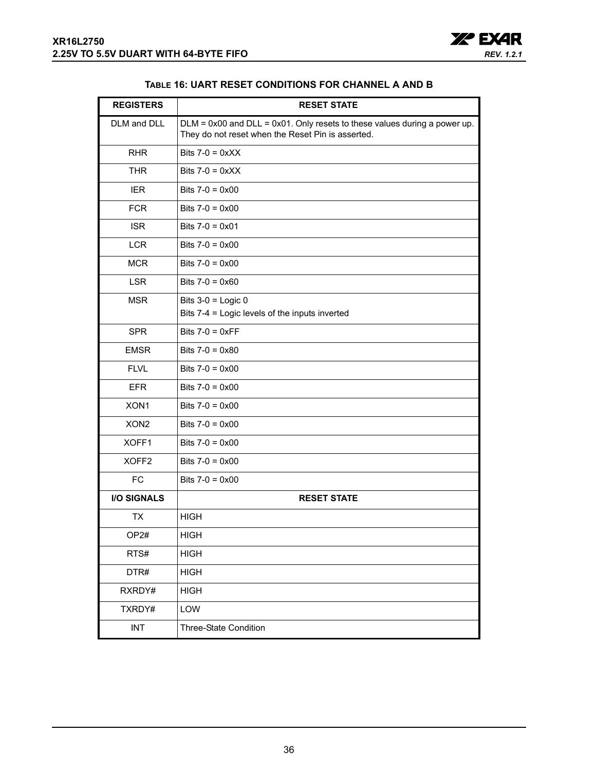### TABLE 16: UART RESET CONDITIONS FOR CHANNEL A AND B

| REGISTERS | RESET STATE |
|---|---|
| DLM and DLL | DLM = 0x00 and DLL = 0x01. Only resets to these values during a power up. They do not reset when the Reset Pin is asserted. |
| RHR | Bits 7-0 = 0xXX |
| THR | Bits 7-0 = 0xXX |
| IER | Bits 7-0 = 0x00 |
| FCR | Bits 7-0 = 0x00 |
| ISR | Bits 7-0 = 0x01 |
| LCR | Bits 7-0 = 0x00 |
| MCR | Bits 7-0 = 0x00 |
| LSR | Bits 7-0 = 0x60 |
| MSR | Bits 3-0 = Logic 0<br>Bits 7-4 = Logic levels of the inputs inverted |
| SPR | Bits 7-0 = 0xFF |
| EMSR | Bits 7-0 = 0x80 |
| FLVL | Bits 7-0 = 0x00 |
| EFR | Bits 7-0 = 0x00 |
| XON1 | Bits 7-0 = 0x00 |
| XON2 | Bits 7-0 = 0x00 |
| XOFF1 | Bits 7-0 = 0x00 |
| XOFF2 | Bits 7-0 = 0x00 |
| FC | Bits 7-0 = 0x00 |
| **I/O SIGNALS** | **RESET STATE** |
| TX | HIGH |
| OP2# | HIGH |
| RTS# | HIGH |
| DTR# | HIGH |
| RXRDY# | HIGH |
| TXRDY# | LOW |
| INT | Three-State Condition |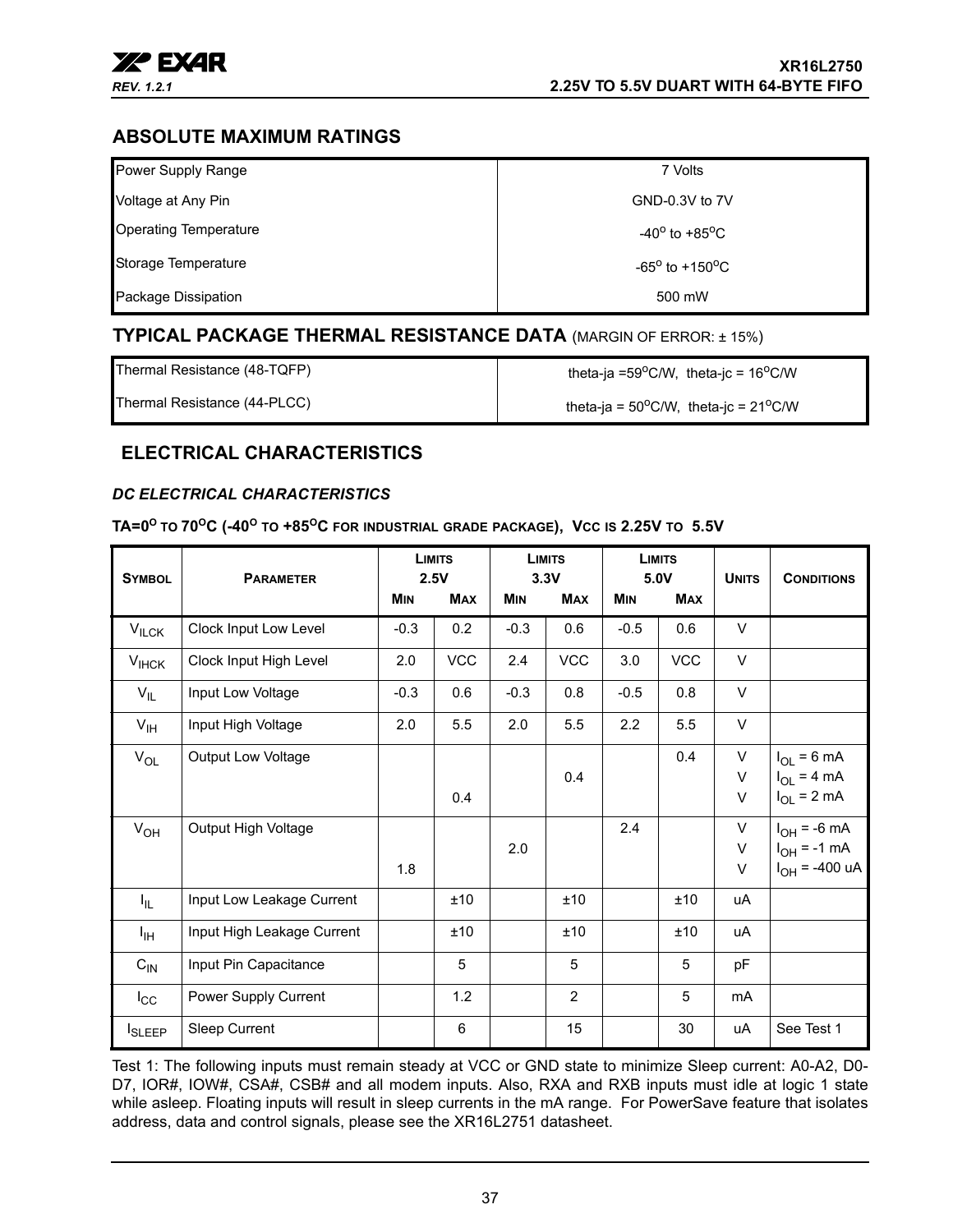## ABSOLUTE MAXIMUM RATINGS

| | |
|---|---|
| Power Supply Range | 7 Volts |
| Voltage at Any Pin | GND-0.3V to 7V |
| Operating Temperature | -40$^{o}$ to +85$^{o}$C |
| Storage Temperature | -65$^{o}$ to +150$^{o}$C |
| Package Dissipation | 500 mW |

## TYPICAL PACKAGE THERMAL RESISTANCE DATA (MARGIN OF ERROR: ± 15%)

| | |
|---|---|
| Thermal Resistance (48-TQFP) | theta-ja =59$^{o}$C/W, theta-jc = 16$^{o}$C/W |
| Thermal Resistance (44-PLCC) | theta-ja = 50$^{o}$C/W, theta-jc = 21$^{o}$C/W |

## ELECTRICAL CHARACTERISTICS

### *DC ELECTRICAL CHARACTERISTICS*

**TA=0$^{o}$ TO 70$^{o}$C (-40$^{o}$ TO +85$^{o}$C FOR INDUSTRIAL GRADE PACKAGE), VCC IS 2.25V TO 5.5V**

| SYMBOL | PARAMETER | LIMITS 2.5V | | LIMITS 3.3V | | LIMITS 5.0V | | UNITS | CONDITIONS |
|---|---|---|---|---|---|---|---|---|---|
| | | MIN | MAX | MIN | MAX | MIN | MAX | | |
| $V_{ILCK}$ | Clock Input Low Level | -0.3 | 0.2 | -0.3 | 0.6 | -0.5 | 0.6 | V | |
| $V_{IHCK}$ | Clock Input High Level | 2.0 | VCC | 2.4 | VCC | 3.0 | VCC | V | |
| $V_{IL}$ | Input Low Voltage | -0.3 | 0.6 | -0.3 | 0.8 | -0.5 | 0.8 | V | |
| $V_{IH}$ | Input High Voltage | 2.0 | 5.5 | 2.0 | 5.5 | 2.2 | 5.5 | V | |
| $V_{OL}$ | Output Low Voltage | | | | | | 0.4 | V | $I_{OL}$ = 6 mA |
| | | | | | 0.4 | | | V | $I_{OL}$ = 4 mA |
| | | | 0.4 | | | | | V | $I_{OL}$ = 2 mA |
| $V_{OH}$ | Output High Voltage | | | | | 2.4 | | V | $I_{OH}$ = -6 mA |
| | | | | 2.0 | | | | V | $I_{OH}$ = -1 mA |
| | | 1.8 | | | | | | V | $I_{OH}$ = -400 uA |
| $I_{IL}$ | Input Low Leakage Current | | ±10 | | ±10 | | ±10 | uA | |
| $I_{IH}$ | Input High Leakage Current | | ±10 | | ±10 | | ±10 | uA | |
| $C_{IN}$ | Input Pin Capacitance | | 5 | | 5 | | 5 | pF | |
| $I_{CC}$ | Power Supply Current | | 1.2 | | 2 | | 5 | mA | |
| $I_{SLEEP}$ | Sleep Current | | 6 | | 15 | | 30 | uA | See Test 1 |

Test 1: The following inputs must remain steady at VCC or GND state to minimize Sleep current: A0-A2, D0-D7, IOR#, IOW#, CSA#, CSB# and all modem inputs. Also, RXA and RXB inputs must idle at logic 1 state while asleep. Floating inputs will result in sleep currents in the mA range. For PowerSave feature that isolates address, data and control signals, please see the XR16L2751 datasheet.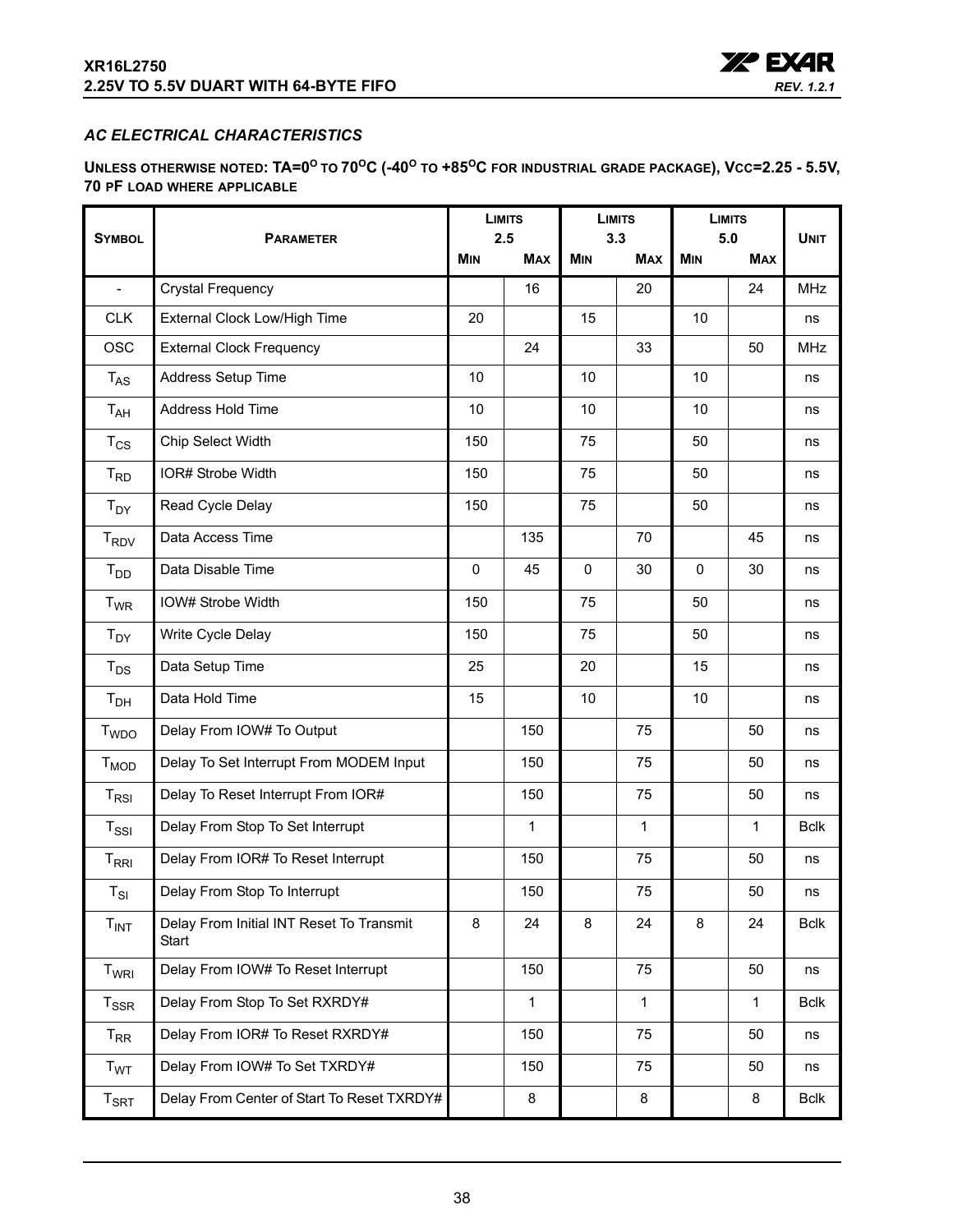### *AC ELECTRICAL CHARACTERISTICS*

**UNLESS OTHERWISE NOTED: TA=0$^{O}$ TO 70$^{O}$C (-40$^{O}$ TO +85$^{O}$C FOR INDUSTRIAL GRADE PACKAGE), VCC=2.25 - 5.5V, 70 PF LOAD WHERE APPLICABLE**

| SYMBOL | PARAMETER | LIMITS 2.5 | | LIMITS 3.3 | | LIMITS 5.0 | | UNIT |
|---|---|---|---|---|---|---|---|---|
| | | MIN | MAX | MIN | MAX | MIN | MAX | |
| - | Crystal Frequency | | 16 | | 20 | | 24 | MHz |
| CLK | External Clock Low/High Time | 20 | | 15 | | 10 | | ns |
| OSC | External Clock Frequency | | 24 | | 33 | | 50 | MHz |
| $T_{AS}$ | Address Setup Time | 10 | | 10 | | 10 | | ns |
| $T_{AH}$ | Address Hold Time | 10 | | 10 | | 10 | | ns |
| $T_{CS}$ | Chip Select Width | 150 | | 75 | | 50 | | ns |
| $T_{RD}$ | IOR# Strobe Width | 150 | | 75 | | 50 | | ns |
| $T_{DY}$ | Read Cycle Delay | 150 | | 75 | | 50 | | ns |
| $T_{RDV}$ | Data Access Time | | 135 | | 70 | | 45 | ns |
| $T_{DD}$ | Data Disable Time | 0 | 45 | 0 | 30 | 0 | 30 | ns |
| $T_{WR}$ | IOW# Strobe Width | 150 | | 75 | | 50 | | ns |
| $T_{DY}$ | Write Cycle Delay | 150 | | 75 | | 50 | | ns |
| $T_{DS}$ | Data Setup Time | 25 | | 20 | | 15 | | ns |
| $T_{DH}$ | Data Hold Time | 15 | | 10 | | 10 | | ns |
| $T_{WDO}$ | Delay From IOW# To Output | | 150 | | 75 | | 50 | ns |
| $T_{MOD}$ | Delay To Set Interrupt From MODEM Input | | 150 | | 75 | | 50 | ns |
| $T_{RSI}$ | Delay To Reset Interrupt From IOR# | | 150 | | 75 | | 50 | ns |
| $T_{SSI}$ | Delay From Stop To Set Interrupt | | 1 | | 1 | | 1 | Bclk |
| $T_{RRI}$ | Delay From IOR# To Reset Interrupt | | 150 | | 75 | | 50 | ns |
| $T_{SI}$ | Delay From Stop To Interrupt | | 150 | | 75 | | 50 | ns |
| $T_{INT}$ | Delay From Initial INT Reset To Transmit Start | 8 | 24 | 8 | 24 | 8 | 24 | Bclk |
| $T_{WRI}$ | Delay From IOW# To Reset Interrupt | | 150 | | 75 | | 50 | ns |
| $T_{SSR}$ | Delay From Stop To Set RXRDY# | | 1 | | 1 | | 1 | Bclk |
| $T_{RR}$ | Delay From IOR# To Reset RXRDY# | | 150 | | 75 | | 50 | ns |
| $T_{WT}$ | Delay From IOW# To Set TXRDY# | | 150 | | 75 | | 50 | ns |
| $T_{SRT}$ | Delay From Center of Start To Reset TXRDY# | | 8 | | 8 | | 8 | Bclk |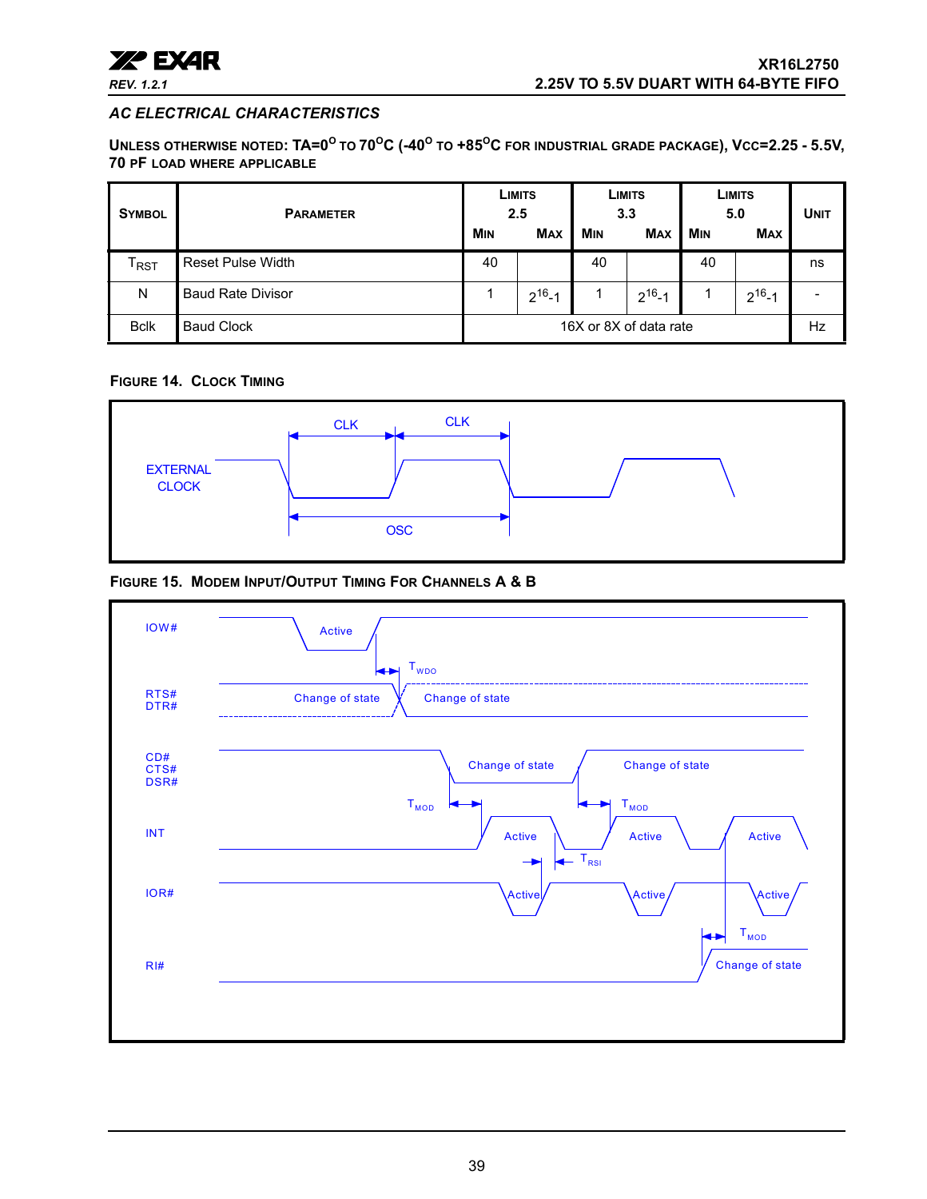## AC ELECTRICAL CHARACTERISTICS

**UNLESS OTHERWISE NOTED: TA=0°C TO 70°C (-40° TO +85°C FOR INDUSTRIAL GRADE PACKAGE), VCC=2.25 - 5.5V, 70 PF LOAD WHERE APPLICABLE**

| SYMBOL | PARAMETER | LIMITS 2.5 | | LIMITS 3.3 | | LIMITS 5.0 | | UNIT |
|---|---|---|---|---|---|---|---|---|
| | | MIN | MAX | MIN | MAX | MIN | MAX | |
| $T_{RST}$ | Reset Pulse Width | 40 | | 40 | | 40 | | ns |
| N | Baud Rate Divisor | 1 | $2^{16}$-1 | 1 | $2^{16}$-1 | 1 | $2^{16}$-1 | - |
| Bclk | Baud Clock | 16X or 8X of data rate | | | | | | Hz |

**FIGURE 14. CLOCK TIMING**

**FIGURE 15. MODEM INPUT/OUTPUT TIMING FOR CHANNELS A & B**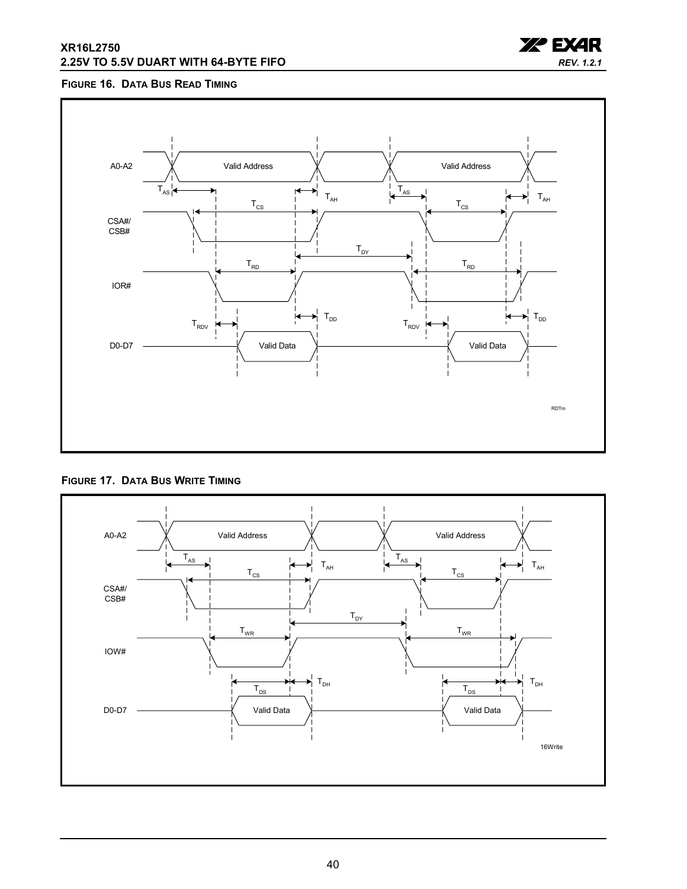**FIGURE 16. DATA BUS READ TIMING**

A0-A2 | Valid Address | Valid Address

$T_{AS}$ $T_{CS}$ $T_{AH}$ $T_{AS}$ $T_{CS}$ $T_{AH}$

CSA#/ CSB#

$T_{DY}$

$T_{RD}$ $T_{RD}$

IOR#

$T_{RDV}$ $T_{DD}$ $T_{RDV}$ $T_{DD}$

D0-D7 | Valid Data | Valid Data

RDTm

**FIGURE 17. DATA BUS WRITE TIMING**

A0-A2 | Valid Address | Valid Address

$T_{AS}$ $T_{CS}$ $T_{AH}$ $T_{AS}$ $T_{CS}$ $T_{AH}$

CSA#/ CSB#

$T_{DY}$

$T_{WR}$ $T_{WR}$

IOW#

$T_{DS}$ $T_{DH}$ $T_{DS}$ $T_{DH}$

D0-D7 | Valid Data | Valid Data

16Write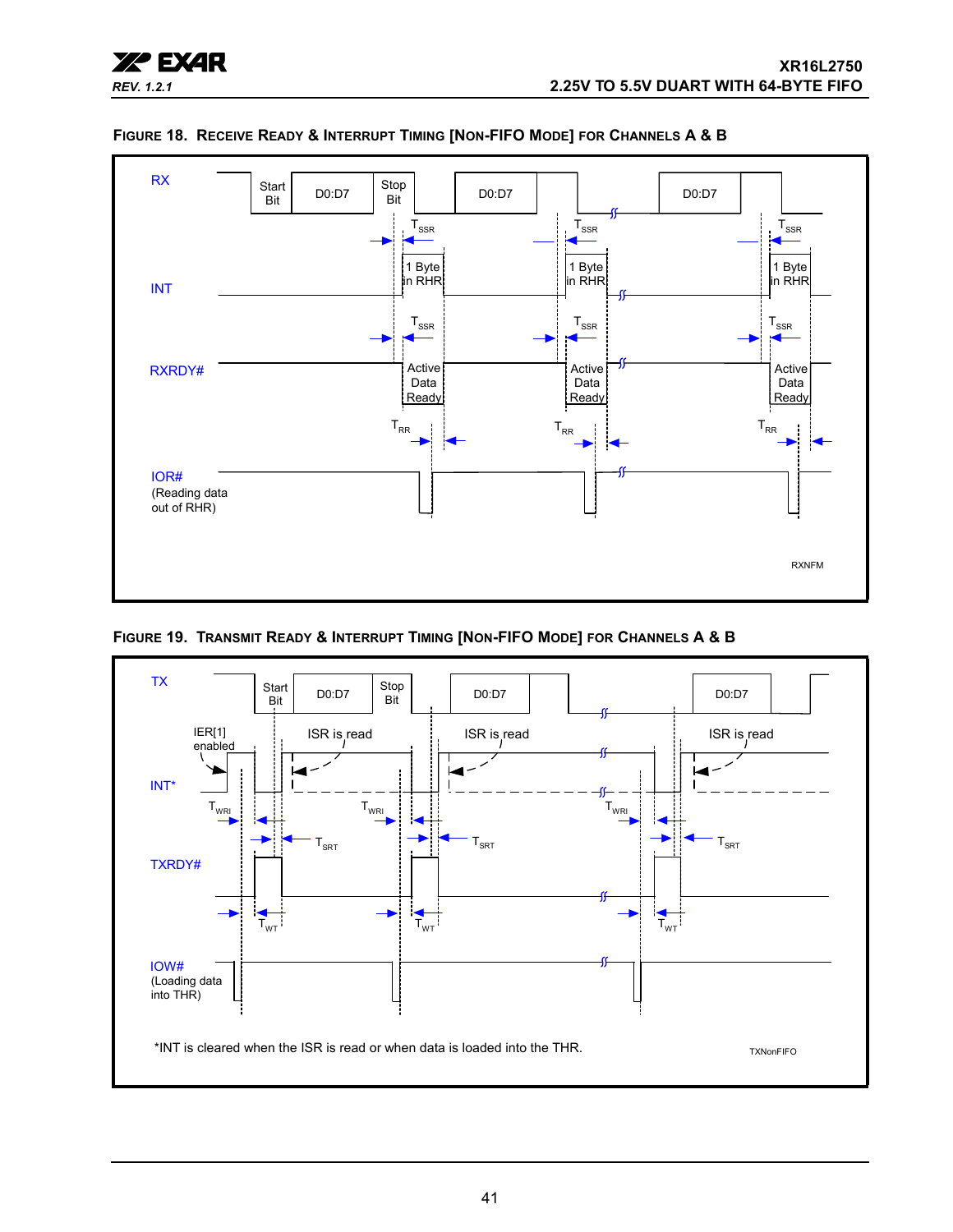**Figure 18. Receive Ready & Interrupt Timing [Non-FIFO Mode] for Channels A & B**

RX — Start Bit — D0:D7 — Stop Bit — D0:D7 — D0:D7

$T_{SSR}$

INT — 1 Byte in RHR

$T_{SSR}$

RXRDY# — Active Data Ready

$T_{RR}$

IOR# (Reading data out of RHR)

RXNFM

**Figure 19. Transmit Ready & Interrupt Timing [Non-FIFO Mode] for Channels A & B**

TX — Start Bit — D0:D7 — Stop Bit — D0:D7 — D0:D7

IER[1] enabled — ISR is read

INT*

$T_{WRI}$ — $T_{SRT}$

TXRDY#

$T_{WT}$

IOW# (Loading data into THR)

*INT is cleared when the ISR is read or when data is loaded into the THR.

TXNonFIFO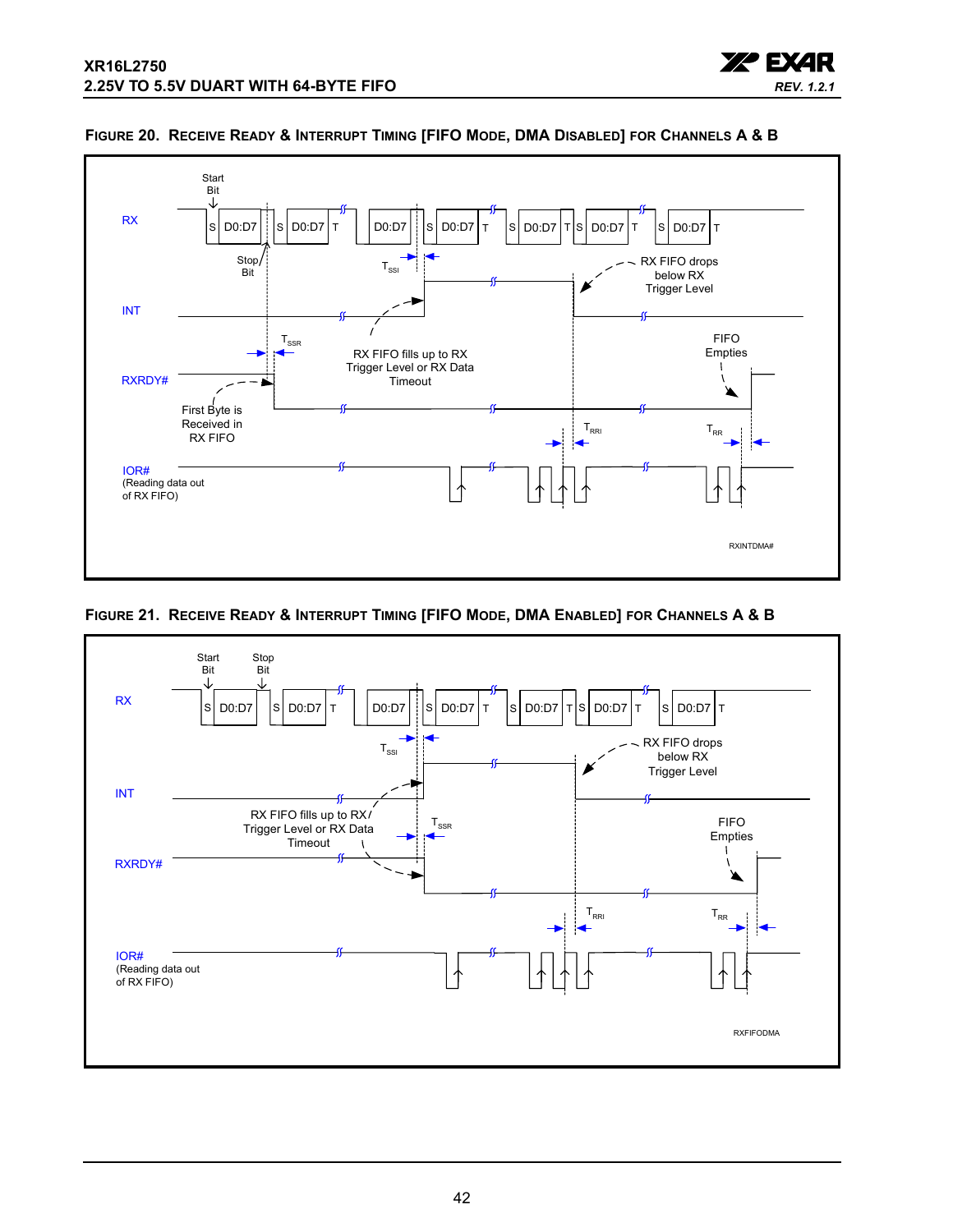**FIGURE 20. RECEIVE READY & INTERRUPT TIMING [FIFO MODE, DMA DISABLED] FOR CHANNELS A & B**

Start Bit

RX

S D0:D7 | S D0:D7 T | D0:D7 | S D0:D7 T | S D0:D7 T S D0:D7 T | S D0:D7 T

Stop Bit

$T_{SSI}$

RX FIFO drops below RX Trigger Level

INT

$T_{SSR}$

RX FIFO fills up to RX Trigger Level or RX Data Timeout

FIFO Empties

RXRDY#

First Byte is Received in RX FIFO

$T_{RRI}$

$T_{RR}$

IOR# (Reading data out of RX FIFO)

RXINTDMA#

**FIGURE 21. RECEIVE READY & INTERRUPT TIMING [FIFO MODE, DMA ENABLED] FOR CHANNELS A & B**

Start Bit

Stop Bit

RX

S D0:D7 | S D0:D7 T | D0:D7 | S D0:D7 T | S D0:D7 T S D0:D7 T | S D0:D7 T

$T_{SSI}$

RX FIFO drops below RX Trigger Level

INT

RX FIFO fills up to RX Trigger Level or RX Data Timeout

$T_{SSR}$

FIFO Empties

RXRDY#

$T_{RRI}$

$T_{RR}$

IOR# (Reading data out of RX FIFO)

RXFIFODMA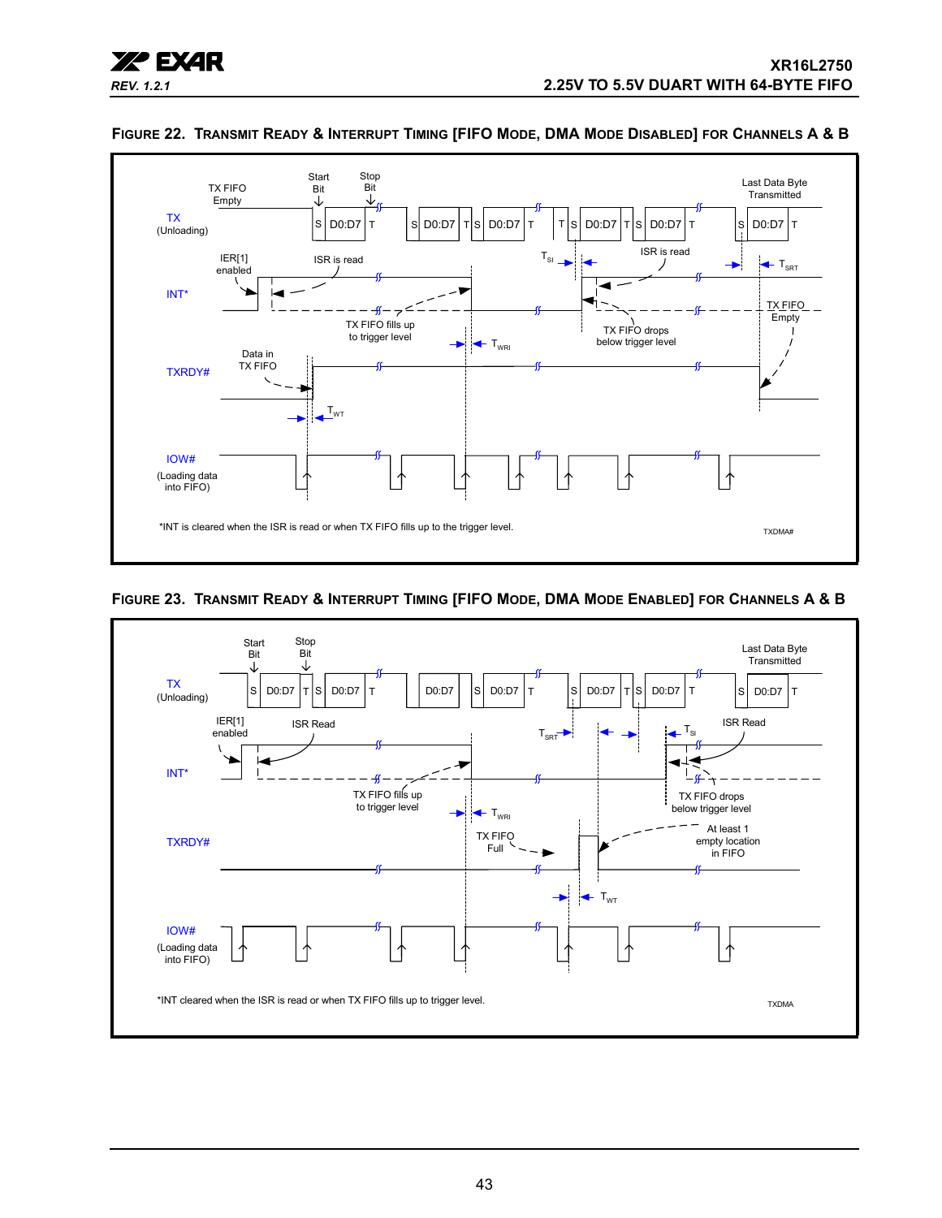### FIGURE 22. TRANSMIT READY & INTERRUPT TIMING [FIFO MODE, DMA MODE DISABLED] FOR CHANNELS A & B

TX (Unloading)

TX FIFO Empty

Start Bit

Stop Bit

Last Data Byte Transmitted

S D0:D7 T | S D0:D7 T S D0:D7 T | T S D0:D7 T S D0:D7 T | S D0:D7 T

IER[1] enabled

ISR is read

$T_{SI}$

ISR is read

$T_{SRT}$

INT*

TX FIFO fills up to trigger level

TX FIFO drops below trigger level

TX FIFO Empty

$T_{WRI}$

Data in TX FIFO

TXRDY#

$T_{WT}$

IOW# (Loading data into FIFO)

*INT is cleared when the ISR is read or when TX FIFO fills up to the trigger level.

TXDMA#

### FIGURE 23. TRANSMIT READY & INTERRUPT TIMING [FIFO MODE, DMA MODE ENABLED] FOR CHANNELS A & B

TX (Unloading)

Start Bit

Stop Bit

Last Data Byte Transmitted

S D0:D7 T S D0:D7 T | D0:D7 S D0:D7 T | S D0:D7 T S D0:D7 T | S D0:D7 T

IER[1] enabled

ISR Read

$T_{SRT}$

$T_{SI}$

ISR Read

INT*

TX FIFO fills up to trigger level

TX FIFO drops below trigger level

$T_{WRI}$

TX FIFO Full

At least 1 empty location in FIFO

TXRDY#

$T_{WT}$

IOW# (Loading data into FIFO)

*INT cleared when the ISR is read or when TX FIFO fills up to trigger level.

TXDMA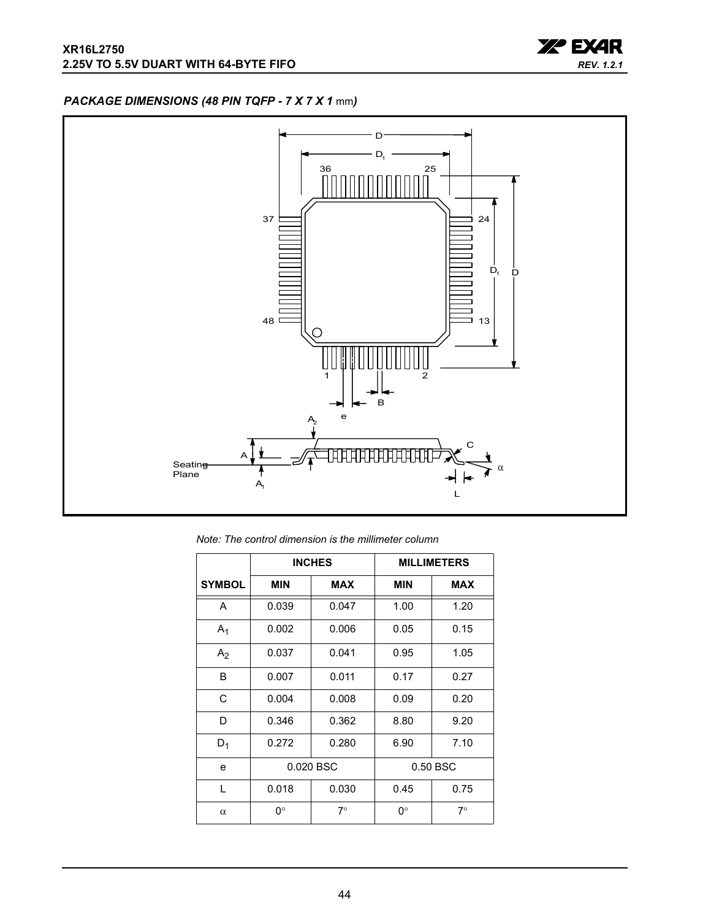### *PACKAGE DIMENSIONS (48 PIN TQFP - 7 X 7 X 1 mm)*

*Note: The control dimension is the millimeter column*

| | INCHES | | MILLIMETERS | |
|---|---|---|---|---|
| SYMBOL | MIN | MAX | MIN | MAX |
| A | 0.039 | 0.047 | 1.00 | 1.20 |
| $A_1$ | 0.002 | 0.006 | 0.05 | 0.15 |
| $A_2$ | 0.037 | 0.041 | 0.95 | 1.05 |
| B | 0.007 | 0.011 | 0.17 | 0.27 |
| C | 0.004 | 0.008 | 0.09 | 0.20 |
| D | 0.346 | 0.362 | 8.80 | 9.20 |
| $D_1$ | 0.272 | 0.280 | 6.90 | 7.10 |
| e | 0.020 BSC | | 0.50 BSC | |
| L | 0.018 | 0.030 | 0.45 | 0.75 |
| $\alpha$ | 0° | 7° | 0° | 7° |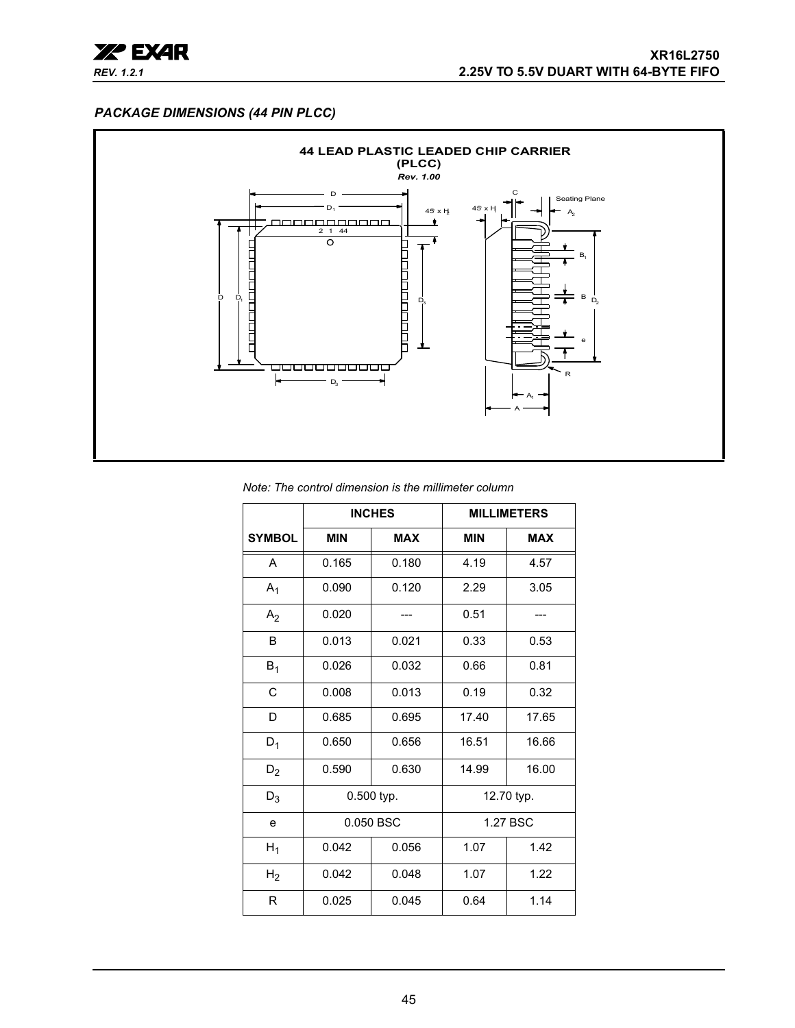## PACKAGE DIMENSIONS (44 PIN PLCC)

**44 LEAD PLASTIC LEADED CHIP CARRIER (PLCC)**

*Rev. 1.00*

*Note: The control dimension is the millimeter column*

| | INCHES | | MILLIMETERS | |
|---|---|---|---|---|
| **SYMBOL** | **MIN** | **MAX** | **MIN** | **MAX** |
| A | 0.165 | 0.180 | 4.19 | 4.57 |
| $A_1$ | 0.090 | 0.120 | 2.29 | 3.05 |
| $A_2$ | 0.020 | --- | 0.51 | --- |
| B | 0.013 | 0.021 | 0.33 | 0.53 |
| $B_1$ | 0.026 | 0.032 | 0.66 | 0.81 |
| C | 0.008 | 0.013 | 0.19 | 0.32 |
| D | 0.685 | 0.695 | 17.40 | 17.65 |
| $D_1$ | 0.650 | 0.656 | 16.51 | 16.66 |
| $D_2$ | 0.590 | 0.630 | 14.99 | 16.00 |
| $D_3$ | 0.500 typ. | | 12.70 typ. | |
| e | 0.050 BSC | | 1.27 BSC | |
| $H_1$ | 0.042 | 0.056 | 1.07 | 1.42 |
| $H_2$ | 0.042 | 0.048 | 1.07 | 1.22 |
| R | 0.025 | 0.045 | 0.64 | 1.14 |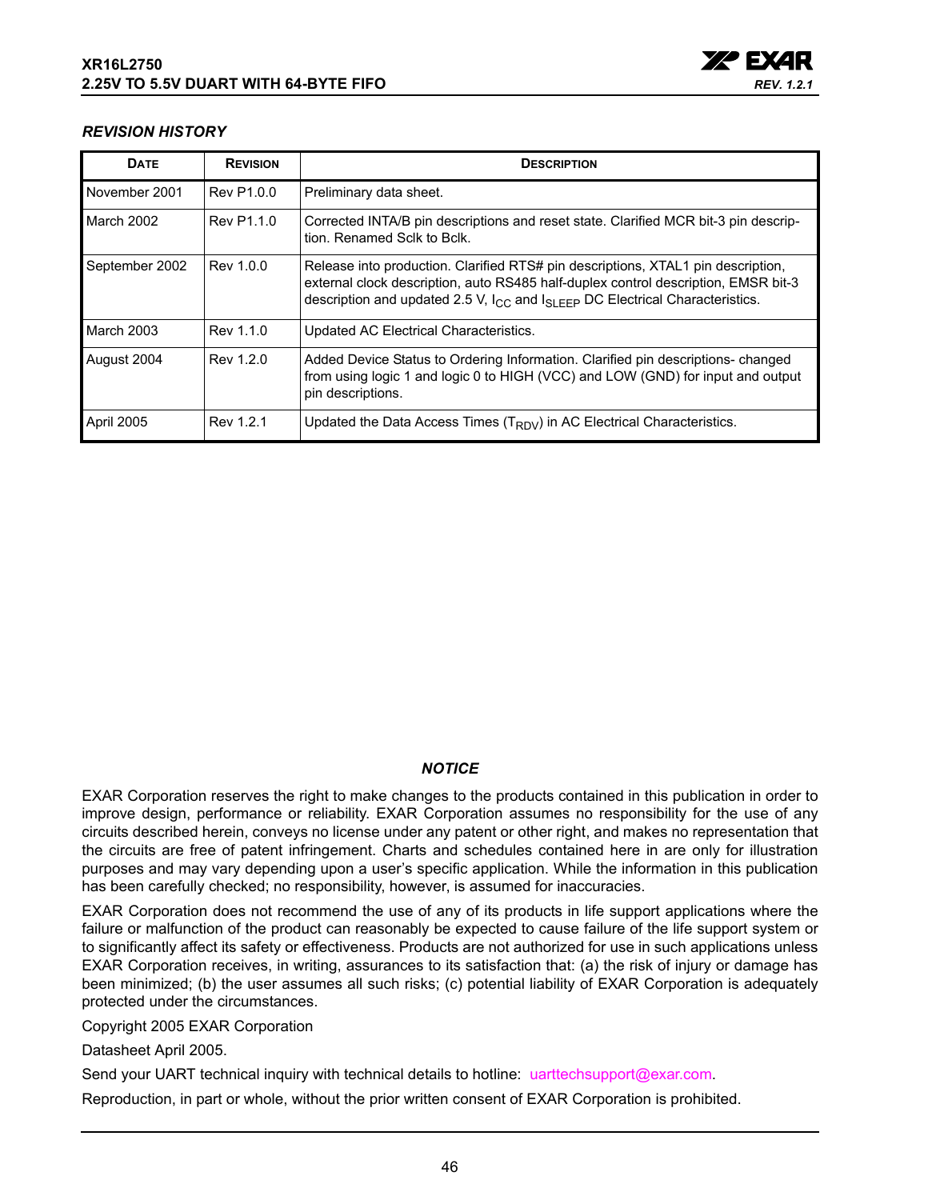### *REVISION HISTORY*

| DATE | REVISION | DESCRIPTION |
|---|---|---|
| November 2001 | Rev P1.0.0 | Preliminary data sheet. |
| March 2002 | Rev P1.1.0 | Corrected INTA/B pin descriptions and reset state. Clarified MCR bit-3 pin description. Renamed Sclk to Bclk. |
| September 2002 | Rev 1.0.0 | Release into production. Clarified RTS# pin descriptions, XTAL1 pin description, external clock description, auto RS485 half-duplex control description, EMSR bit-3 description and updated 2.5 V, $I_{CC}$ and $I_{SLEEP}$ DC Electrical Characteristics. |
| March 2003 | Rev 1.1.0 | Updated AC Electrical Characteristics. |
| August 2004 | Rev 1.2.0 | Added Device Status to Ordering Information. Clarified pin descriptions- changed from using logic 1 and logic 0 to HIGH (VCC) and LOW (GND) for input and output pin descriptions. |
| April 2005 | Rev 1.2.1 | Updated the Data Access Times ($T_{RDV}$) in AC Electrical Characteristics. |

### *NOTICE*

EXAR Corporation reserves the right to make changes to the products contained in this publication in order to improve design, performance or reliability. EXAR Corporation assumes no responsibility for the use of any circuits described herein, conveys no license under any patent or other right, and makes no representation that the circuits are free of patent infringement. Charts and schedules contained here in are only for illustration purposes and may vary depending upon a user's specific application. While the information in this publication has been carefully checked; no responsibility, however, is assumed for inaccuracies.

EXAR Corporation does not recommend the use of any of its products in life support applications where the failure or malfunction of the product can reasonably be expected to cause failure of the life support system or to significantly affect its safety or effectiveness. Products are not authorized for use in such applications unless EXAR Corporation receives, in writing, assurances to its satisfaction that: (a) the risk of injury or damage has been minimized; (b) the user assumes all such risks; (c) potential liability of EXAR Corporation is adequately protected under the circumstances.

Copyright 2005 EXAR Corporation

Datasheet April 2005.

Send your UART technical inquiry with technical details to hotline: uarttechsupport@exar.com.

Reproduction, in part or whole, without the prior written consent of EXAR Corporation is prohibited.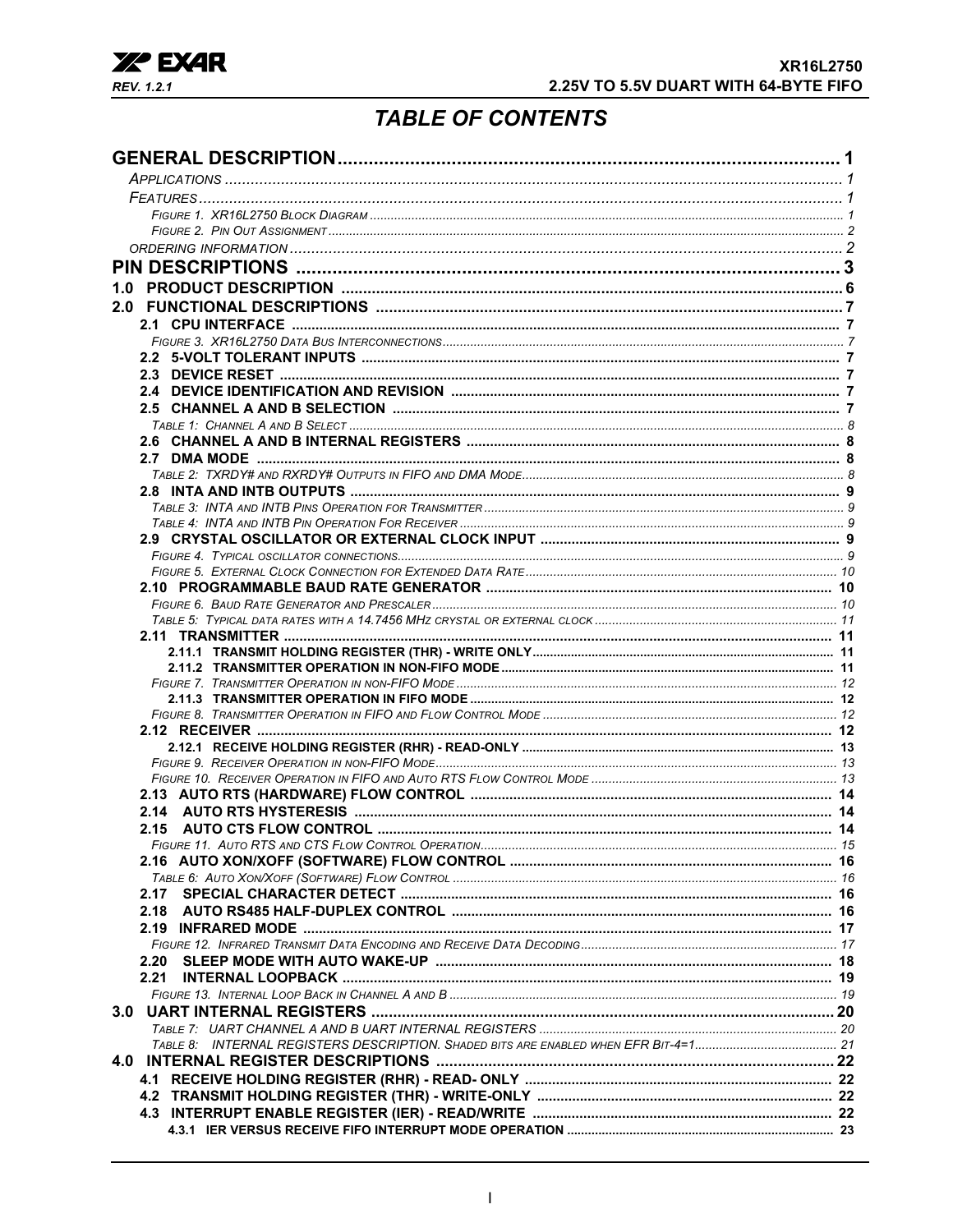# TABLE OF CONTENTS

**GENERAL DESCRIPTION** ........................................................................................ 1

*APPLICATIONS* ........................................................................................ 1

*FEATURES* ........................................................................................ 1

*FIGURE 1. XR16L2750 BLOCK DIAGRAM* ........................................................................................ 1

*FIGURE 2. PIN OUT ASSIGNMENT* ........................................................................................ 2

*ORDERING INFORMATION* ........................................................................................ 2

**PIN DESCRIPTIONS** ........................................................................................ 3

**1.0 PRODUCT DESCRIPTION** ........................................................................................ 6

**2.0 FUNCTIONAL DESCRIPTIONS** ........................................................................................ 7

**2.1 CPU INTERFACE** ........................................................................................ 7

*FIGURE 3. XR16L2750 DATA BUS INTERCONNECTIONS* ........................................................................................ 7

**2.2 5-VOLT TOLERANT INPUTS** ........................................................................................ 7

**2.3 DEVICE RESET** ........................................................................................ 7

**2.4 DEVICE IDENTIFICATION AND REVISION** ........................................................................................ 7

**2.5 CHANNEL A AND B SELECTION** ........................................................................................ 7

*TABLE 1: CHANNEL A AND B SELECT* ........................................................................................ 8

**2.6 CHANNEL A AND B INTERNAL REGISTERS** ........................................................................................ 8

**2.7 DMA MODE** ........................................................................................ 8

*TABLE 2: TXRDY# AND RXRDY# OUTPUTS IN FIFO AND DMA MODE* ........................................................................................ 8

**2.8 INTA AND INTB OUTPUTS** ........................................................................................ 9

*TABLE 3: INTA AND INTB PINS OPERATION FOR TRANSMITTER* ........................................................................................ 9

*TABLE 4: INTA AND INTB PIN OPERATION FOR RECEIVER* ........................................................................................ 9

**2.9 CRYSTAL OSCILLATOR OR EXTERNAL CLOCK INPUT** ........................................................................................ 9

*FIGURE 4. TYPICAL OSCILLATOR CONNECTIONS* ........................................................................................ 9

*FIGURE 5. EXTERNAL CLOCK CONNECTION FOR EXTENDED DATA RATE* ........................................................................................ 10

**2.10 PROGRAMMABLE BAUD RATE GENERATOR** ........................................................................................ 10

*FIGURE 6. BAUD RATE GENERATOR AND PRESCALER* ........................................................................................ 10

*TABLE 5: TYPICAL DATA RATES WITH A 14.7456 MHZ CRYSTAL OR EXTERNAL CLOCK* ........................................................................................ 11

**2.11 TRANSMITTER** ........................................................................................ 11

**2.11.1 TRANSMIT HOLDING REGISTER (THR) - WRITE ONLY** ........................................................................................ 11

**2.11.2 TRANSMITTER OPERATION IN NON-FIFO MODE** ........................................................................................ 11

*FIGURE 7. TRANSMITTER OPERATION IN NON-FIFO MODE* ........................................................................................ 12

**2.11.3 TRANSMITTER OPERATION IN FIFO MODE** ........................................................................................ 12

*FIGURE 8. TRANSMITTER OPERATION IN FIFO AND FLOW CONTROL MODE* ........................................................................................ 12

**2.12 RECEIVER** ........................................................................................ 12

**2.12.1 RECEIVE HOLDING REGISTER (RHR) - READ-ONLY** ........................................................................................ 13

*FIGURE 9. RECEIVER OPERATION IN NON-FIFO MODE* ........................................................................................ 13

*FIGURE 10. RECEIVER OPERATION IN FIFO AND AUTO RTS FLOW CONTROL MODE* ........................................................................................ 13

**2.13 AUTO RTS (HARDWARE) FLOW CONTROL** ........................................................................................ 14

**2.14 AUTO RTS HYSTERESIS** ........................................................................................ 14

**2.15 AUTO CTS FLOW CONTROL** ........................................................................................ 14

*FIGURE 11. AUTO RTS AND CTS FLOW CONTROL OPERATION* ........................................................................................ 15

**2.16 AUTO XON/XOFF (SOFTWARE) FLOW CONTROL** ........................................................................................ 16

*TABLE 6: AUTO XON/XOFF (SOFTWARE) FLOW CONTROL* ........................................................................................ 16

**2.17 SPECIAL CHARACTER DETECT** ........................................................................................ 16

**2.18 AUTO RS485 HALF-DUPLEX CONTROL** ........................................................................................ 16

**2.19 INFRARED MODE** ........................................................................................ 17

*FIGURE 12. INFRARED TRANSMIT DATA ENCODING AND RECEIVE DATA DECODING* ........................................................................................ 17

**2.20 SLEEP MODE WITH AUTO WAKE-UP** ........................................................................................ 18

**2.21 INTERNAL LOOPBACK** ........................................................................................ 19

*FIGURE 13. INTERNAL LOOP BACK IN CHANNEL A AND B* ........................................................................................ 19

**3.0 UART INTERNAL REGISTERS** ........................................................................................ 20

*TABLE 7: UART CHANNEL A AND B UART INTERNAL REGISTERS* ........................................................................................ 20

*TABLE 8: INTERNAL REGISTERS DESCRIPTION. SHADED BITS ARE ENABLED WHEN EFR BIT-4=1* ........................................................................................ 21

**4.0 INTERNAL REGISTER DESCRIPTIONS** ........................................................................................ 22

**4.1 RECEIVE HOLDING REGISTER (RHR) - READ- ONLY** ........................................................................................ 22

**4.2 TRANSMIT HOLDING REGISTER (THR) - WRITE-ONLY** ........................................................................................ 22

**4.3 INTERRUPT ENABLE REGISTER (IER) - READ/WRITE** ........................................................................................ 22

**4.3.1 IER VERSUS RECEIVE FIFO INTERRUPT MODE OPERATION** ........................................................................................ 23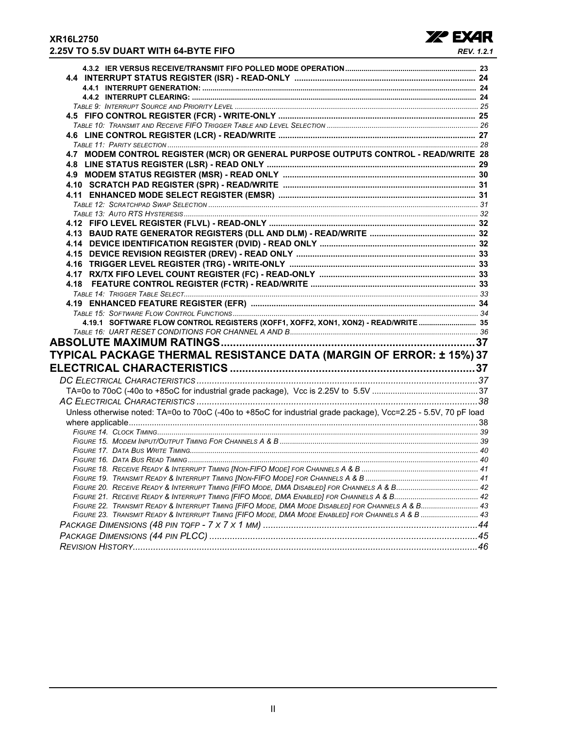4.3.2 IER VERSUS RECEIVE/TRANSMIT FIFO POLLED MODE OPERATION ................................................................ 23

4.4 INTERRUPT STATUS REGISTER (ISR) - READ-ONLY ................................................................ 24

4.4.1 INTERRUPT GENERATION: ................................................................ 24

4.4.2 INTERRUPT CLEARING: ................................................................ 24

*TABLE 9: INTERRUPT SOURCE AND PRIORITY LEVEL* ................................................................ 25

4.5 FIFO CONTROL REGISTER (FCR) - WRITE-ONLY ................................................................ 25

*TABLE 10: TRANSMIT AND RECEIVE FIFO TRIGGER TABLE AND LEVEL SELECTION* ................................................................ 26

4.6 LINE CONTROL REGISTER (LCR) - READ/WRITE ................................................................ 27

*TABLE 11: PARITY SELECTION* ................................................................ 28

4.7 MODEM CONTROL REGISTER (MCR) OR GENERAL PURPOSE OUTPUTS CONTROL - READ/WRITE 28

4.8 LINE STATUS REGISTER (LSR) - READ ONLY ................................................................ 29

4.9 MODEM STATUS REGISTER (MSR) - READ ONLY ................................................................ 30

4.10 SCRATCH PAD REGISTER (SPR) - READ/WRITE ................................................................ 31

4.11 ENHANCED MODE SELECT REGISTER (EMSR) ................................................................ 31

*TABLE 12: SCRATCHPAD SWAP SELECTION* ................................................................ 31

*TABLE 13: AUTO RTS HYSTERESIS* ................................................................ 32

4.12 FIFO LEVEL REGISTER (FLVL) - READ-ONLY ................................................................ 32

4.13 BAUD RATE GENERATOR REGISTERS (DLL AND DLM) - READ/WRITE ................................................................ 32

4.14 DEVICE IDENTIFICATION REGISTER (DVID) - READ ONLY ................................................................ 32

4.15 DEVICE REVISION REGISTER (DREV) - READ ONLY ................................................................ 33

4.16 TRIGGER LEVEL REGISTER (TRG) - WRITE-ONLY ................................................................ 33

4.17 RX/TX FIFO LEVEL COUNT REGISTER (FC) - READ-ONLY ................................................................ 33

4.18 FEATURE CONTROL REGISTER (FCTR) - READ/WRITE ................................................................ 33

*TABLE 14: TRIGGER TABLE SELECT* ................................................................ 33

4.19 ENHANCED FEATURE REGISTER (EFR) ................................................................ 34

*TABLE 15: SOFTWARE FLOW CONTROL FUNCTIONS* ................................................................ 34

4.19.1 SOFTWARE FLOW CONTROL REGISTERS (XOFF1, XOFF2, XON1, XON2) - READ/WRITE ................................ 35

*TABLE 16: UART RESET CONDITIONS FOR CHANNEL A AND B* ................................................................ 36

## ABSOLUTE MAXIMUM RATINGS ................................................................ 37

## TYPICAL PACKAGE THERMAL RESISTANCE DATA (MARGIN OF ERROR: ± 15%) 37

## ELECTRICAL CHARACTERISTICS ................................................................ 37

*DC ELECTRICAL CHARACTERISTICS* ................................................................ 37

TA=0o to 70oC (-40o to +85oC for industrial grade package), Vcc is 2.25V to 5.5V ................................................................ 37

*AC ELECTRICAL CHARACTERISTICS* ................................................................ 38

Unless otherwise noted: TA=0o to 70oC (-40o to +85oC for industrial grade package), Vcc=2.25 - 5.5V, 70 pF load where applicable ................................................................ 38

*FIGURE 14. CLOCK TIMING* ................................................................ 39

*FIGURE 15. MODEM INPUT/OUTPUT TIMING FOR CHANNELS A & B* ................................................................ 39

*FIGURE 17. DATA BUS WRITE TIMING* ................................................................ 40

*FIGURE 16. DATA BUS READ TIMING* ................................................................ 40

*FIGURE 18. RECEIVE READY & INTERRUPT TIMING [NON-FIFO MODE] FOR CHANNELS A & B* ................................................................ 41

*FIGURE 19. TRANSMIT READY & INTERRUPT TIMING [NON-FIFO MODE] FOR CHANNELS A & B* ................................................................ 41

*FIGURE 20. RECEIVE READY & INTERRUPT TIMING [FIFO MODE, DMA DISABLED] FOR CHANNELS A & B* ................................................................ 42

*FIGURE 21. RECEIVE READY & INTERRUPT TIMING [FIFO MODE, DMA ENABLED] FOR CHANNELS A & B* ................................................................ 42

*FIGURE 22. TRANSMIT READY & INTERRUPT TIMING [FIFO MODE, DMA MODE DISABLED] FOR CHANNELS A & B* ................................................................ 43

*FIGURE 23. TRANSMIT READY & INTERRUPT TIMING [FIFO MODE, DMA MODE ENABLED] FOR CHANNELS A & B* ................................................................ 43

*PACKAGE DIMENSIONS (48 PIN TQFP - 7 X 7 X 1 MM)* ................................................................ 44

*PACKAGE DIMENSIONS (44 PIN PLCC)* ................................................................ 45

*REVISION HISTORY* ................................................................ 46